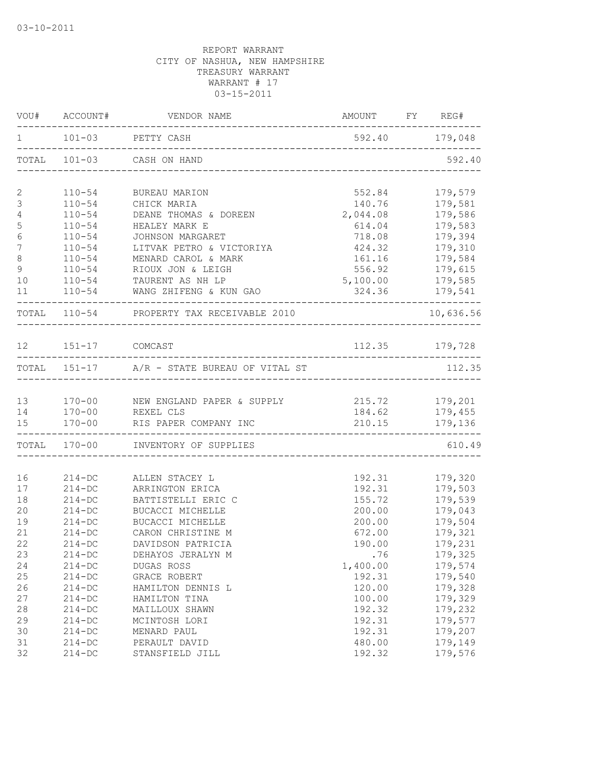03-10-2011

REPORT WARRANT
CITY OF NASHUA, NEW HAMPSHIRE
TREASURY WARRANT
WARRANT # 17
03-15-2011

| VOU# | ACCOUNT# | VENDOR NAME | AMOUNT | FY | REG# |
|---|---|---|---|---|---|
| 1 | 101-03 | PETTY CASH | 592.40 | | 179,048 |
| TOTAL | 101-03 | CASH ON HAND | | | 592.40 |
| 2 | 110-54 | BUREAU MARION | 552.84 | | 179,579 |
| 3 | 110-54 | CHICK MARIA | 140.76 | | 179,581 |
| 4 | 110-54 | DEANE THOMAS & DOREEN | 2,044.08 | | 179,586 |
| 5 | 110-54 | HEALEY MARK E | 614.04 | | 179,583 |
| 6 | 110-54 | JOHNSON MARGARET | 718.08 | | 179,394 |
| 7 | 110-54 | LITVAK PETRO & VICTORIYA | 424.32 | | 179,310 |
| 8 | 110-54 | MENARD CAROL & MARK | 161.16 | | 179,584 |
| 9 | 110-54 | RIOUX JON & LEIGH | 556.92 | | 179,615 |
| 10 | 110-54 | TAURENT AS NH LP | 5,100.00 | | 179,585 |
| 11 | 110-54 | WANG ZHIFENG & KUN GAO | 324.36 | | 179,541 |
| TOTAL | 110-54 | PROPERTY TAX RECEIVABLE 2010 | | | 10,636.56 |
| 12 | 151-17 | COMCAST | 112.35 | | 179,728 |
| TOTAL | 151-17 | A/R - STATE BUREAU OF VITAL ST | | | 112.35 |
| 13 | 170-00 | NEW ENGLAND PAPER & SUPPLY | 215.72 | | 179,201 |
| 14 | 170-00 | REXEL CLS | 184.62 | | 179,455 |
| 15 | 170-00 | RIS PAPER COMPANY INC | 210.15 | | 179,136 |
| TOTAL | 170-00 | INVENTORY OF SUPPLIES | | | 610.49 |
| 16 | 214-DC | ALLEN STACEY L | 192.31 | | 179,320 |
| 17 | 214-DC | ARRINGTON ERICA | 192.31 | | 179,503 |
| 18 | 214-DC | BATTISTELLI ERIC C | 155.72 | | 179,539 |
| 20 | 214-DC | BUCACCI MICHELLE | 200.00 | | 179,043 |
| 19 | 214-DC | BUCACCI MICHELLE | 200.00 | | 179,504 |
| 21 | 214-DC | CARON CHRISTINE M | 672.00 | | 179,321 |
| 22 | 214-DC | DAVIDSON PATRICIA | 190.00 | | 179,231 |
| 23 | 214-DC | DEHAYOS JERALYN M | .76 | | 179,325 |
| 24 | 214-DC | DUGAS ROSS | 1,400.00 | | 179,574 |
| 25 | 214-DC | GRACE ROBERT | 192.31 | | 179,540 |
| 26 | 214-DC | HAMILTON DENNIS L | 120.00 | | 179,328 |
| 27 | 214-DC | HAMILTON TINA | 100.00 | | 179,329 |
| 28 | 214-DC | MAILLOUX SHAWN | 192.32 | | 179,232 |
| 29 | 214-DC | MCINTOSH LORI | 192.31 | | 179,577 |
| 30 | 214-DC | MENARD PAUL | 192.31 | | 179,207 |
| 31 | 214-DC | PERAULT DAVID | 480.00 | | 179,149 |
| 32 | 214-DC | STANSFIELD JILL | 192.32 | | 179,576 |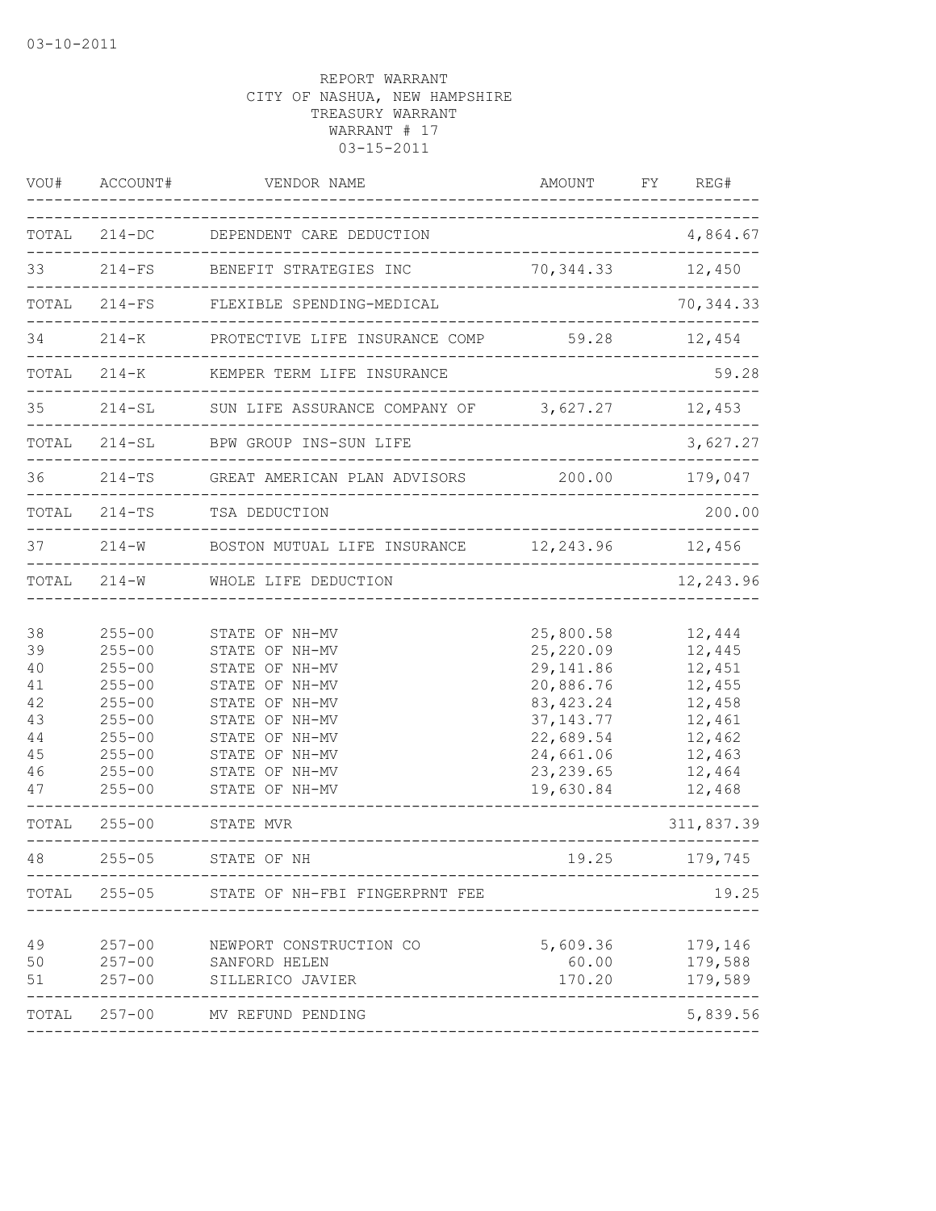03-10-2011

REPORT WARRANT
CITY OF NASHUA, NEW HAMPSHIRE
TREASURY WARRANT
WARRANT # 17
03-15-2011

| VOU# | ACCOUNT# | VENDOR NAME | AMOUNT | FY | REG# |
|---|---|---|---|---|---|
| TOTAL | 214-DC | DEPENDENT CARE DEDUCTION | | | 4,864.67 |
| 33 | 214-FS | BENEFIT STRATEGIES INC | 70,344.33 | | 12,450 |
| TOTAL | 214-FS | FLEXIBLE SPENDING-MEDICAL | | | 70,344.33 |
| 34 | 214-K | PROTECTIVE LIFE INSURANCE COMP | 59.28 | | 12,454 |
| TOTAL | 214-K | KEMPER TERM LIFE INSURANCE | | | 59.28 |
| 35 | 214-SL | SUN LIFE ASSURANCE COMPANY OF | 3,627.27 | | 12,453 |
| TOTAL | 214-SL | BPW GROUP INS-SUN LIFE | | | 3,627.27 |
| 36 | 214-TS | GREAT AMERICAN PLAN ADVISORS | 200.00 | | 179,047 |
| TOTAL | 214-TS | TSA DEDUCTION | | | 200.00 |
| 37 | 214-W | BOSTON MUTUAL LIFE INSURANCE | 12,243.96 | | 12,456 |
| TOTAL | 214-W | WHOLE LIFE DEDUCTION | | | 12,243.96 |
| 38 | 255-00 | STATE OF NH-MV | 25,800.58 | | 12,444 |
| 39 | 255-00 | STATE OF NH-MV | 25,220.09 | | 12,445 |
| 40 | 255-00 | STATE OF NH-MV | 29,141.86 | | 12,451 |
| 41 | 255-00 | STATE OF NH-MV | 20,886.76 | | 12,455 |
| 42 | 255-00 | STATE OF NH-MV | 83,423.24 | | 12,458 |
| 43 | 255-00 | STATE OF NH-MV | 37,143.77 | | 12,461 |
| 44 | 255-00 | STATE OF NH-MV | 22,689.54 | | 12,462 |
| 45 | 255-00 | STATE OF NH-MV | 24,661.06 | | 12,463 |
| 46 | 255-00 | STATE OF NH-MV | 23,239.65 | | 12,464 |
| 47 | 255-00 | STATE OF NH-MV | 19,630.84 | | 12,468 |
| TOTAL | 255-00 | STATE MVR | | | 311,837.39 |
| 48 | 255-05 | STATE OF NH | 19.25 | | 179,745 |
| TOTAL | 255-05 | STATE OF NH-FBI FINGERPRNT FEE | | | 19.25 |
| 49 | 257-00 | NEWPORT CONSTRUCTION CO | 5,609.36 | | 179,146 |
| 50 | 257-00 | SANFORD HELEN | 60.00 | | 179,588 |
| 51 | 257-00 | SILLERICO JAVIER | 170.20 | | 179,589 |
| TOTAL | 257-00 | MV REFUND PENDING | | | 5,839.56 |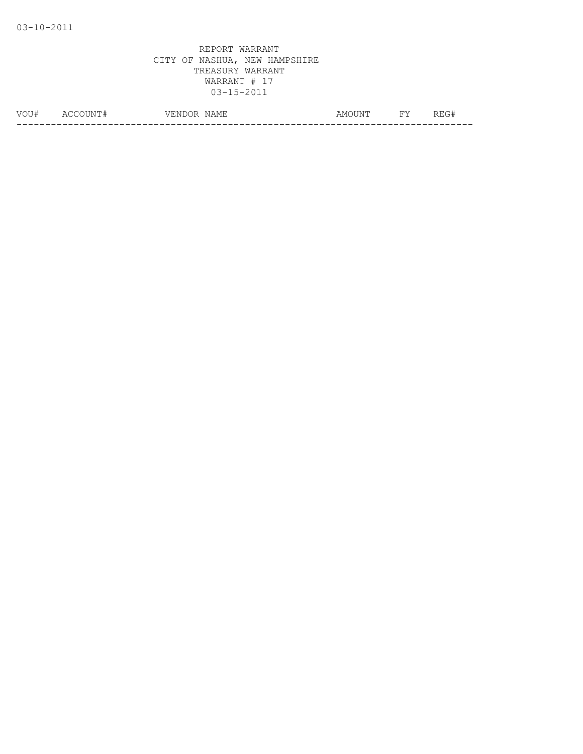03-10-2011

REPORT WARRANT
CITY OF NASHUA, NEW HAMPSHIRE
TREASURY WARRANT
WARRANT # 17
03-15-2011

| VOU# | ACCOUNT# | VENDOR NAME | AMOUNT | FY | REG# |
| --- | --- | --- | --- | --- | --- |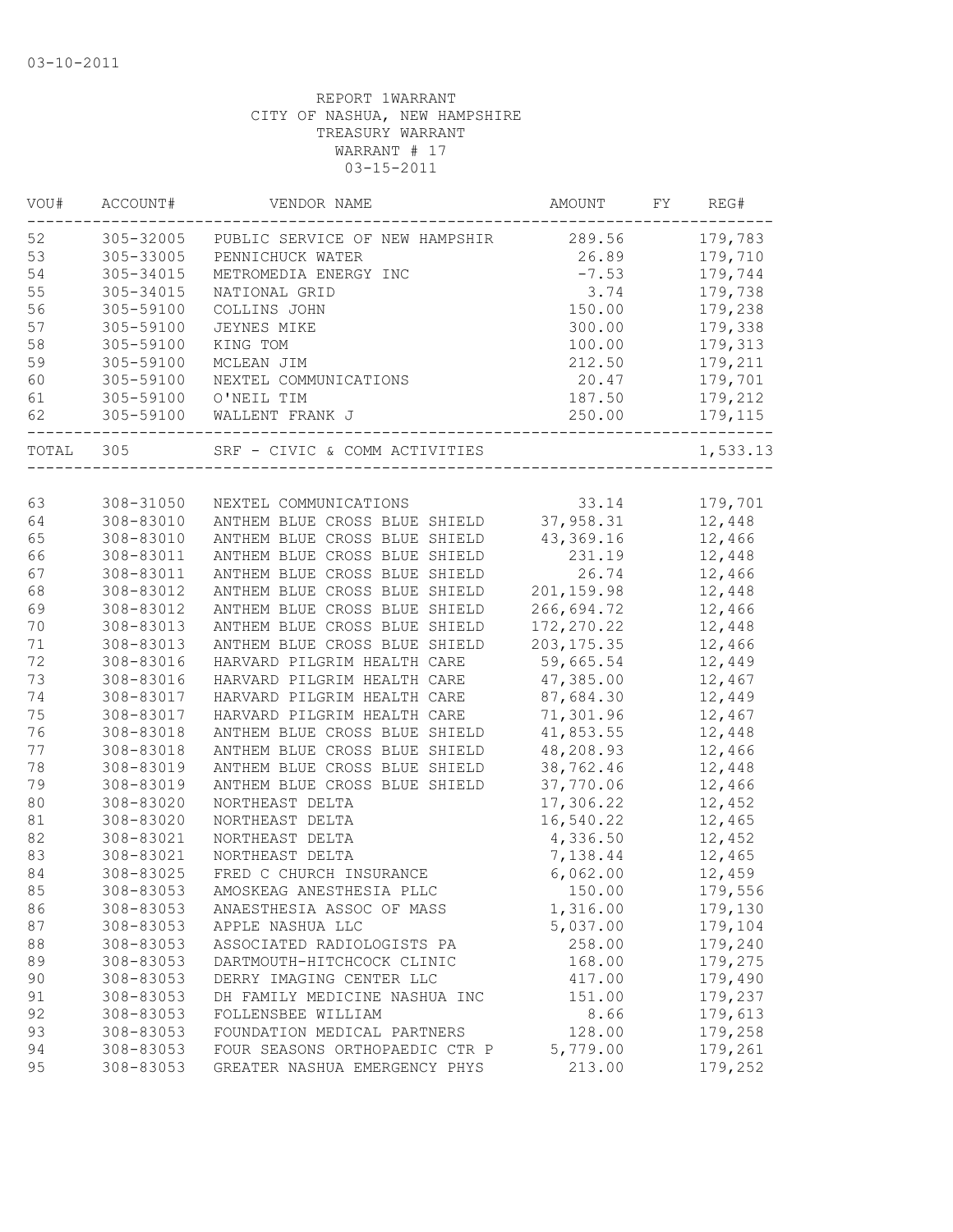03-10-2011

REPORT 1WARRANT
CITY OF NASHUA, NEW HAMPSHIRE
TREASURY WARRANT
WARRANT # 17
03-15-2011

| VOU# | ACCOUNT# | VENDOR NAME | AMOUNT | FY | REG# |
|---|---|---|---|---|---|
| 52 | 305-32005 | PUBLIC SERVICE OF NEW HAMPSHIR | 289.56 | | 179,783 |
| 53 | 305-33005 | PENNICHUCK WATER | 26.89 | | 179,710 |
| 54 | 305-34015 | METROMEDIA ENERGY INC | -7.53 | | 179,744 |
| 55 | 305-34015 | NATIONAL GRID | 3.74 | | 179,738 |
| 56 | 305-59100 | COLLINS JOHN | 150.00 | | 179,238 |
| 57 | 305-59100 | JEYNES MIKE | 300.00 | | 179,338 |
| 58 | 305-59100 | KING TOM | 100.00 | | 179,313 |
| 59 | 305-59100 | MCLEAN JIM | 212.50 | | 179,211 |
| 60 | 305-59100 | NEXTEL COMMUNICATIONS | 20.47 | | 179,701 |
| 61 | 305-59100 | O'NEIL TIM | 187.50 | | 179,212 |
| 62 | 305-59100 | WALLENT FRANK J | 250.00 | | 179,115 |
| TOTAL | 305 | SRF - CIVIC & COMM ACTIVITIES | | | 1,533.13 |

| VOU# | ACCOUNT# | VENDOR NAME | AMOUNT | FY | REG# |
|---|---|---|---|---|---|
| 63 | 308-31050 | NEXTEL COMMUNICATIONS | 33.14 | | 179,701 |
| 64 | 308-83010 | ANTHEM BLUE CROSS BLUE SHIELD | 37,958.31 | | 12,448 |
| 65 | 308-83010 | ANTHEM BLUE CROSS BLUE SHIELD | 43,369.16 | | 12,466 |
| 66 | 308-83011 | ANTHEM BLUE CROSS BLUE SHIELD | 231.19 | | 12,448 |
| 67 | 308-83011 | ANTHEM BLUE CROSS BLUE SHIELD | 26.74 | | 12,466 |
| 68 | 308-83012 | ANTHEM BLUE CROSS BLUE SHIELD | 201,159.98 | | 12,448 |
| 69 | 308-83012 | ANTHEM BLUE CROSS BLUE SHIELD | 266,694.72 | | 12,466 |
| 70 | 308-83013 | ANTHEM BLUE CROSS BLUE SHIELD | 172,270.22 | | 12,448 |
| 71 | 308-83013 | ANTHEM BLUE CROSS BLUE SHIELD | 203,175.35 | | 12,466 |
| 72 | 308-83016 | HARVARD PILGRIM HEALTH CARE | 59,665.54 | | 12,449 |
| 73 | 308-83016 | HARVARD PILGRIM HEALTH CARE | 47,385.00 | | 12,467 |
| 74 | 308-83017 | HARVARD PILGRIM HEALTH CARE | 87,684.30 | | 12,449 |
| 75 | 308-83017 | HARVARD PILGRIM HEALTH CARE | 71,301.96 | | 12,467 |
| 76 | 308-83018 | ANTHEM BLUE CROSS BLUE SHIELD | 41,853.55 | | 12,448 |
| 77 | 308-83018 | ANTHEM BLUE CROSS BLUE SHIELD | 48,208.93 | | 12,466 |
| 78 | 308-83019 | ANTHEM BLUE CROSS BLUE SHIELD | 38,762.46 | | 12,448 |
| 79 | 308-83019 | ANTHEM BLUE CROSS BLUE SHIELD | 37,770.06 | | 12,466 |
| 80 | 308-83020 | NORTHEAST DELTA | 17,306.22 | | 12,452 |
| 81 | 308-83020 | NORTHEAST DELTA | 16,540.22 | | 12,465 |
| 82 | 308-83021 | NORTHEAST DELTA | 4,336.50 | | 12,452 |
| 83 | 308-83021 | NORTHEAST DELTA | 7,138.44 | | 12,465 |
| 84 | 308-83025 | FRED C CHURCH INSURANCE | 6,062.00 | | 12,459 |
| 85 | 308-83053 | AMOSKEAG ANESTHESIA PLLC | 150.00 | | 179,556 |
| 86 | 308-83053 | ANAESTHESIA ASSOC OF MASS | 1,316.00 | | 179,130 |
| 87 | 308-83053 | APPLE NASHUA LLC | 5,037.00 | | 179,104 |
| 88 | 308-83053 | ASSOCIATED RADIOLOGISTS PA | 258.00 | | 179,240 |
| 89 | 308-83053 | DARTMOUTH-HITCHCOCK CLINIC | 168.00 | | 179,275 |
| 90 | 308-83053 | DERRY IMAGING CENTER LLC | 417.00 | | 179,490 |
| 91 | 308-83053 | DH FAMILY MEDICINE NASHUA INC | 151.00 | | 179,237 |
| 92 | 308-83053 | FOLLENSBEE WILLIAM | 8.66 | | 179,613 |
| 93 | 308-83053 | FOUNDATION MEDICAL PARTNERS | 128.00 | | 179,258 |
| 94 | 308-83053 | FOUR SEASONS ORTHOPAEDIC CTR P | 5,779.00 | | 179,261 |
| 95 | 308-83053 | GREATER NASHUA EMERGENCY PHYS | 213.00 | | 179,252 |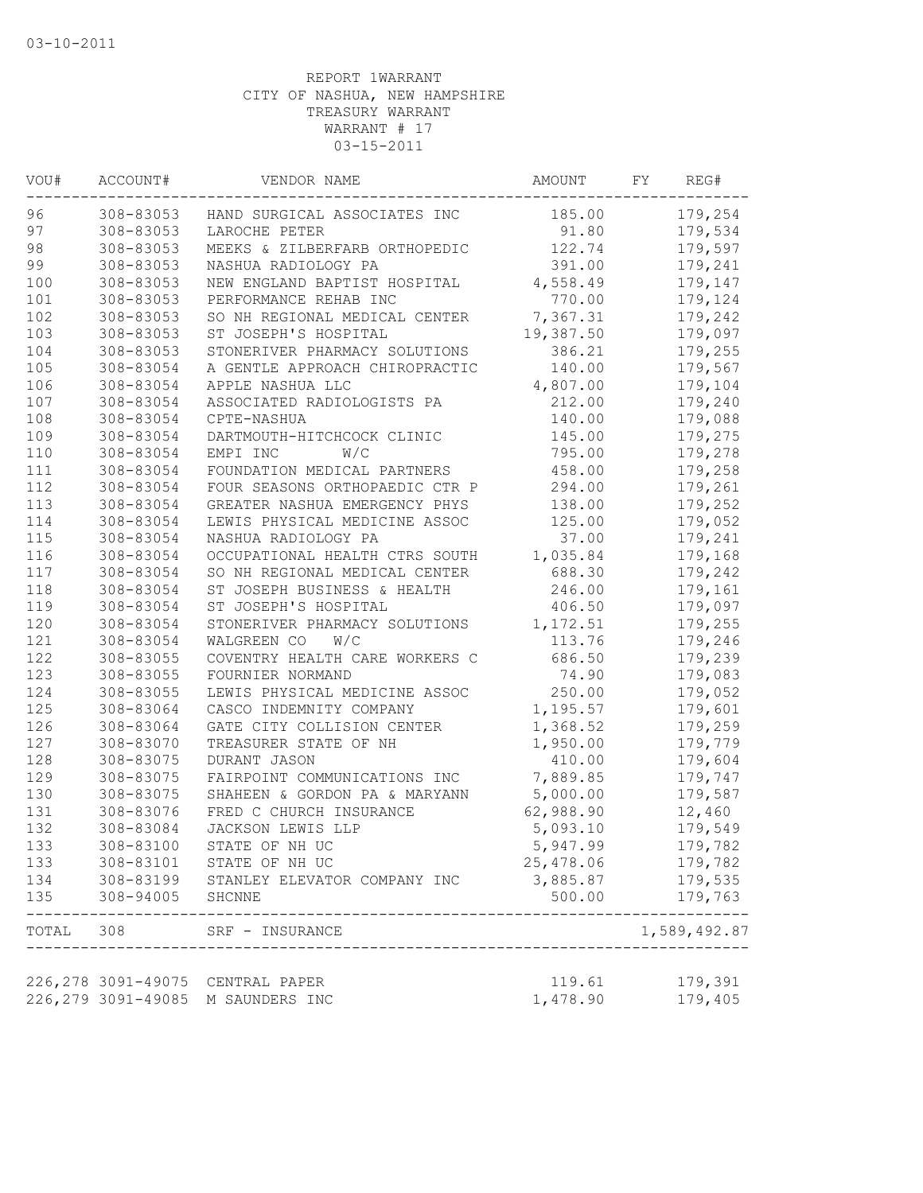03-10-2011

REPORT 1WARRANT
CITY OF NASHUA, NEW HAMPSHIRE
TREASURY WARRANT
WARRANT # 17
03-15-2011

| VOU# | ACCOUNT# | VENDOR NAME | AMOUNT | FY | REG# |
|---|---|---|---|---|---|
| 96 | 308-83053 | HAND SURGICAL ASSOCIATES INC | 185.00 | | 179,254 |
| 97 | 308-83053 | LAROCHE PETER | 91.80 | | 179,534 |
| 98 | 308-83053 | MEEKS & ZILBERFARB ORTHOPEDIC | 122.74 | | 179,597 |
| 99 | 308-83053 | NASHUA RADIOLOGY PA | 391.00 | | 179,241 |
| 100 | 308-83053 | NEW ENGLAND BAPTIST HOSPITAL | 4,558.49 | | 179,147 |
| 101 | 308-83053 | PERFORMANCE REHAB INC | 770.00 | | 179,124 |
| 102 | 308-83053 | SO NH REGIONAL MEDICAL CENTER | 7,367.31 | | 179,242 |
| 103 | 308-83053 | ST JOSEPH'S HOSPITAL | 19,387.50 | | 179,097 |
| 104 | 308-83053 | STONERIVER PHARMACY SOLUTIONS | 386.21 | | 179,255 |
| 105 | 308-83054 | A GENTLE APPROACH CHIROPRACTIC | 140.00 | | 179,567 |
| 106 | 308-83054 | APPLE NASHUA LLC | 4,807.00 | | 179,104 |
| 107 | 308-83054 | ASSOCIATED RADIOLOGISTS PA | 212.00 | | 179,240 |
| 108 | 308-83054 | CPTE-NASHUA | 140.00 | | 179,088 |
| 109 | 308-83054 | DARTMOUTH-HITCHCOCK CLINIC | 145.00 | | 179,275 |
| 110 | 308-83054 | EMPI INC W/C | 795.00 | | 179,278 |
| 111 | 308-83054 | FOUNDATION MEDICAL PARTNERS | 458.00 | | 179,258 |
| 112 | 308-83054 | FOUR SEASONS ORTHOPAEDIC CTR P | 294.00 | | 179,261 |
| 113 | 308-83054 | GREATER NASHUA EMERGENCY PHYS | 138.00 | | 179,252 |
| 114 | 308-83054 | LEWIS PHYSICAL MEDICINE ASSOC | 125.00 | | 179,052 |
| 115 | 308-83054 | NASHUA RADIOLOGY PA | 37.00 | | 179,241 |
| 116 | 308-83054 | OCCUPATIONAL HEALTH CTRS SOUTH | 1,035.84 | | 179,168 |
| 117 | 308-83054 | SO NH REGIONAL MEDICAL CENTER | 688.30 | | 179,242 |
| 118 | 308-83054 | ST JOSEPH BUSINESS & HEALTH | 246.00 | | 179,161 |
| 119 | 308-83054 | ST JOSEPH'S HOSPITAL | 406.50 | | 179,097 |
| 120 | 308-83054 | STONERIVER PHARMACY SOLUTIONS | 1,172.51 | | 179,255 |
| 121 | 308-83054 | WALGREEN CO W/C | 113.76 | | 179,246 |
| 122 | 308-83055 | COVENTRY HEALTH CARE WORKERS C | 686.50 | | 179,239 |
| 123 | 308-83055 | FOURNIER NORMAND | 74.90 | | 179,083 |
| 124 | 308-83055 | LEWIS PHYSICAL MEDICINE ASSOC | 250.00 | | 179,052 |
| 125 | 308-83064 | CASCO INDEMNITY COMPANY | 1,195.57 | | 179,601 |
| 126 | 308-83064 | GATE CITY COLLISION CENTER | 1,368.52 | | 179,259 |
| 127 | 308-83070 | TREASURER STATE OF NH | 1,950.00 | | 179,779 |
| 128 | 308-83075 | DURANT JASON | 410.00 | | 179,604 |
| 129 | 308-83075 | FAIRPOINT COMMUNICATIONS INC | 7,889.85 | | 179,747 |
| 130 | 308-83075 | SHAHEEN & GORDON PA & MARYANN | 5,000.00 | | 179,587 |
| 131 | 308-83076 | FRED C CHURCH INSURANCE | 62,988.90 | | 12,460 |
| 132 | 308-83084 | JACKSON LEWIS LLP | 5,093.10 | | 179,549 |
| 133 | 308-83100 | STATE OF NH UC | 5,947.99 | | 179,782 |
| 133 | 308-83101 | STATE OF NH UC | 25,478.06 | | 179,782 |
| 134 | 308-83199 | STANLEY ELEVATOR COMPANY INC | 3,885.87 | | 179,535 |
| 135 | 308-94005 | SHCNNE | 500.00 | | 179,763 |
| TOTAL | 308 | SRF - INSURANCE | | | 1,589,492.87 |
| 226,278 | 3091-49075 | CENTRAL PAPER | 119.61 | | 179,391 |
| 226,279 | 3091-49085 | M SAUNDERS INC | 1,478.90 | | 179,405 |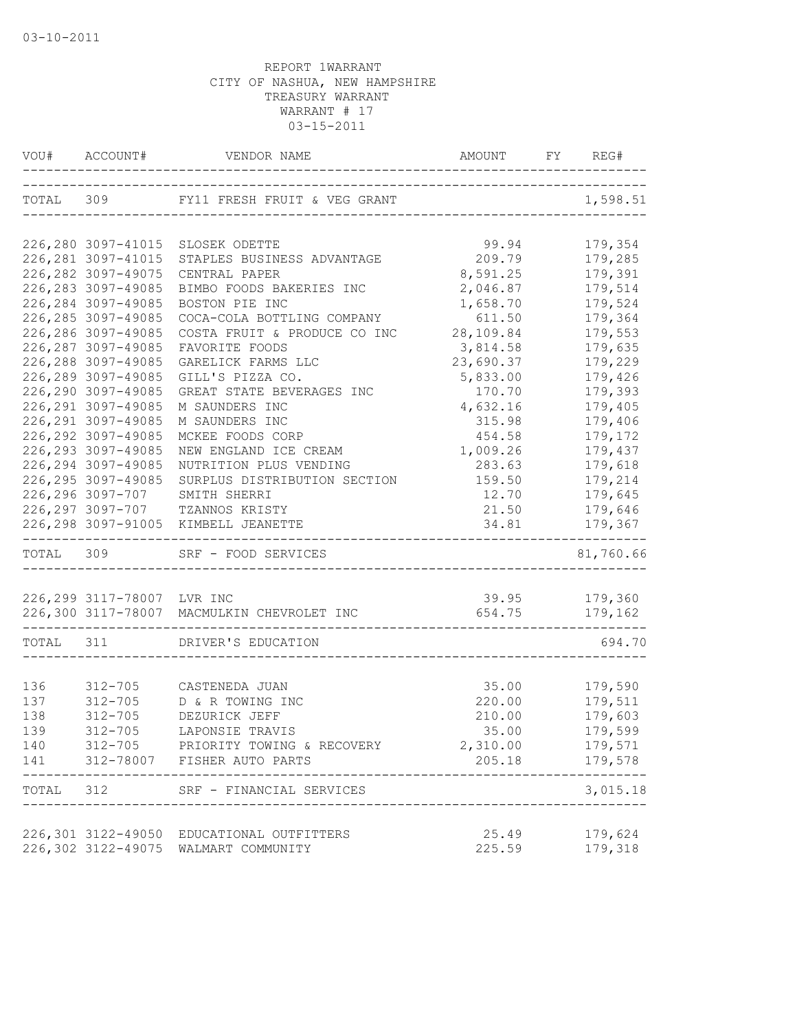03-10-2011

REPORT 1WARRANT
CITY OF NASHUA, NEW HAMPSHIRE
TREASURY WARRANT
WARRANT # 17
03-15-2011

| VOU# | ACCOUNT# | VENDOR NAME | AMOUNT | FY | REG# |
|---|---|---|---|---|---|
| TOTAL | 309 | FY11 FRESH FRUIT & VEG GRANT | | | 1,598.51 |
| 226,280 | 3097-41015 | SLOSEK ODETTE | 99.94 | | 179,354 |
| 226,281 | 3097-41015 | STAPLES BUSINESS ADVANTAGE | 209.79 | | 179,285 |
| 226,282 | 3097-49075 | CENTRAL PAPER | 8,591.25 | | 179,391 |
| 226,283 | 3097-49085 | BIMBO FOODS BAKERIES INC | 2,046.87 | | 179,514 |
| 226,284 | 3097-49085 | BOSTON PIE INC | 1,658.70 | | 179,524 |
| 226,285 | 3097-49085 | COCA-COLA BOTTLING COMPANY | 611.50 | | 179,364 |
| 226,286 | 3097-49085 | COSTA FRUIT & PRODUCE CO INC | 28,109.84 | | 179,553 |
| 226,287 | 3097-49085 | FAVORITE FOODS | 3,814.58 | | 179,635 |
| 226,288 | 3097-49085 | GARELICK FARMS LLC | 23,690.37 | | 179,229 |
| 226,289 | 3097-49085 | GILL'S PIZZA CO. | 5,833.00 | | 179,426 |
| 226,290 | 3097-49085 | GREAT STATE BEVERAGES INC | 170.70 | | 179,393 |
| 226,291 | 3097-49085 | M SAUNDERS INC | 4,632.16 | | 179,405 |
| 226,291 | 3097-49085 | M SAUNDERS INC | 315.98 | | 179,406 |
| 226,292 | 3097-49085 | MCKEE FOODS CORP | 454.58 | | 179,172 |
| 226,293 | 3097-49085 | NEW ENGLAND ICE CREAM | 1,009.26 | | 179,437 |
| 226,294 | 3097-49085 | NUTRITION PLUS VENDING | 283.63 | | 179,618 |
| 226,295 | 3097-49085 | SURPLUS DISTRIBUTION SECTION | 159.50 | | 179,214 |
| 226,296 | 3097-707 | SMITH SHERRI | 12.70 | | 179,645 |
| 226,297 | 3097-707 | TZANNOS KRISTY | 21.50 | | 179,646 |
| 226,298 | 3097-91005 | KIMBELL JEANETTE | 34.81 | | 179,367 |
| TOTAL | 309 | SRF - FOOD SERVICES | | | 81,760.66 |
| 226,299 | 3117-78007 | LVR INC | 39.95 | | 179,360 |
| 226,300 | 3117-78007 | MACMULKIN CHEVROLET INC | 654.75 | | 179,162 |
| TOTAL | 311 | DRIVER'S EDUCATION | | | 694.70 |
| 136 | 312-705 | CASTENEDA JUAN | 35.00 | | 179,590 |
| 137 | 312-705 | D & R TOWING INC | 220.00 | | 179,511 |
| 138 | 312-705 | DEZURICK JEFF | 210.00 | | 179,603 |
| 139 | 312-705 | LAPONSIE TRAVIS | 35.00 | | 179,599 |
| 140 | 312-705 | PRIORITY TOWING & RECOVERY | 2,310.00 | | 179,571 |
| 141 | 312-78007 | FISHER AUTO PARTS | 205.18 | | 179,578 |
| TOTAL | 312 | SRF - FINANCIAL SERVICES | | | 3,015.18 |
| 226,301 | 3122-49050 | EDUCATIONAL OUTFITTERS | 25.49 | | 179,624 |
| 226,302 | 3122-49075 | WALMART COMMUNITY | 225.59 | | 179,318 |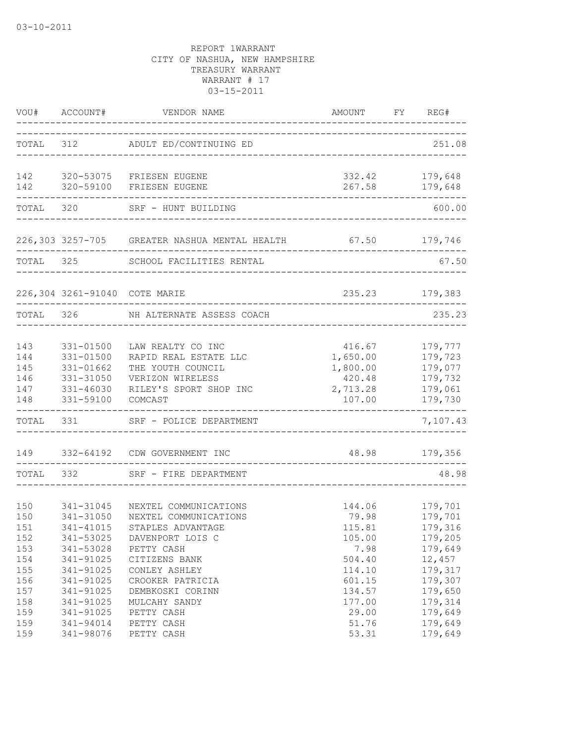03-10-2011

REPORT 1WARRANT
CITY OF NASHUA, NEW HAMPSHIRE
TREASURY WARRANT
WARRANT # 17
03-15-2011

| VOU# | ACCOUNT# | VENDOR NAME | AMOUNT | FY | REG# |
|---|---|---|---|---|---|
| TOTAL | 312 | ADULT ED/CONTINUING ED | | | 251.08 |
| 142 | 320-53075 | FRIESEN EUGENE | 332.42 | | 179,648 |
| 142 | 320-59100 | FRIESEN EUGENE | 267.58 | | 179,648 |
| TOTAL | 320 | SRF - HUNT BUILDING | | | 600.00 |
| 226,303 | 3257-705 | GREATER NASHUA MENTAL HEALTH | 67.50 | | 179,746 |
| TOTAL | 325 | SCHOOL FACILITIES RENTAL | | | 67.50 |
| 226,304 | 3261-91040 | COTE MARIE | 235.23 | | 179,383 |
| TOTAL | 326 | NH ALTERNATE ASSESS COACH | | | 235.23 |
| 143 | 331-01500 | LAW REALTY CO INC | 416.67 | | 179,777 |
| 144 | 331-01500 | RAPID REAL ESTATE LLC | 1,650.00 | | 179,723 |
| 145 | 331-01662 | THE YOUTH COUNCIL | 1,800.00 | | 179,077 |
| 146 | 331-31050 | VERIZON WIRELESS | 420.48 | | 179,732 |
| 147 | 331-46030 | RILEY'S SPORT SHOP INC | 2,713.28 | | 179,061 |
| 148 | 331-59100 | COMCAST | 107.00 | | 179,730 |
| TOTAL | 331 | SRF - POLICE DEPARTMENT | | | 7,107.43 |
| 149 | 332-64192 | CDW GOVERNMENT INC | 48.98 | | 179,356 |
| TOTAL | 332 | SRF - FIRE DEPARTMENT | | | 48.98 |
| 150 | 341-31045 | NEXTEL COMMUNICATIONS | 144.06 | | 179,701 |
| 150 | 341-31050 | NEXTEL COMMUNICATIONS | 79.98 | | 179,701 |
| 151 | 341-41015 | STAPLES ADVANTAGE | 115.81 | | 179,316 |
| 152 | 341-53025 | DAVENPORT LOIS C | 105.00 | | 179,205 |
| 153 | 341-53028 | PETTY CASH | 7.98 | | 179,649 |
| 154 | 341-91025 | CITIZENS BANK | 504.40 | | 12,457 |
| 155 | 341-91025 | CONLEY ASHLEY | 114.10 | | 179,317 |
| 156 | 341-91025 | CROOKER PATRICIA | 601.15 | | 179,307 |
| 157 | 341-91025 | DEMBKOSKI CORINN | 134.57 | | 179,650 |
| 158 | 341-91025 | MULCAHY SANDY | 177.00 | | 179,314 |
| 159 | 341-91025 | PETTY CASH | 29.00 | | 179,649 |
| 159 | 341-94014 | PETTY CASH | 51.76 | | 179,649 |
| 159 | 341-98076 | PETTY CASH | 53.31 | | 179,649 |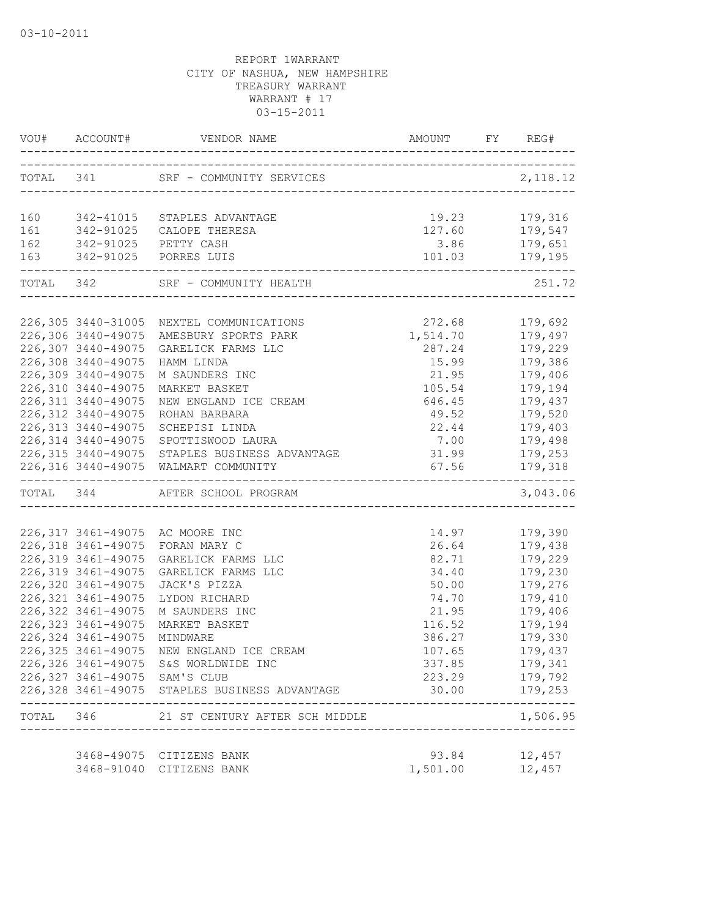03-10-2011

REPORT 1WARRANT
CITY OF NASHUA, NEW HAMPSHIRE
TREASURY WARRANT
WARRANT # 17
03-15-2011

| VOU# | ACCOUNT# | VENDOR NAME | AMOUNT | FY | REG# |
|---|---|---|---|---|---|
| TOTAL | 341 | SRF - COMMUNITY SERVICES | | | 2,118.12 |
| 160 | 342-41015 | STAPLES ADVANTAGE | 19.23 | | 179,316 |
| 161 | 342-91025 | CALOPE THERESA | 127.60 | | 179,547 |
| 162 | 342-91025 | PETTY CASH | 3.86 | | 179,651 |
| 163 | 342-91025 | PORRES LUIS | 101.03 | | 179,195 |
| TOTAL | 342 | SRF - COMMUNITY HEALTH | | | 251.72 |
| 226,305 | 3440-31005 | NEXTEL COMMUNICATIONS | 272.68 | | 179,692 |
| 226,306 | 3440-49075 | AMESBURY SPORTS PARK | 1,514.70 | | 179,497 |
| 226,307 | 3440-49075 | GARELICK FARMS LLC | 287.24 | | 179,229 |
| 226,308 | 3440-49075 | HAMM LINDA | 15.99 | | 179,386 |
| 226,309 | 3440-49075 | M SAUNDERS INC | 21.95 | | 179,406 |
| 226,310 | 3440-49075 | MARKET BASKET | 105.54 | | 179,194 |
| 226,311 | 3440-49075 | NEW ENGLAND ICE CREAM | 646.45 | | 179,437 |
| 226,312 | 3440-49075 | ROHAN BARBARA | 49.52 | | 179,520 |
| 226,313 | 3440-49075 | SCHEPISI LINDA | 22.44 | | 179,403 |
| 226,314 | 3440-49075 | SPOTTISWOOD LAURA | 7.00 | | 179,498 |
| 226,315 | 3440-49075 | STAPLES BUSINESS ADVANTAGE | 31.99 | | 179,253 |
| 226,316 | 3440-49075 | WALMART COMMUNITY | 67.56 | | 179,318 |
| TOTAL | 344 | AFTER SCHOOL PROGRAM | | | 3,043.06 |
| 226,317 | 3461-49075 | AC MOORE INC | 14.97 | | 179,390 |
| 226,318 | 3461-49075 | FORAN MARY C | 26.64 | | 179,438 |
| 226,319 | 3461-49075 | GARELICK FARMS LLC | 82.71 | | 179,229 |
| 226,319 | 3461-49075 | GARELICK FARMS LLC | 34.40 | | 179,230 |
| 226,320 | 3461-49075 | JACK'S PIZZA | 50.00 | | 179,276 |
| 226,321 | 3461-49075 | LYDON RICHARD | 74.70 | | 179,410 |
| 226,322 | 3461-49075 | M SAUNDERS INC | 21.95 | | 179,406 |
| 226,323 | 3461-49075 | MARKET BASKET | 116.52 | | 179,194 |
| 226,324 | 3461-49075 | MINDWARE | 386.27 | | 179,330 |
| 226,325 | 3461-49075 | NEW ENGLAND ICE CREAM | 107.65 | | 179,437 |
| 226,326 | 3461-49075 | S&S WORLDWIDE INC | 337.85 | | 179,341 |
| 226,327 | 3461-49075 | SAM'S CLUB | 223.29 | | 179,792 |
| 226,328 | 3461-49075 | STAPLES BUSINESS ADVANTAGE | 30.00 | | 179,253 |
| TOTAL | 346 | 21 ST CENTURY AFTER SCH MIDDLE | | | 1,506.95 |
| | 3468-49075 | CITIZENS BANK | 93.84 | | 12,457 |
| | 3468-91040 | CITIZENS BANK | 1,501.00 | | 12,457 |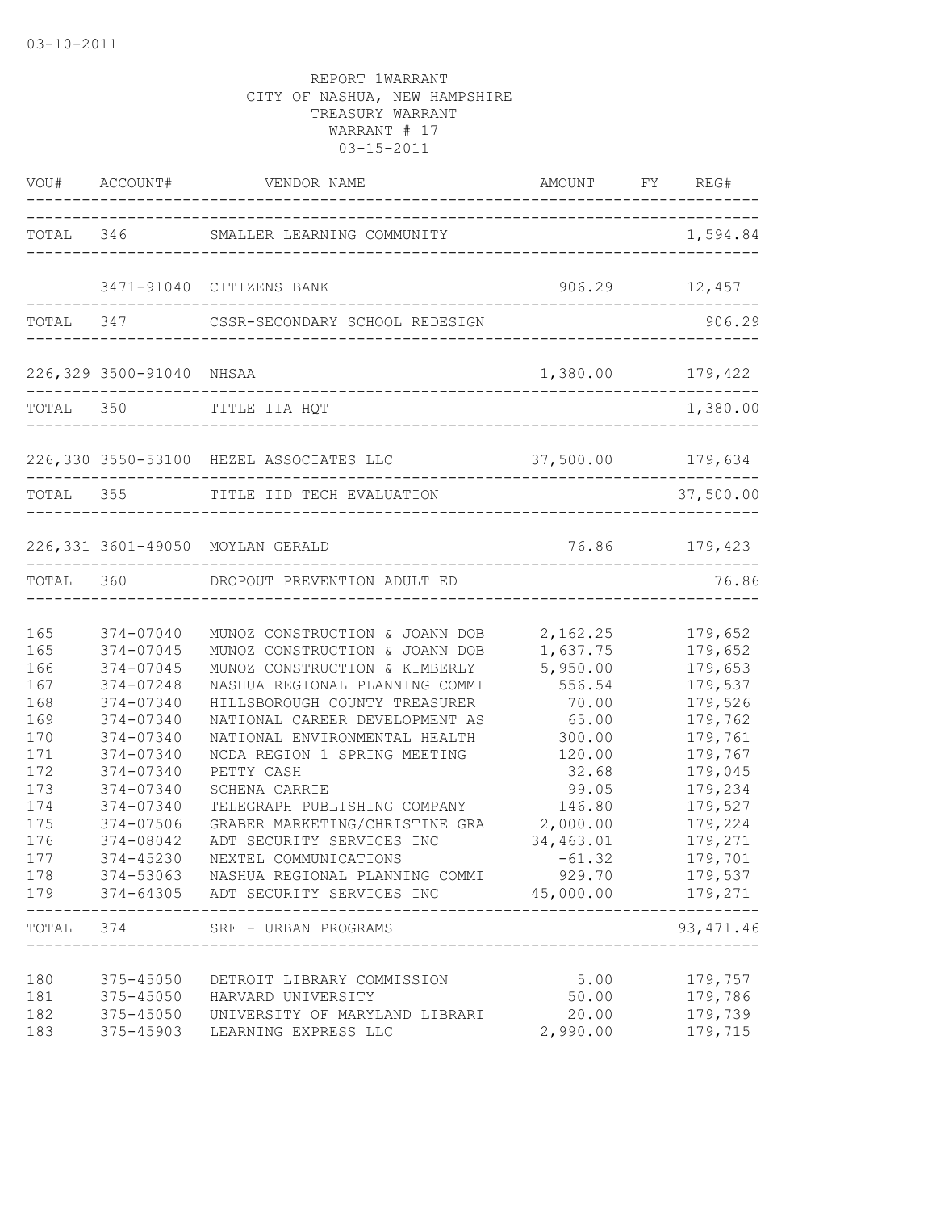03-10-2011

REPORT 1WARRANT
CITY OF NASHUA, NEW HAMPSHIRE
TREASURY WARRANT
WARRANT # 17
03-15-2011

| VOU# | ACCOUNT# | VENDOR NAME | AMOUNT | FY | REG# |
|---|---|---|---|---|---|
| TOTAL | 346 | SMALLER LEARNING COMMUNITY | | | 1,594.84 |
| | 3471-91040 | CITIZENS BANK | 906.29 | | 12,457 |
| TOTAL | 347 | CSSR-SECONDARY SCHOOL REDESIGN | | | 906.29 |
| 226,329 | 3500-91040 | NHSAA | 1,380.00 | | 179,422 |
| TOTAL | 350 | TITLE IIA HQT | | | 1,380.00 |
| 226,330 | 3550-53100 | HEZEL ASSOCIATES LLC | 37,500.00 | | 179,634 |
| TOTAL | 355 | TITLE IID TECH EVALUATION | | | 37,500.00 |
| 226,331 | 3601-49050 | MOYLAN GERALD | 76.86 | | 179,423 |
| TOTAL | 360 | DROPOUT PREVENTION ADULT ED | | | 76.86 |
| 165 | 374-07040 | MUNOZ CONSTRUCTION & JOANN DOB | 2,162.25 | | 179,652 |
| 165 | 374-07045 | MUNOZ CONSTRUCTION & JOANN DOB | 1,637.75 | | 179,652 |
| 166 | 374-07045 | MUNOZ CONSTRUCTION & KIMBERLY | 5,950.00 | | 179,653 |
| 167 | 374-07248 | NASHUA REGIONAL PLANNING COMMI | 556.54 | | 179,537 |
| 168 | 374-07340 | HILLSBOROUGH COUNTY TREASURER | 70.00 | | 179,526 |
| 169 | 374-07340 | NATIONAL CAREER DEVELOPMENT AS | 65.00 | | 179,762 |
| 170 | 374-07340 | NATIONAL ENVIRONMENTAL HEALTH | 300.00 | | 179,761 |
| 171 | 374-07340 | NCDA REGION 1 SPRING MEETING | 120.00 | | 179,767 |
| 172 | 374-07340 | PETTY CASH | 32.68 | | 179,045 |
| 173 | 374-07340 | SCHENA CARRIE | 99.05 | | 179,234 |
| 174 | 374-07340 | TELEGRAPH PUBLISHING COMPANY | 146.80 | | 179,527 |
| 175 | 374-07506 | GRABER MARKETING/CHRISTINE GRA | 2,000.00 | | 179,224 |
| 176 | 374-08042 | ADT SECURITY SERVICES INC | 34,463.01 | | 179,271 |
| 177 | 374-45230 | NEXTEL COMMUNICATIONS | -61.32 | | 179,701 |
| 178 | 374-53063 | NASHUA REGIONAL PLANNING COMMI | 929.70 | | 179,537 |
| 179 | 374-64305 | ADT SECURITY SERVICES INC | 45,000.00 | | 179,271 |
| TOTAL | 374 | SRF - URBAN PROGRAMS | | | 93,471.46 |
| 180 | 375-45050 | DETROIT LIBRARY COMMISSION | 5.00 | | 179,757 |
| 181 | 375-45050 | HARVARD UNIVERSITY | 50.00 | | 179,786 |
| 182 | 375-45050 | UNIVERSITY OF MARYLAND LIBRARI | 20.00 | | 179,739 |
| 183 | 375-45903 | LEARNING EXPRESS LLC | 2,990.00 | | 179,715 |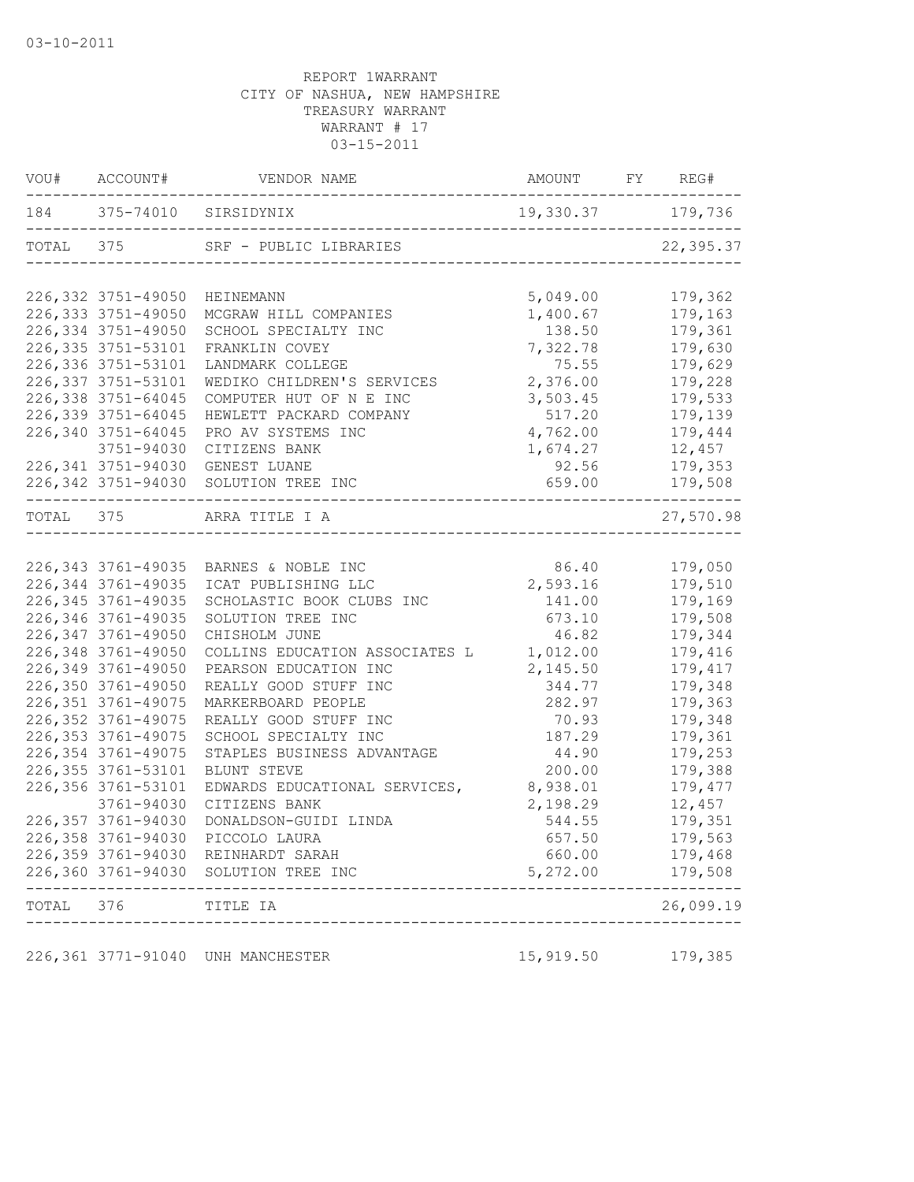03-10-2011

REPORT 1WARRANT
CITY OF NASHUA, NEW HAMPSHIRE
TREASURY WARRANT
WARRANT # 17
03-15-2011

| VOU# | ACCOUNT# | VENDOR NAME | AMOUNT | FY | REG# |
|---|---|---|---|---|---|
| 184 | 375-74010 | SIRSIDYNIX | 19,330.37 | | 179,736 |
| TOTAL | 375 | SRF - PUBLIC LIBRARIES | | | 22,395.37 |
| 226,332 | 3751-49050 | HEINEMANN | 5,049.00 | | 179,362 |
| 226,333 | 3751-49050 | MCGRAW HILL COMPANIES | 1,400.67 | | 179,163 |
| 226,334 | 3751-49050 | SCHOOL SPECIALTY INC | 138.50 | | 179,361 |
| 226,335 | 3751-53101 | FRANKLIN COVEY | 7,322.78 | | 179,630 |
| 226,336 | 3751-53101 | LANDMARK COLLEGE | 75.55 | | 179,629 |
| 226,337 | 3751-53101 | WEDIKO CHILDREN'S SERVICES | 2,376.00 | | 179,228 |
| 226,338 | 3751-64045 | COMPUTER HUT OF N E INC | 3,503.45 | | 179,533 |
| 226,339 | 3751-64045 | HEWLETT PACKARD COMPANY | 517.20 | | 179,139 |
| 226,340 | 3751-64045 | PRO AV SYSTEMS INC | 4,762.00 | | 179,444 |
| | 3751-94030 | CITIZENS BANK | 1,674.27 | | 12,457 |
| 226,341 | 3751-94030 | GENEST LUANE | 92.56 | | 179,353 |
| 226,342 | 3751-94030 | SOLUTION TREE INC | 659.00 | | 179,508 |
| TOTAL | 375 | ARRA TITLE I A | | | 27,570.98 |
| 226,343 | 3761-49035 | BARNES & NOBLE INC | 86.40 | | 179,050 |
| 226,344 | 3761-49035 | ICAT PUBLISHING LLC | 2,593.16 | | 179,510 |
| 226,345 | 3761-49035 | SCHOLASTIC BOOK CLUBS INC | 141.00 | | 179,169 |
| 226,346 | 3761-49035 | SOLUTION TREE INC | 673.10 | | 179,508 |
| 226,347 | 3761-49050 | CHISHOLM JUNE | 46.82 | | 179,344 |
| 226,348 | 3761-49050 | COLLINS EDUCATION ASSOCIATES L | 1,012.00 | | 179,416 |
| 226,349 | 3761-49050 | PEARSON EDUCATION INC | 2,145.50 | | 179,417 |
| 226,350 | 3761-49050 | REALLY GOOD STUFF INC | 344.77 | | 179,348 |
| 226,351 | 3761-49075 | MARKERBOARD PEOPLE | 282.97 | | 179,363 |
| 226,352 | 3761-49075 | REALLY GOOD STUFF INC | 70.93 | | 179,348 |
| 226,353 | 3761-49075 | SCHOOL SPECIALTY INC | 187.29 | | 179,361 |
| 226,354 | 3761-49075 | STAPLES BUSINESS ADVANTAGE | 44.90 | | 179,253 |
| 226,355 | 3761-53101 | BLUNT STEVE | 200.00 | | 179,388 |
| 226,356 | 3761-53101 | EDWARDS EDUCATIONAL SERVICES, | 8,938.01 | | 179,477 |
| | 3761-94030 | CITIZENS BANK | 2,198.29 | | 12,457 |
| 226,357 | 3761-94030 | DONALDSON-GUIDI LINDA | 544.55 | | 179,351 |
| 226,358 | 3761-94030 | PICCOLO LAURA | 657.50 | | 179,563 |
| 226,359 | 3761-94030 | REINHARDT SARAH | 660.00 | | 179,468 |
| 226,360 | 3761-94030 | SOLUTION TREE INC | 5,272.00 | | 179,508 |
| TOTAL | 376 | TITLE IA | | | 26,099.19 |
| 226,361 | 3771-91040 | UNH MANCHESTER | 15,919.50 | | 179,385 |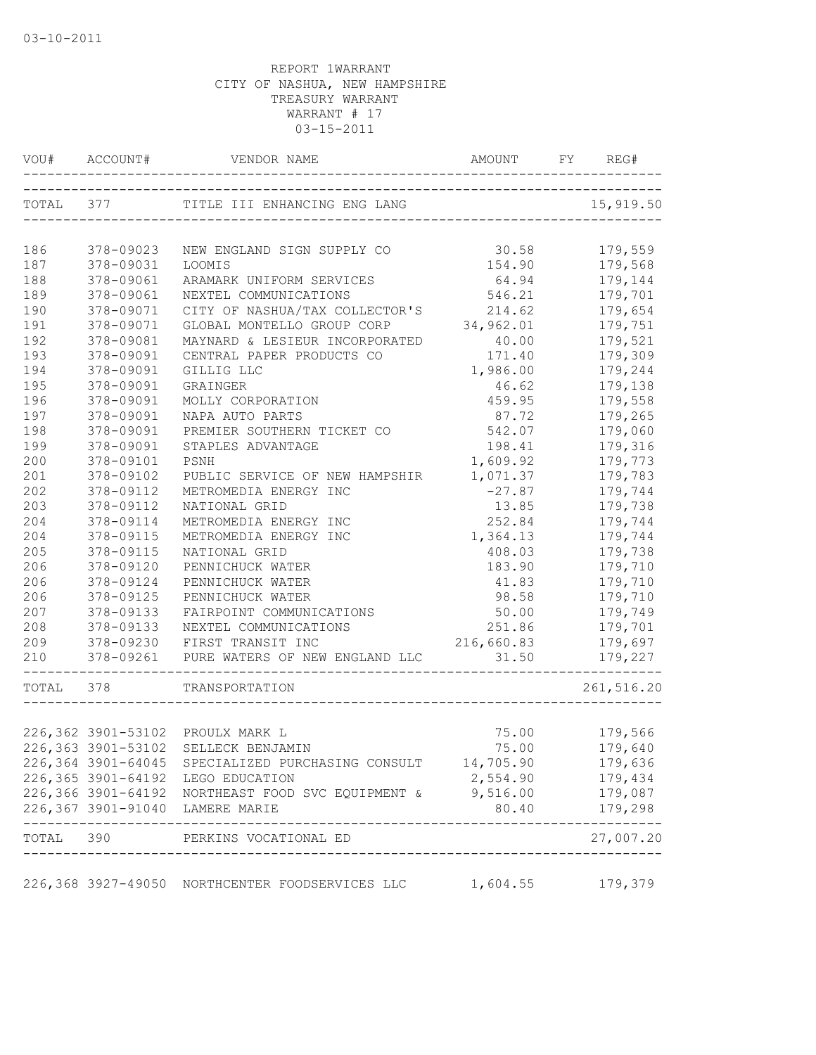03-10-2011

REPORT 1WARRANT
CITY OF NASHUA, NEW HAMPSHIRE
TREASURY WARRANT
WARRANT # 17
03-15-2011

| VOU# | ACCOUNT# | VENDOR NAME | AMOUNT | FY | REG# |
|---|---|---|---|---|---|
| TOTAL | 377 | TITLE III ENHANCING ENG LANG | | | 15,919.50 |
| 186 | 378-09023 | NEW ENGLAND SIGN SUPPLY CO | 30.58 | | 179,559 |
| 187 | 378-09031 | LOOMIS | 154.90 | | 179,568 |
| 188 | 378-09061 | ARAMARK UNIFORM SERVICES | 64.94 | | 179,144 |
| 189 | 378-09061 | NEXTEL COMMUNICATIONS | 546.21 | | 179,701 |
| 190 | 378-09071 | CITY OF NASHUA/TAX COLLECTOR'S | 214.62 | | 179,654 |
| 191 | 378-09071 | GLOBAL MONTELLO GROUP CORP | 34,962.01 | | 179,751 |
| 192 | 378-09081 | MAYNARD & LESIEUR INCORPORATED | 40.00 | | 179,521 |
| 193 | 378-09091 | CENTRAL PAPER PRODUCTS CO | 171.40 | | 179,309 |
| 194 | 378-09091 | GILLIG LLC | 1,986.00 | | 179,244 |
| 195 | 378-09091 | GRAINGER | 46.62 | | 179,138 |
| 196 | 378-09091 | MOLLY CORPORATION | 459.95 | | 179,558 |
| 197 | 378-09091 | NAPA AUTO PARTS | 87.72 | | 179,265 |
| 198 | 378-09091 | PREMIER SOUTHERN TICKET CO | 542.07 | | 179,060 |
| 199 | 378-09091 | STAPLES ADVANTAGE | 198.41 | | 179,316 |
| 200 | 378-09101 | PSNH | 1,609.92 | | 179,773 |
| 201 | 378-09102 | PUBLIC SERVICE OF NEW HAMPSHIR | 1,071.37 | | 179,783 |
| 202 | 378-09112 | METROMEDIA ENERGY INC | -27.87 | | 179,744 |
| 203 | 378-09112 | NATIONAL GRID | 13.85 | | 179,738 |
| 204 | 378-09114 | METROMEDIA ENERGY INC | 252.84 | | 179,744 |
| 204 | 378-09115 | METROMEDIA ENERGY INC | 1,364.13 | | 179,744 |
| 205 | 378-09115 | NATIONAL GRID | 408.03 | | 179,738 |
| 206 | 378-09120 | PENNICHUCK WATER | 183.90 | | 179,710 |
| 206 | 378-09124 | PENNICHUCK WATER | 41.83 | | 179,710 |
| 206 | 378-09125 | PENNICHUCK WATER | 98.58 | | 179,710 |
| 207 | 378-09133 | FAIRPOINT COMMUNICATIONS | 50.00 | | 179,749 |
| 208 | 378-09133 | NEXTEL COMMUNICATIONS | 251.86 | | 179,701 |
| 209 | 378-09230 | FIRST TRANSIT INC | 216,660.83 | | 179,697 |
| 210 | 378-09261 | PURE WATERS OF NEW ENGLAND LLC | 31.50 | | 179,227 |
| TOTAL | 378 | TRANSPORTATION | | | 261,516.20 |
| 226,362 | 3901-53102 | PROULX MARK L | 75.00 | | 179,566 |
| 226,363 | 3901-53102 | SELLECK BENJAMIN | 75.00 | | 179,640 |
| 226,364 | 3901-64045 | SPECIALIZED PURCHASING CONSULT | 14,705.90 | | 179,636 |
| 226,365 | 3901-64192 | LEGO EDUCATION | 2,554.90 | | 179,434 |
| 226,366 | 3901-64192 | NORTHEAST FOOD SVC EQUIPMENT & | 9,516.00 | | 179,087 |
| 226,367 | 3901-91040 | LAMERE MARIE | 80.40 | | 179,298 |
| TOTAL | 390 | PERKINS VOCATIONAL ED | | | 27,007.20 |
| 226,368 | 3927-49050 | NORTHCENTER FOODSERVICES LLC | 1,604.55 | | 179,379 |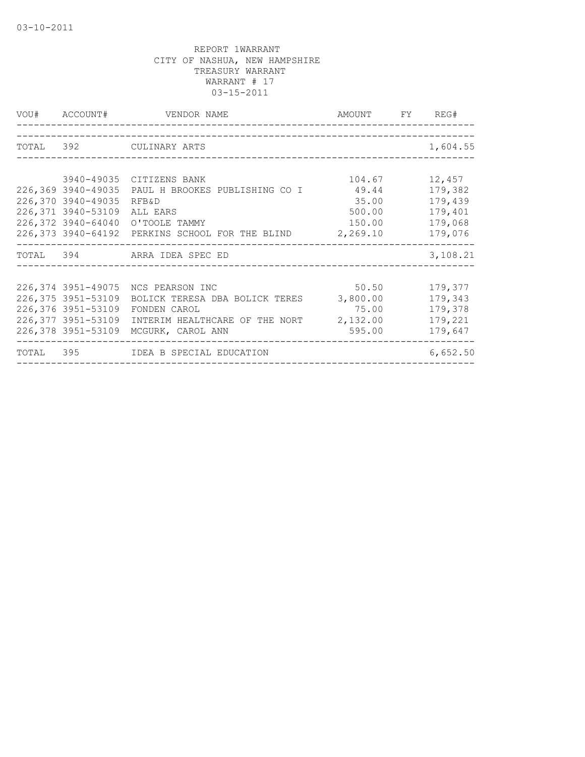REPORT 1WARRANT
CITY OF NASHUA, NEW HAMPSHIRE
TREASURY WARRANT
WARRANT # 17
03-15-2011

| VOU# | ACCOUNT# | VENDOR NAME | AMOUNT | FY | REG# |
|---|---|---|---|---|---|
| TOTAL | 392 | CULINARY ARTS | | | 1,604.55 |
| | 3940-49035 | CITIZENS BANK | 104.67 | | 12,457 |
| 226,369 | 3940-49035 | PAUL H BROOKES PUBLISHING CO I | 49.44 | | 179,382 |
| 226,370 | 3940-49035 | RFB&D | 35.00 | | 179,439 |
| 226,371 | 3940-53109 | ALL EARS | 500.00 | | 179,401 |
| 226,372 | 3940-64040 | O'TOOLE TAMMY | 150.00 | | 179,068 |
| 226,373 | 3940-64192 | PERKINS SCHOOL FOR THE BLIND | 2,269.10 | | 179,076 |
| TOTAL | 394 | ARRA IDEA SPEC ED | | | 3,108.21 |
| 226,374 | 3951-49075 | NCS PEARSON INC | 50.50 | | 179,377 |
| 226,375 | 3951-53109 | BOLICK TERESA DBA BOLICK TERES | 3,800.00 | | 179,343 |
| 226,376 | 3951-53109 | FONDEN CAROL | 75.00 | | 179,378 |
| 226,377 | 3951-53109 | INTERIM HEALTHCARE OF THE NORT | 2,132.00 | | 179,221 |
| 226,378 | 3951-53109 | MCGURK, CAROL ANN | 595.00 | | 179,647 |
| TOTAL | 395 | IDEA B SPECIAL EDUCATION | | | 6,652.50 |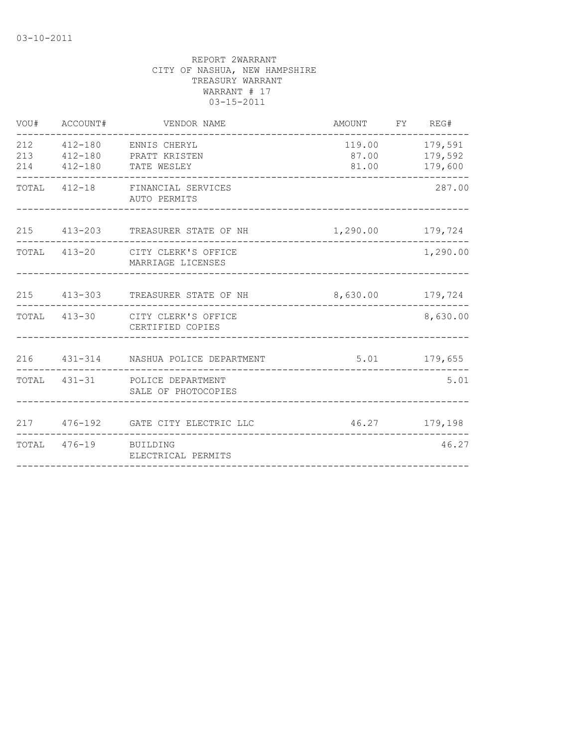03-10-2011

REPORT 2WARRANT
CITY OF NASHUA, NEW HAMPSHIRE
TREASURY WARRANT
WARRANT # 17
03-15-2011

| VOU# | ACCOUNT# | VENDOR NAME | AMOUNT | FY | REG# |
|---|---|---|---|---|---|
| 212 | 412-180 | ENNIS CHERYL | 119.00 | | 179,591 |
| 213 | 412-180 | PRATT KRISTEN | 87.00 | | 179,592 |
| 214 | 412-180 | TATE WESLEY | 81.00 | | 179,600 |
| TOTAL | 412-18 | FINANCIAL SERVICES AUTO PERMITS | | | 287.00 |
| 215 | 413-203 | TREASURER STATE OF NH | 1,290.00 | | 179,724 |
| TOTAL | 413-20 | CITY CLERK'S OFFICE MARRIAGE LICENSES | | | 1,290.00 |
| 215 | 413-303 | TREASURER STATE OF NH | 8,630.00 | | 179,724 |
| TOTAL | 413-30 | CITY CLERK'S OFFICE CERTIFIED COPIES | | | 8,630.00 |
| 216 | 431-314 | NASHUA POLICE DEPARTMENT | 5.01 | | 179,655 |
| TOTAL | 431-31 | POLICE DEPARTMENT SALE OF PHOTOCOPIES | | | 5.01 |
| 217 | 476-192 | GATE CITY ELECTRIC LLC | 46.27 | | 179,198 |
| TOTAL | 476-19 | BUILDING ELECTRICAL PERMITS | | | 46.27 |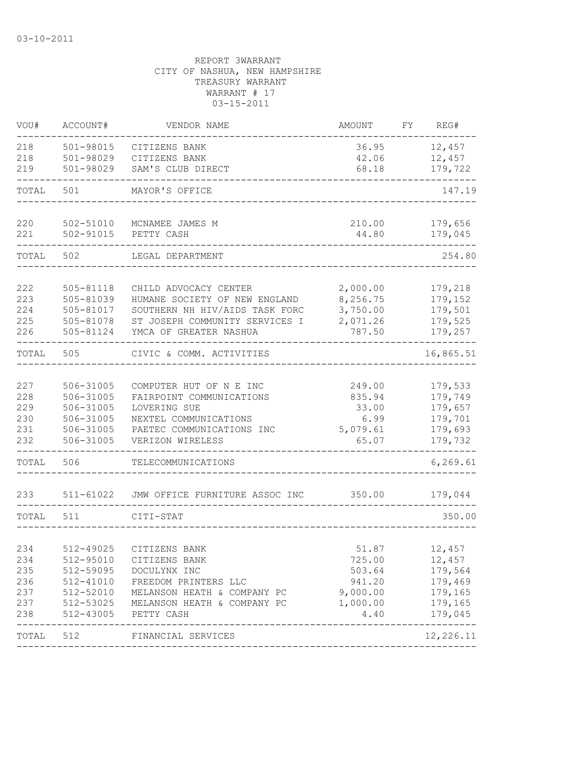03-10-2011

REPORT 3WARRANT
CITY OF NASHUA, NEW HAMPSHIRE
TREASURY WARRANT
WARRANT # 17
03-15-2011

| VOU# | ACCOUNT# | VENDOR NAME | AMOUNT | FY | REG# |
|---|---|---|---|---|---|
| 218 | 501-98015 | CITIZENS BANK | 36.95 | | 12,457 |
| 218 | 501-98029 | CITIZENS BANK | 42.06 | | 12,457 |
| 219 | 501-98029 | SAM'S CLUB DIRECT | 68.18 | | 179,722 |
| TOTAL | 501 | MAYOR'S OFFICE | | | 147.19 |
| 220 | 502-51010 | MCNAMEE JAMES M | 210.00 | | 179,656 |
| 221 | 502-91015 | PETTY CASH | 44.80 | | 179,045 |
| TOTAL | 502 | LEGAL DEPARTMENT | | | 254.80 |
| 222 | 505-81118 | CHILD ADVOCACY CENTER | 2,000.00 | | 179,218 |
| 223 | 505-81039 | HUMANE SOCIETY OF NEW ENGLAND | 8,256.75 | | 179,152 |
| 224 | 505-81017 | SOUTHERN NH HIV/AIDS TASK FORC | 3,750.00 | | 179,501 |
| 225 | 505-81078 | ST JOSEPH COMMUNITY SERVICES I | 2,071.26 | | 179,525 |
| 226 | 505-81124 | YMCA OF GREATER NASHUA | 787.50 | | 179,257 |
| TOTAL | 505 | CIVIC & COMM. ACTIVITIES | | | 16,865.51 |
| 227 | 506-31005 | COMPUTER HUT OF N E INC | 249.00 | | 179,533 |
| 228 | 506-31005 | FAIRPOINT COMMUNICATIONS | 835.94 | | 179,749 |
| 229 | 506-31005 | LOVERING SUE | 33.00 | | 179,657 |
| 230 | 506-31005 | NEXTEL COMMUNICATIONS | 6.99 | | 179,701 |
| 231 | 506-31005 | PAETEC COMMUNICATIONS INC | 5,079.61 | | 179,693 |
| 232 | 506-31005 | VERIZON WIRELESS | 65.07 | | 179,732 |
| TOTAL | 506 | TELECOMMUNICATIONS | | | 6,269.61 |
| 233 | 511-61022 | JMW OFFICE FURNITURE ASSOC INC | 350.00 | | 179,044 |
| TOTAL | 511 | CITI-STAT | | | 350.00 |
| 234 | 512-49025 | CITIZENS BANK | 51.87 | | 12,457 |
| 234 | 512-95010 | CITIZENS BANK | 725.00 | | 12,457 |
| 235 | 512-59095 | DOCULYNX INC | 503.64 | | 179,564 |
| 236 | 512-41010 | FREEDOM PRINTERS LLC | 941.20 | | 179,469 |
| 237 | 512-52010 | MELANSON HEATH & COMPANY PC | 9,000.00 | | 179,165 |
| 237 | 512-53025 | MELANSON HEATH & COMPANY PC | 1,000.00 | | 179,165 |
| 238 | 512-43005 | PETTY CASH | 4.40 | | 179,045 |
| TOTAL | 512 | FINANCIAL SERVICES | | | 12,226.11 |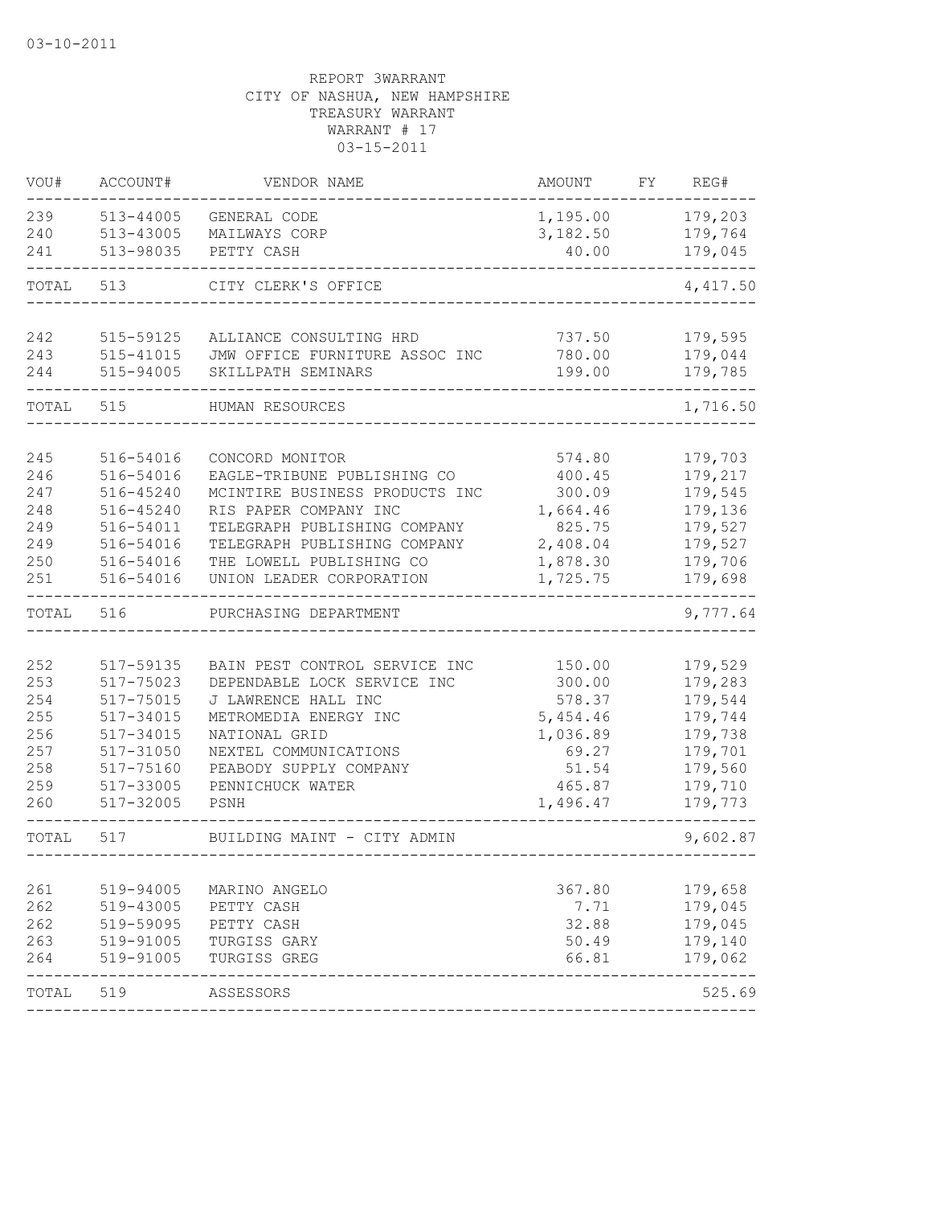03-10-2011

REPORT 3WARRANT
CITY OF NASHUA, NEW HAMPSHIRE
TREASURY WARRANT
WARRANT # 17
03-15-2011

| VOU# | ACCOUNT# | VENDOR NAME | AMOUNT | FY | REG# |
|---|---|---|---|---|---|
| 239 | 513-44005 | GENERAL CODE | 1,195.00 | | 179,203 |
| 240 | 513-43005 | MAILWAYS CORP | 3,182.50 | | 179,764 |
| 241 | 513-98035 | PETTY CASH | 40.00 | | 179,045 |
| TOTAL | 513 | CITY CLERK'S OFFICE | | | 4,417.50 |
| 242 | 515-59125 | ALLIANCE CONSULTING HRD | 737.50 | | 179,595 |
| 243 | 515-41015 | JMW OFFICE FURNITURE ASSOC INC | 780.00 | | 179,044 |
| 244 | 515-94005 | SKILLPATH SEMINARS | 199.00 | | 179,785 |
| TOTAL | 515 | HUMAN RESOURCES | | | 1,716.50 |
| 245 | 516-54016 | CONCORD MONITOR | 574.80 | | 179,703 |
| 246 | 516-54016 | EAGLE-TRIBUNE PUBLISHING CO | 400.45 | | 179,217 |
| 247 | 516-45240 | MCINTIRE BUSINESS PRODUCTS INC | 300.09 | | 179,545 |
| 248 | 516-45240 | RIS PAPER COMPANY INC | 1,664.46 | | 179,136 |
| 249 | 516-54011 | TELEGRAPH PUBLISHING COMPANY | 825.75 | | 179,527 |
| 249 | 516-54016 | TELEGRAPH PUBLISHING COMPANY | 2,408.04 | | 179,527 |
| 250 | 516-54016 | THE LOWELL PUBLISHING CO | 1,878.30 | | 179,706 |
| 251 | 516-54016 | UNION LEADER CORPORATION | 1,725.75 | | 179,698 |
| TOTAL | 516 | PURCHASING DEPARTMENT | | | 9,777.64 |
| 252 | 517-59135 | BAIN PEST CONTROL SERVICE INC | 150.00 | | 179,529 |
| 253 | 517-75023 | DEPENDABLE LOCK SERVICE INC | 300.00 | | 179,283 |
| 254 | 517-75015 | J LAWRENCE HALL INC | 578.37 | | 179,544 |
| 255 | 517-34015 | METROMEDIA ENERGY INC | 5,454.46 | | 179,744 |
| 256 | 517-34015 | NATIONAL GRID | 1,036.89 | | 179,738 |
| 257 | 517-31050 | NEXTEL COMMUNICATIONS | 69.27 | | 179,701 |
| 258 | 517-75160 | PEABODY SUPPLY COMPANY | 51.54 | | 179,560 |
| 259 | 517-33005 | PENNICHUCK WATER | 465.87 | | 179,710 |
| 260 | 517-32005 | PSNH | 1,496.47 | | 179,773 |
| TOTAL | 517 | BUILDING MAINT - CITY ADMIN | | | 9,602.87 |
| 261 | 519-94005 | MARINO ANGELO | 367.80 | | 179,658 |
| 262 | 519-43005 | PETTY CASH | 7.71 | | 179,045 |
| 262 | 519-59095 | PETTY CASH | 32.88 | | 179,045 |
| 263 | 519-91005 | TURGISS GARY | 50.49 | | 179,140 |
| 264 | 519-91005 | TURGISS GREG | 66.81 | | 179,062 |
| TOTAL | 519 | ASSESSORS | | | 525.69 |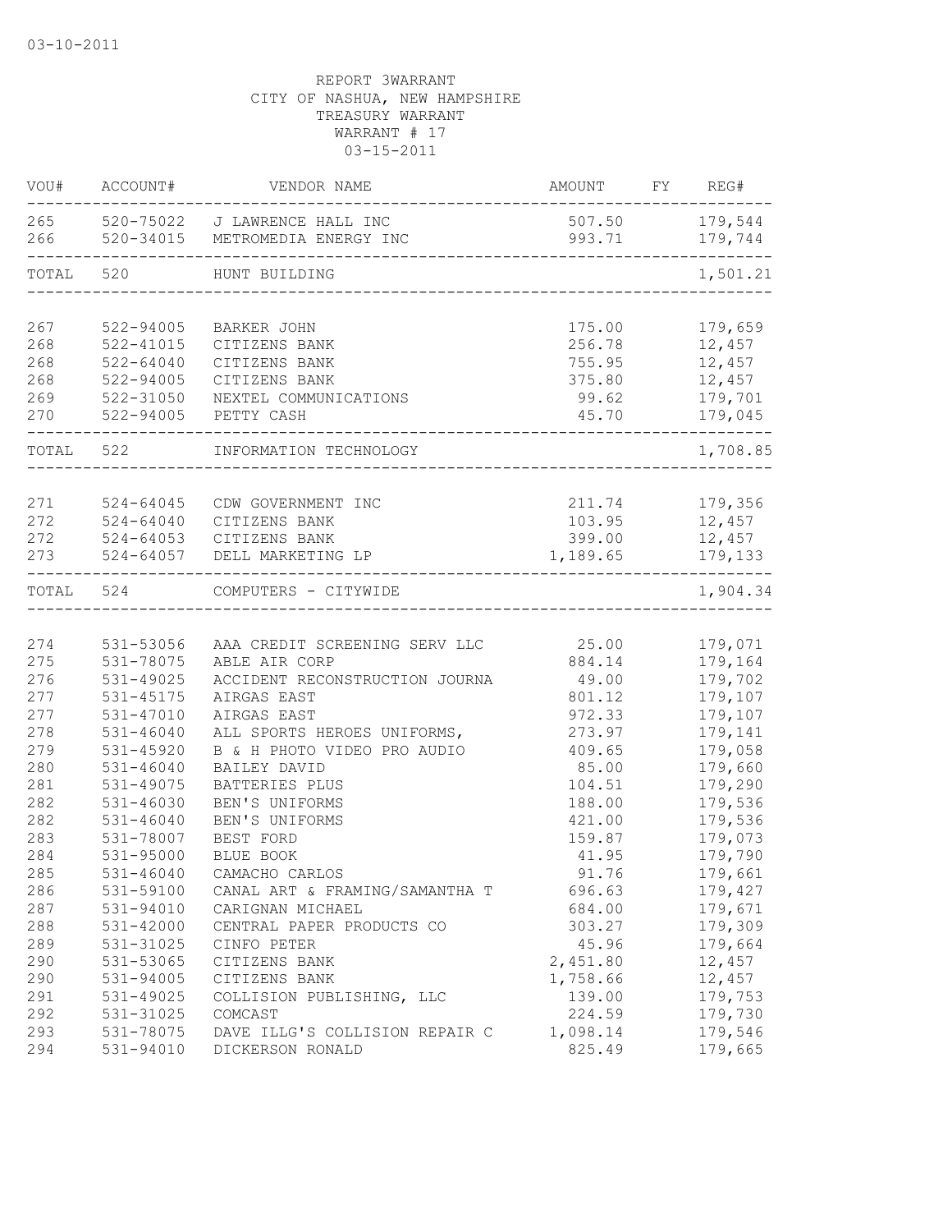03-10-2011

REPORT 3WARRANT
CITY OF NASHUA, NEW HAMPSHIRE
TREASURY WARRANT
WARRANT # 17
03-15-2011

| VOU# | ACCOUNT# | VENDOR NAME | AMOUNT | FY | REG# |
|---|---|---|---|---|---|
| 265 | 520-75022 | J LAWRENCE HALL INC | 507.50 | | 179,544 |
| 266 | 520-34015 | METROMEDIA ENERGY INC | 993.71 | | 179,744 |
| TOTAL | 520 | HUNT BUILDING | | | 1,501.21 |
| 267 | 522-94005 | BARKER JOHN | 175.00 | | 179,659 |
| 268 | 522-41015 | CITIZENS BANK | 256.78 | | 12,457 |
| 268 | 522-64040 | CITIZENS BANK | 755.95 | | 12,457 |
| 268 | 522-94005 | CITIZENS BANK | 375.80 | | 12,457 |
| 269 | 522-31050 | NEXTEL COMMUNICATIONS | 99.62 | | 179,701 |
| 270 | 522-94005 | PETTY CASH | 45.70 | | 179,045 |
| TOTAL | 522 | INFORMATION TECHNOLOGY | | | 1,708.85 |
| 271 | 524-64045 | CDW GOVERNMENT INC | 211.74 | | 179,356 |
| 272 | 524-64040 | CITIZENS BANK | 103.95 | | 12,457 |
| 272 | 524-64053 | CITIZENS BANK | 399.00 | | 12,457 |
| 273 | 524-64057 | DELL MARKETING LP | 1,189.65 | | 179,133 |
| TOTAL | 524 | COMPUTERS - CITYWIDE | | | 1,904.34 |
| 274 | 531-53056 | AAA CREDIT SCREENING SERV LLC | 25.00 | | 179,071 |
| 275 | 531-78075 | ABLE AIR CORP | 884.14 | | 179,164 |
| 276 | 531-49025 | ACCIDENT RECONSTRUCTION JOURNA | 49.00 | | 179,702 |
| 277 | 531-45175 | AIRGAS EAST | 801.12 | | 179,107 |
| 277 | 531-47010 | AIRGAS EAST | 972.33 | | 179,107 |
| 278 | 531-46040 | ALL SPORTS HEROES UNIFORMS, | 273.97 | | 179,141 |
| 279 | 531-45920 | B & H PHOTO VIDEO PRO AUDIO | 409.65 | | 179,058 |
| 280 | 531-46040 | BAILEY DAVID | 85.00 | | 179,660 |
| 281 | 531-49075 | BATTERIES PLUS | 104.51 | | 179,290 |
| 282 | 531-46030 | BEN'S UNIFORMS | 188.00 | | 179,536 |
| 282 | 531-46040 | BEN'S UNIFORMS | 421.00 | | 179,536 |
| 283 | 531-78007 | BEST FORD | 159.87 | | 179,073 |
| 284 | 531-95000 | BLUE BOOK | 41.95 | | 179,790 |
| 285 | 531-46040 | CAMACHO CARLOS | 91.76 | | 179,661 |
| 286 | 531-59100 | CANAL ART & FRAMING/SAMANTHA T | 696.63 | | 179,427 |
| 287 | 531-94010 | CARIGNAN MICHAEL | 684.00 | | 179,671 |
| 288 | 531-42000 | CENTRAL PAPER PRODUCTS CO | 303.27 | | 179,309 |
| 289 | 531-31025 | CINFO PETER | 45.96 | | 179,664 |
| 290 | 531-53065 | CITIZENS BANK | 2,451.80 | | 12,457 |
| 290 | 531-94005 | CITIZENS BANK | 1,758.66 | | 12,457 |
| 291 | 531-49025 | COLLISION PUBLISHING, LLC | 139.00 | | 179,753 |
| 292 | 531-31025 | COMCAST | 224.59 | | 179,730 |
| 293 | 531-78075 | DAVE ILLG'S COLLISION REPAIR C | 1,098.14 | | 179,546 |
| 294 | 531-94010 | DICKERSON RONALD | 825.49 | | 179,665 |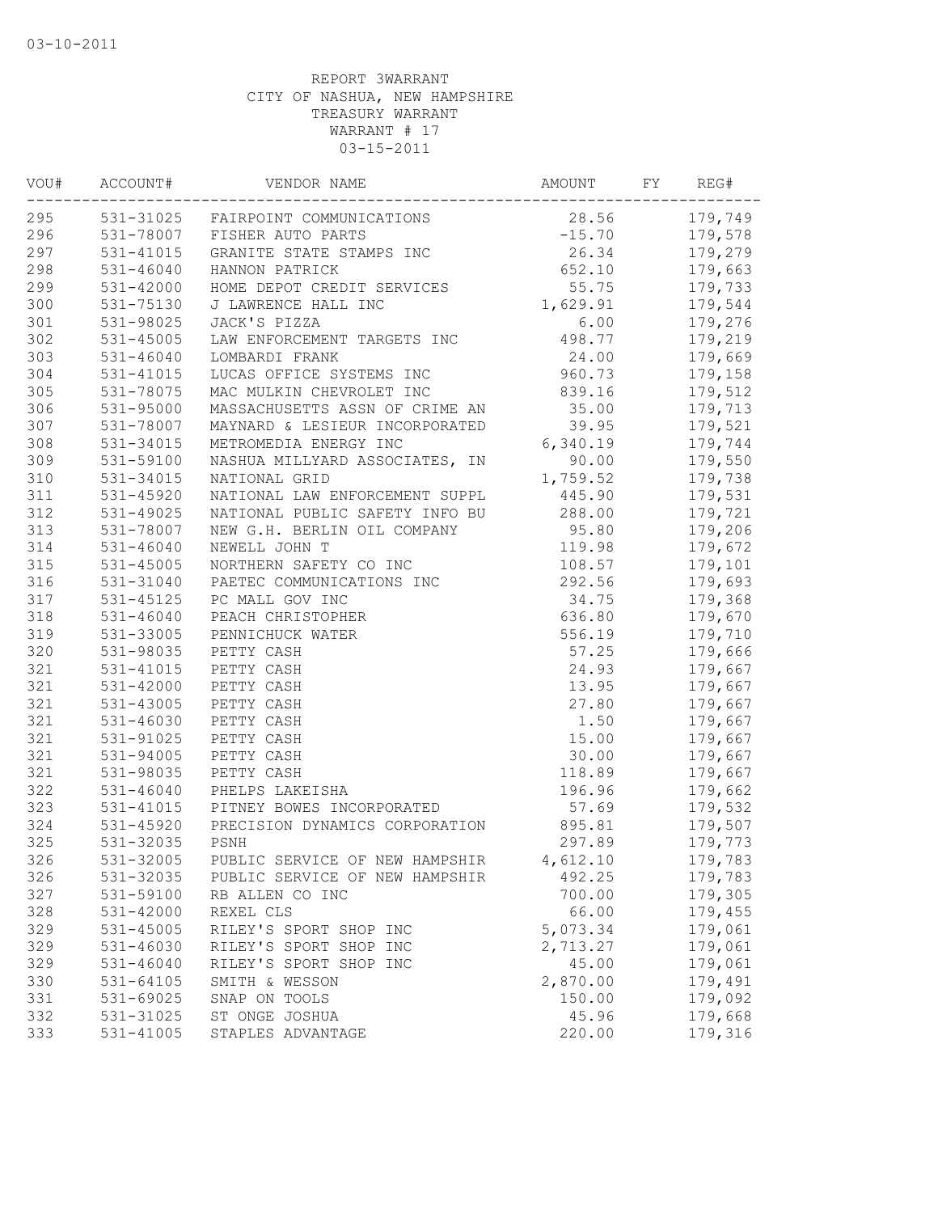03-10-2011

REPORT 3WARRANT
CITY OF NASHUA, NEW HAMPSHIRE
TREASURY WARRANT
WARRANT # 17
03-15-2011

| VOU# | ACCOUNT# | VENDOR NAME | AMOUNT | FY | REG# |
|---|---|---|---|---|---|
| 295 | 531-31025 | FAIRPOINT COMMUNICATIONS | 28.56 | | 179,749 |
| 296 | 531-78007 | FISHER AUTO PARTS | -15.70 | | 179,578 |
| 297 | 531-41015 | GRANITE STATE STAMPS INC | 26.34 | | 179,279 |
| 298 | 531-46040 | HANNON PATRICK | 652.10 | | 179,663 |
| 299 | 531-42000 | HOME DEPOT CREDIT SERVICES | 55.75 | | 179,733 |
| 300 | 531-75130 | J LAWRENCE HALL INC | 1,629.91 | | 179,544 |
| 301 | 531-98025 | JACK'S PIZZA | 6.00 | | 179,276 |
| 302 | 531-45005 | LAW ENFORCEMENT TARGETS INC | 498.77 | | 179,219 |
| 303 | 531-46040 | LOMBARDI FRANK | 24.00 | | 179,669 |
| 304 | 531-41015 | LUCAS OFFICE SYSTEMS INC | 960.73 | | 179,158 |
| 305 | 531-78075 | MAC MULKIN CHEVROLET INC | 839.16 | | 179,512 |
| 306 | 531-95000 | MASSACHUSETTS ASSN OF CRIME AN | 35.00 | | 179,713 |
| 307 | 531-78007 | MAYNARD & LESIEUR INCORPORATED | 39.95 | | 179,521 |
| 308 | 531-34015 | METROMEDIA ENERGY INC | 6,340.19 | | 179,744 |
| 309 | 531-59100 | NASHUA MILLYARD ASSOCIATES, IN | 90.00 | | 179,550 |
| 310 | 531-34015 | NATIONAL GRID | 1,759.52 | | 179,738 |
| 311 | 531-45920 | NATIONAL LAW ENFORCEMENT SUPPL | 445.90 | | 179,531 |
| 312 | 531-49025 | NATIONAL PUBLIC SAFETY INFO BU | 288.00 | | 179,721 |
| 313 | 531-78007 | NEW G.H. BERLIN OIL COMPANY | 95.80 | | 179,206 |
| 314 | 531-46040 | NEWELL JOHN T | 119.98 | | 179,672 |
| 315 | 531-45005 | NORTHERN SAFETY CO INC | 108.57 | | 179,101 |
| 316 | 531-31040 | PAETEC COMMUNICATIONS INC | 292.56 | | 179,693 |
| 317 | 531-45125 | PC MALL GOV INC | 34.75 | | 179,368 |
| 318 | 531-46040 | PEACH CHRISTOPHER | 636.80 | | 179,670 |
| 319 | 531-33005 | PENNICHUCK WATER | 556.19 | | 179,710 |
| 320 | 531-98035 | PETTY CASH | 57.25 | | 179,666 |
| 321 | 531-41015 | PETTY CASH | 24.93 | | 179,667 |
| 321 | 531-42000 | PETTY CASH | 13.95 | | 179,667 |
| 321 | 531-43005 | PETTY CASH | 27.80 | | 179,667 |
| 321 | 531-46030 | PETTY CASH | 1.50 | | 179,667 |
| 321 | 531-91025 | PETTY CASH | 15.00 | | 179,667 |
| 321 | 531-94005 | PETTY CASH | 30.00 | | 179,667 |
| 321 | 531-98035 | PETTY CASH | 118.89 | | 179,667 |
| 322 | 531-46040 | PHELPS LAKEISHA | 196.96 | | 179,662 |
| 323 | 531-41015 | PITNEY BOWES INCORPORATED | 57.69 | | 179,532 |
| 324 | 531-45920 | PRECISION DYNAMICS CORPORATION | 895.81 | | 179,507 |
| 325 | 531-32035 | PSNH | 297.89 | | 179,773 |
| 326 | 531-32005 | PUBLIC SERVICE OF NEW HAMPSHIR | 4,612.10 | | 179,783 |
| 326 | 531-32035 | PUBLIC SERVICE OF NEW HAMPSHIR | 492.25 | | 179,783 |
| 327 | 531-59100 | RB ALLEN CO INC | 700.00 | | 179,305 |
| 328 | 531-42000 | REXEL CLS | 66.00 | | 179,455 |
| 329 | 531-45005 | RILEY'S SPORT SHOP INC | 5,073.34 | | 179,061 |
| 329 | 531-46030 | RILEY'S SPORT SHOP INC | 2,713.27 | | 179,061 |
| 329 | 531-46040 | RILEY'S SPORT SHOP INC | 45.00 | | 179,061 |
| 330 | 531-64105 | SMITH & WESSON | 2,870.00 | | 179,491 |
| 331 | 531-69025 | SNAP ON TOOLS | 150.00 | | 179,092 |
| 332 | 531-31025 | ST ONGE JOSHUA | 45.96 | | 179,668 |
| 333 | 531-41005 | STAPLES ADVANTAGE | 220.00 | | 179,316 |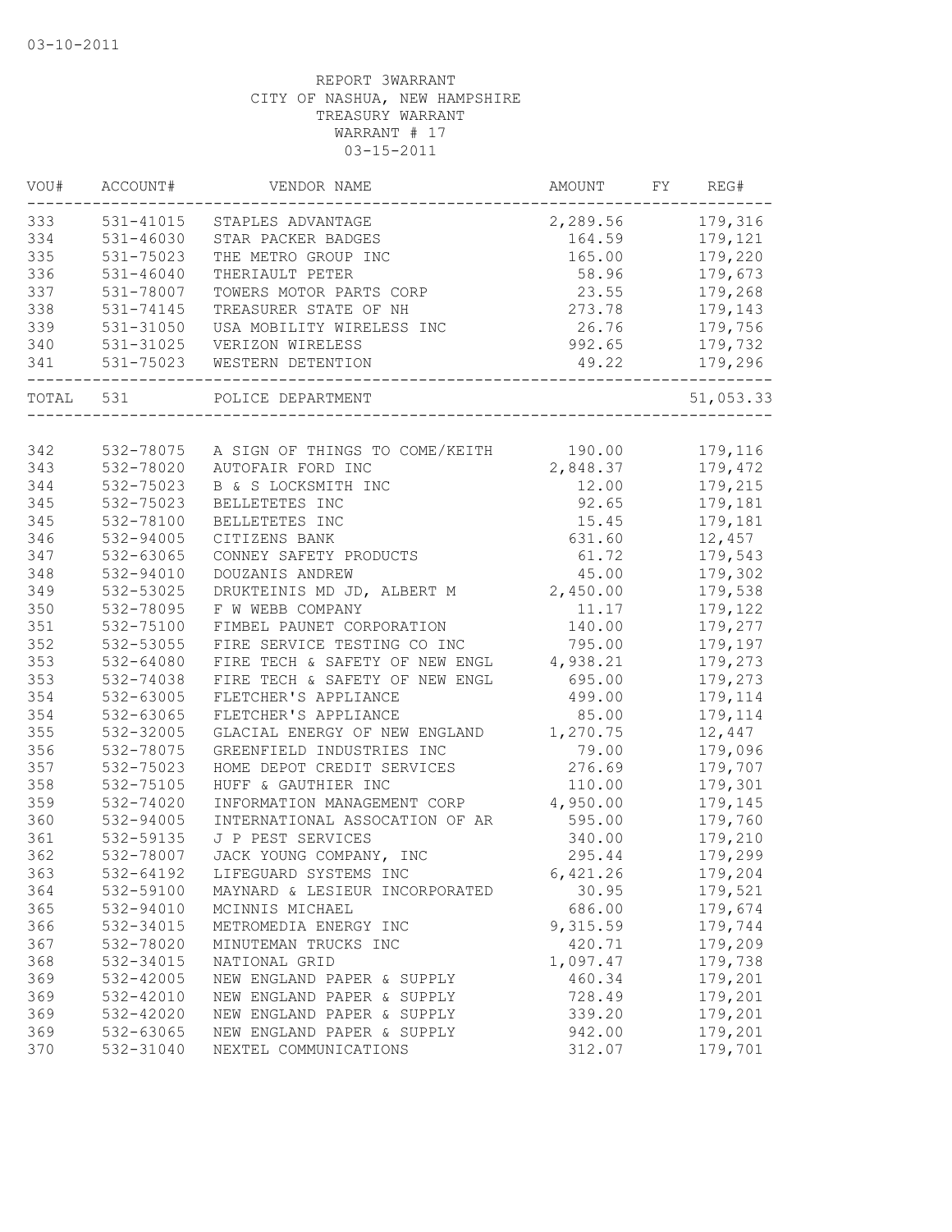03-10-2011

REPORT 3WARRANT
CITY OF NASHUA, NEW HAMPSHIRE
TREASURY WARRANT
WARRANT # 17
03-15-2011

| VOU# | ACCOUNT# | VENDOR NAME | AMOUNT | FY | REG# |
|---|---|---|---|---|---|
| 333 | 531-41015 | STAPLES ADVANTAGE | 2,289.56 | | 179,316 |
| 334 | 531-46030 | STAR PACKER BADGES | 164.59 | | 179,121 |
| 335 | 531-75023 | THE METRO GROUP INC | 165.00 | | 179,220 |
| 336 | 531-46040 | THERIAULT PETER | 58.96 | | 179,673 |
| 337 | 531-78007 | TOWERS MOTOR PARTS CORP | 23.55 | | 179,268 |
| 338 | 531-74145 | TREASURER STATE OF NH | 273.78 | | 179,143 |
| 339 | 531-31050 | USA MOBILITY WIRELESS INC | 26.76 | | 179,756 |
| 340 | 531-31025 | VERIZON WIRELESS | 992.65 | | 179,732 |
| 341 | 531-75023 | WESTERN DETENTION | 49.22 | | 179,296 |
| TOTAL | 531 | POLICE DEPARTMENT | | | 51,053.33 |
| 342 | 532-78075 | A SIGN OF THINGS TO COME/KEITH | 190.00 | | 179,116 |
| 343 | 532-78020 | AUTOFAIR FORD INC | 2,848.37 | | 179,472 |
| 344 | 532-75023 | B & S LOCKSMITH INC | 12.00 | | 179,215 |
| 345 | 532-75023 | BELLETETES INC | 92.65 | | 179,181 |
| 345 | 532-78100 | BELLETETES INC | 15.45 | | 179,181 |
| 346 | 532-94005 | CITIZENS BANK | 631.60 | | 12,457 |
| 347 | 532-63065 | CONNEY SAFETY PRODUCTS | 61.72 | | 179,543 |
| 348 | 532-94010 | DOUZANIS ANDREW | 45.00 | | 179,302 |
| 349 | 532-53025 | DRUKTEINIS MD JD, ALBERT M | 2,450.00 | | 179,538 |
| 350 | 532-78095 | F W WEBB COMPANY | 11.17 | | 179,122 |
| 351 | 532-75100 | FIMBEL PAUNET CORPORATION | 140.00 | | 179,277 |
| 352 | 532-53055 | FIRE SERVICE TESTING CO INC | 795.00 | | 179,197 |
| 353 | 532-64080 | FIRE TECH & SAFETY OF NEW ENGL | 4,938.21 | | 179,273 |
| 353 | 532-74038 | FIRE TECH & SAFETY OF NEW ENGL | 695.00 | | 179,273 |
| 354 | 532-63005 | FLETCHER'S APPLIANCE | 499.00 | | 179,114 |
| 354 | 532-63065 | FLETCHER'S APPLIANCE | 85.00 | | 179,114 |
| 355 | 532-32005 | GLACIAL ENERGY OF NEW ENGLAND | 1,270.75 | | 12,447 |
| 356 | 532-78075 | GREENFIELD INDUSTRIES INC | 79.00 | | 179,096 |
| 357 | 532-75023 | HOME DEPOT CREDIT SERVICES | 276.69 | | 179,707 |
| 358 | 532-75105 | HUFF & GAUTHIER INC | 110.00 | | 179,301 |
| 359 | 532-74020 | INFORMATION MANAGEMENT CORP | 4,950.00 | | 179,145 |
| 360 | 532-94005 | INTERNATIONAL ASSOCATION OF AR | 595.00 | | 179,760 |
| 361 | 532-59135 | J P PEST SERVICES | 340.00 | | 179,210 |
| 362 | 532-78007 | JACK YOUNG COMPANY, INC | 295.44 | | 179,299 |
| 363 | 532-64192 | LIFEGUARD SYSTEMS INC | 6,421.26 | | 179,204 |
| 364 | 532-59100 | MAYNARD & LESIEUR INCORPORATED | 30.95 | | 179,521 |
| 365 | 532-94010 | MCINNIS MICHAEL | 686.00 | | 179,674 |
| 366 | 532-34015 | METROMEDIA ENERGY INC | 9,315.59 | | 179,744 |
| 367 | 532-78020 | MINUTEMAN TRUCKS INC | 420.71 | | 179,209 |
| 368 | 532-34015 | NATIONAL GRID | 1,097.47 | | 179,738 |
| 369 | 532-42005 | NEW ENGLAND PAPER & SUPPLY | 460.34 | | 179,201 |
| 369 | 532-42010 | NEW ENGLAND PAPER & SUPPLY | 728.49 | | 179,201 |
| 369 | 532-42020 | NEW ENGLAND PAPER & SUPPLY | 339.20 | | 179,201 |
| 369 | 532-63065 | NEW ENGLAND PAPER & SUPPLY | 942.00 | | 179,201 |
| 370 | 532-31040 | NEXTEL COMMUNICATIONS | 312.07 | | 179,701 |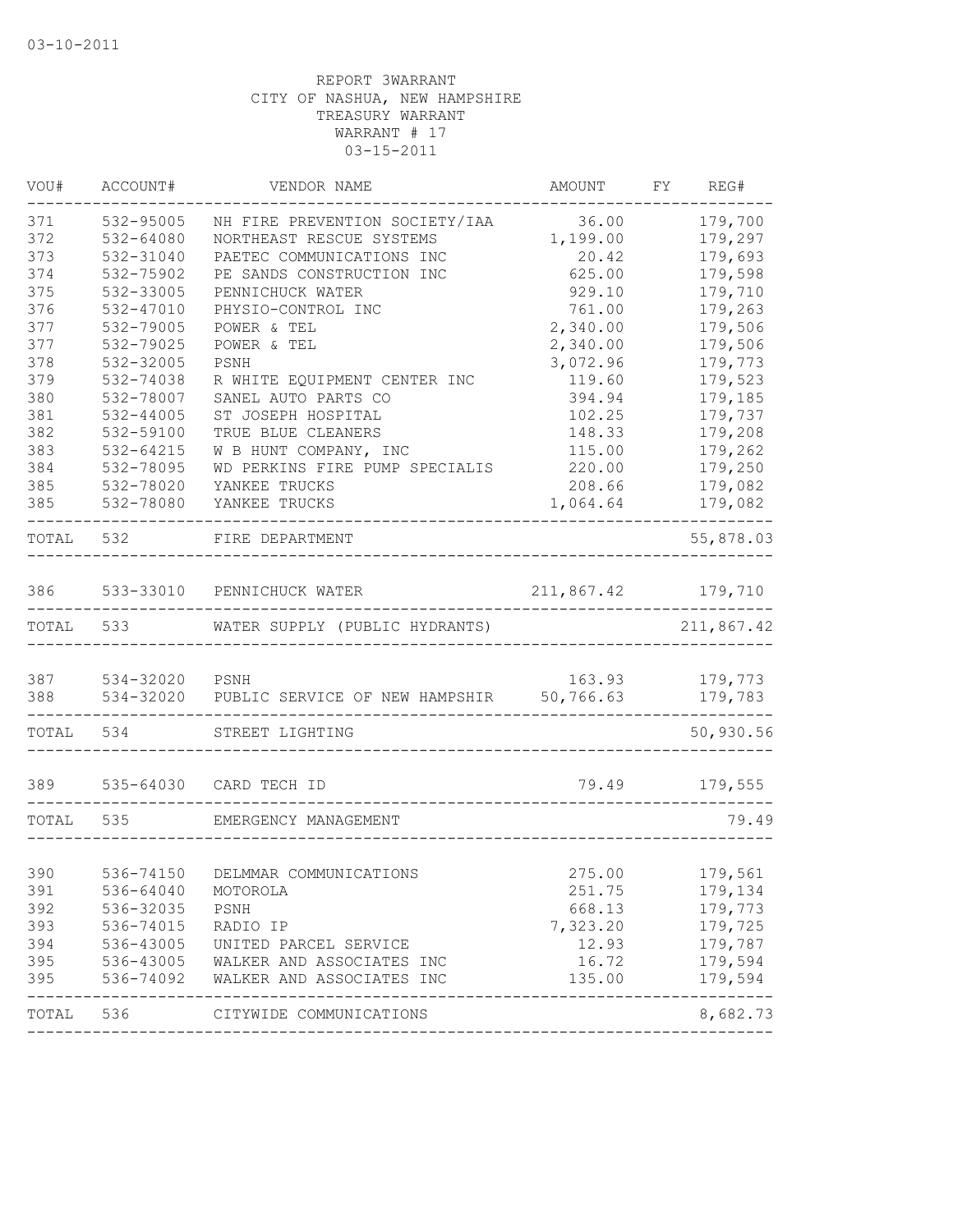03-10-2011

REPORT 3WARRANT
CITY OF NASHUA, NEW HAMPSHIRE
TREASURY WARRANT
WARRANT # 17
03-15-2011

| VOU# | ACCOUNT# | VENDOR NAME | AMOUNT | FY | REG# |
|---|---|---|---|---|---|
| 371 | 532-95005 | NH FIRE PREVENTION SOCIETY/IAA | 36.00 | | 179,700 |
| 372 | 532-64080 | NORTHEAST RESCUE SYSTEMS | 1,199.00 | | 179,297 |
| 373 | 532-31040 | PAETEC COMMUNICATIONS INC | 20.42 | | 179,693 |
| 374 | 532-75902 | PE SANDS CONSTRUCTION INC | 625.00 | | 179,598 |
| 375 | 532-33005 | PENNICHUCK WATER | 929.10 | | 179,710 |
| 376 | 532-47010 | PHYSIO-CONTROL INC | 761.00 | | 179,263 |
| 377 | 532-79005 | POWER & TEL | 2,340.00 | | 179,506 |
| 377 | 532-79025 | POWER & TEL | 2,340.00 | | 179,506 |
| 378 | 532-32005 | PSNH | 3,072.96 | | 179,773 |
| 379 | 532-74038 | R WHITE EQUIPMENT CENTER INC | 119.60 | | 179,523 |
| 380 | 532-78007 | SANEL AUTO PARTS CO | 394.94 | | 179,185 |
| 381 | 532-44005 | ST JOSEPH HOSPITAL | 102.25 | | 179,737 |
| 382 | 532-59100 | TRUE BLUE CLEANERS | 148.33 | | 179,208 |
| 383 | 532-64215 | W B HUNT COMPANY, INC | 115.00 | | 179,262 |
| 384 | 532-78095 | WD PERKINS FIRE PUMP SPECIALIS | 220.00 | | 179,250 |
| 385 | 532-78020 | YANKEE TRUCKS | 208.66 | | 179,082 |
| 385 | 532-78080 | YANKEE TRUCKS | 1,064.64 | | 179,082 |
| TOTAL | 532 | FIRE DEPARTMENT | | | 55,878.03 |
| 386 | 533-33010 | PENNICHUCK WATER | 211,867.42 | | 179,710 |
| TOTAL | 533 | WATER SUPPLY (PUBLIC HYDRANTS) | | | 211,867.42 |
| 387 | 534-32020 | PSNH | 163.93 | | 179,773 |
| 388 | 534-32020 | PUBLIC SERVICE OF NEW HAMPSHIR | 50,766.63 | | 179,783 |
| TOTAL | 534 | STREET LIGHTING | | | 50,930.56 |
| 389 | 535-64030 | CARD TECH ID | 79.49 | | 179,555 |
| TOTAL | 535 | EMERGENCY MANAGEMENT | | | 79.49 |
| 390 | 536-74150 | DELMMAR COMMUNICATIONS | 275.00 | | 179,561 |
| 391 | 536-64040 | MOTOROLA | 251.75 | | 179,134 |
| 392 | 536-32035 | PSNH | 668.13 | | 179,773 |
| 393 | 536-74015 | RADIO IP | 7,323.20 | | 179,725 |
| 394 | 536-43005 | UNITED PARCEL SERVICE | 12.93 | | 179,787 |
| 395 | 536-43005 | WALKER AND ASSOCIATES INC | 16.72 | | 179,594 |
| 395 | 536-74092 | WALKER AND ASSOCIATES INC | 135.00 | | 179,594 |
| TOTAL | 536 | CITYWIDE COMMUNICATIONS | | | 8,682.73 |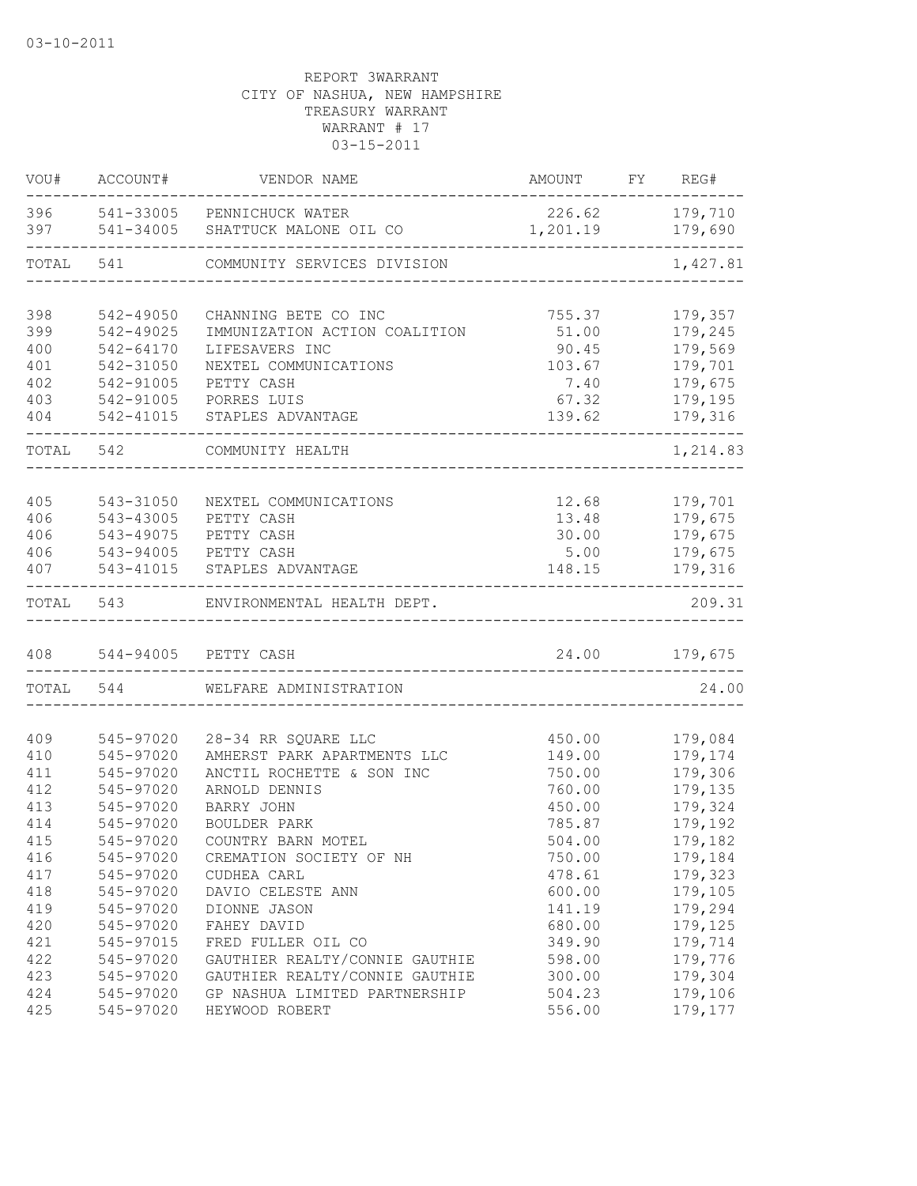03-10-2011

REPORT 3WARRANT
CITY OF NASHUA, NEW HAMPSHIRE
TREASURY WARRANT
WARRANT # 17
03-15-2011

| VOU# | ACCOUNT# | VENDOR NAME | AMOUNT | FY | REG# |
|---|---|---|---|---|---|
| 396 | 541-33005 | PENNICHUCK WATER | 226.62 | | 179,710 |
| 397 | 541-34005 | SHATTUCK MALONE OIL CO | 1,201.19 | | 179,690 |
| TOTAL | 541 | COMMUNITY SERVICES DIVISION | | | 1,427.81 |
| 398 | 542-49050 | CHANNING BETE CO INC | 755.37 | | 179,357 |
| 399 | 542-49025 | IMMUNIZATION ACTION COALITION | 51.00 | | 179,245 |
| 400 | 542-64170 | LIFESAVERS INC | 90.45 | | 179,569 |
| 401 | 542-31050 | NEXTEL COMMUNICATIONS | 103.67 | | 179,701 |
| 402 | 542-91005 | PETTY CASH | 7.40 | | 179,675 |
| 403 | 542-91005 | PORRES LUIS | 67.32 | | 179,195 |
| 404 | 542-41015 | STAPLES ADVANTAGE | 139.62 | | 179,316 |
| TOTAL | 542 | COMMUNITY HEALTH | | | 1,214.83 |
| 405 | 543-31050 | NEXTEL COMMUNICATIONS | 12.68 | | 179,701 |
| 406 | 543-43005 | PETTY CASH | 13.48 | | 179,675 |
| 406 | 543-49075 | PETTY CASH | 30.00 | | 179,675 |
| 406 | 543-94005 | PETTY CASH | 5.00 | | 179,675 |
| 407 | 543-41015 | STAPLES ADVANTAGE | 148.15 | | 179,316 |
| TOTAL | 543 | ENVIRONMENTAL HEALTH DEPT. | | | 209.31 |
| 408 | 544-94005 | PETTY CASH | 24.00 | | 179,675 |
| TOTAL | 544 | WELFARE ADMINISTRATION | | | 24.00 |
| 409 | 545-97020 | 28-34 RR SQUARE LLC | 450.00 | | 179,084 |
| 410 | 545-97020 | AMHERST PARK APARTMENTS LLC | 149.00 | | 179,174 |
| 411 | 545-97020 | ANCTIL ROCHETTE & SON INC | 750.00 | | 179,306 |
| 412 | 545-97020 | ARNOLD DENNIS | 760.00 | | 179,135 |
| 413 | 545-97020 | BARRY JOHN | 450.00 | | 179,324 |
| 414 | 545-97020 | BOULDER PARK | 785.87 | | 179,192 |
| 415 | 545-97020 | COUNTRY BARN MOTEL | 504.00 | | 179,182 |
| 416 | 545-97020 | CREMATION SOCIETY OF NH | 750.00 | | 179,184 |
| 417 | 545-97020 | CUDHEA CARL | 478.61 | | 179,323 |
| 418 | 545-97020 | DAVIO CELESTE ANN | 600.00 | | 179,105 |
| 419 | 545-97020 | DIONNE JASON | 141.19 | | 179,294 |
| 420 | 545-97020 | FAHEY DAVID | 680.00 | | 179,125 |
| 421 | 545-97015 | FRED FULLER OIL CO | 349.90 | | 179,714 |
| 422 | 545-97020 | GAUTHIER REALTY/CONNIE GAUTHIE | 598.00 | | 179,776 |
| 423 | 545-97020 | GAUTHIER REALTY/CONNIE GAUTHIE | 300.00 | | 179,304 |
| 424 | 545-97020 | GP NASHUA LIMITED PARTNERSHIP | 504.23 | | 179,106 |
| 425 | 545-97020 | HEYWOOD ROBERT | 556.00 | | 179,177 |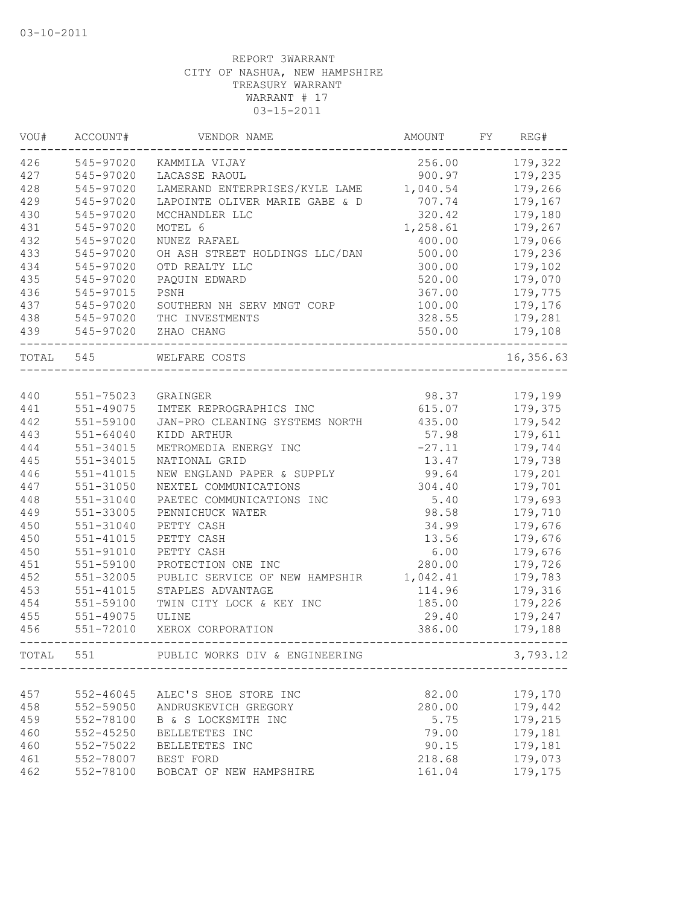03-10-2011

REPORT 3WARRANT
CITY OF NASHUA, NEW HAMPSHIRE
TREASURY WARRANT
WARRANT # 17
03-15-2011

| VOU# | ACCOUNT# | VENDOR NAME | AMOUNT | FY | REG# |
|---|---|---|---|---|---|
| 426 | 545-97020 | KAMMILA VIJAY | 256.00 | | 179,322 |
| 427 | 545-97020 | LACASSE RAOUL | 900.97 | | 179,235 |
| 428 | 545-97020 | LAMERAND ENTERPRISES/KYLE LAME | 1,040.54 | | 179,266 |
| 429 | 545-97020 | LAPOINTE OLIVER MARIE GABE & D | 707.74 | | 179,167 |
| 430 | 545-97020 | MCCHANDLER LLC | 320.42 | | 179,180 |
| 431 | 545-97020 | MOTEL 6 | 1,258.61 | | 179,267 |
| 432 | 545-97020 | NUNEZ RAFAEL | 400.00 | | 179,066 |
| 433 | 545-97020 | OH ASH STREET HOLDINGS LLC/DAN | 500.00 | | 179,236 |
| 434 | 545-97020 | OTD REALTY LLC | 300.00 | | 179,102 |
| 435 | 545-97020 | PAQUIN EDWARD | 520.00 | | 179,070 |
| 436 | 545-97015 | PSNH | 367.00 | | 179,775 |
| 437 | 545-97020 | SOUTHERN NH SERV MNGT CORP | 100.00 | | 179,176 |
| 438 | 545-97020 | THC INVESTMENTS | 328.55 | | 179,281 |
| 439 | 545-97020 | ZHAO CHANG | 550.00 | | 179,108 |
| TOTAL | 545 | WELFARE COSTS | | | 16,356.63 |
| 440 | 551-75023 | GRAINGER | 98.37 | | 179,199 |
| 441 | 551-49075 | IMTEK REPROGRAPHICS INC | 615.07 | | 179,375 |
| 442 | 551-59100 | JAN-PRO CLEANING SYSTEMS NORTH | 435.00 | | 179,542 |
| 443 | 551-64040 | KIDD ARTHUR | 57.98 | | 179,611 |
| 444 | 551-34015 | METROMEDIA ENERGY INC | -27.11 | | 179,744 |
| 445 | 551-34015 | NATIONAL GRID | 13.47 | | 179,738 |
| 446 | 551-41015 | NEW ENGLAND PAPER & SUPPLY | 99.64 | | 179,201 |
| 447 | 551-31050 | NEXTEL COMMUNICATIONS | 304.40 | | 179,701 |
| 448 | 551-31040 | PAETEC COMMUNICATIONS INC | 5.40 | | 179,693 |
| 449 | 551-33005 | PENNICHUCK WATER | 98.58 | | 179,710 |
| 450 | 551-31040 | PETTY CASH | 34.99 | | 179,676 |
| 450 | 551-41015 | PETTY CASH | 13.56 | | 179,676 |
| 450 | 551-91010 | PETTY CASH | 6.00 | | 179,676 |
| 451 | 551-59100 | PROTECTION ONE INC | 280.00 | | 179,726 |
| 452 | 551-32005 | PUBLIC SERVICE OF NEW HAMPSHIR | 1,042.41 | | 179,783 |
| 453 | 551-41015 | STAPLES ADVANTAGE | 114.96 | | 179,316 |
| 454 | 551-59100 | TWIN CITY LOCK & KEY INC | 185.00 | | 179,226 |
| 455 | 551-49075 | ULINE | 29.40 | | 179,247 |
| 456 | 551-72010 | XEROX CORPORATION | 386.00 | | 179,188 |
| TOTAL | 551 | PUBLIC WORKS DIV & ENGINEERING | | | 3,793.12 |
| 457 | 552-46045 | ALEC'S SHOE STORE INC | 82.00 | | 179,170 |
| 458 | 552-59050 | ANDRUSKEVICH GREGORY | 280.00 | | 179,442 |
| 459 | 552-78100 | B & S LOCKSMITH INC | 5.75 | | 179,215 |
| 460 | 552-45250 | BELLETETES INC | 79.00 | | 179,181 |
| 460 | 552-75022 | BELLETETES INC | 90.15 | | 179,181 |
| 461 | 552-78007 | BEST FORD | 218.68 | | 179,073 |
| 462 | 552-78100 | BOBCAT OF NEW HAMPSHIRE | 161.04 | | 179,175 |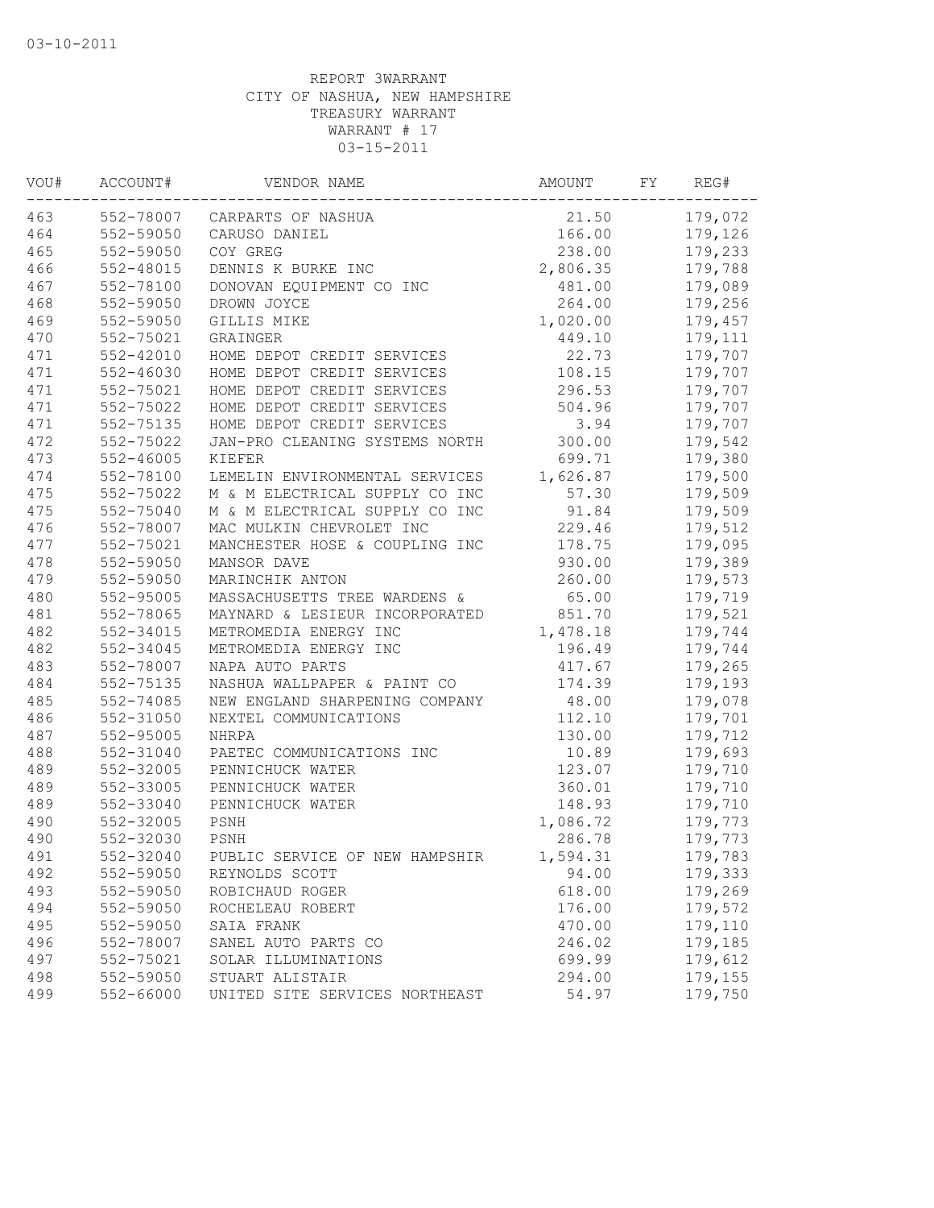03-10-2011

REPORT 3WARRANT
CITY OF NASHUA, NEW HAMPSHIRE
TREASURY WARRANT
WARRANT # 17
03-15-2011

| VOU# | ACCOUNT# | VENDOR NAME | AMOUNT | FY | REG# |
|---|---|---|---|---|---|
| 463 | 552-78007 | CARPARTS OF NASHUA | 21.50 | | 179,072 |
| 464 | 552-59050 | CARUSO DANIEL | 166.00 | | 179,126 |
| 465 | 552-59050 | COY GREG | 238.00 | | 179,233 |
| 466 | 552-48015 | DENNIS K BURKE INC | 2,806.35 | | 179,788 |
| 467 | 552-78100 | DONOVAN EQUIPMENT CO INC | 481.00 | | 179,089 |
| 468 | 552-59050 | DROWN JOYCE | 264.00 | | 179,256 |
| 469 | 552-59050 | GILLIS MIKE | 1,020.00 | | 179,457 |
| 470 | 552-75021 | GRAINGER | 449.10 | | 179,111 |
| 471 | 552-42010 | HOME DEPOT CREDIT SERVICES | 22.73 | | 179,707 |
| 471 | 552-46030 | HOME DEPOT CREDIT SERVICES | 108.15 | | 179,707 |
| 471 | 552-75021 | HOME DEPOT CREDIT SERVICES | 296.53 | | 179,707 |
| 471 | 552-75022 | HOME DEPOT CREDIT SERVICES | 504.96 | | 179,707 |
| 471 | 552-75135 | HOME DEPOT CREDIT SERVICES | 3.94 | | 179,707 |
| 472 | 552-75022 | JAN-PRO CLEANING SYSTEMS NORTH | 300.00 | | 179,542 |
| 473 | 552-46005 | KIEFER | 699.71 | | 179,380 |
| 474 | 552-78100 | LEMELIN ENVIRONMENTAL SERVICES | 1,626.87 | | 179,500 |
| 475 | 552-75022 | M & M ELECTRICAL SUPPLY CO INC | 57.30 | | 179,509 |
| 475 | 552-75040 | M & M ELECTRICAL SUPPLY CO INC | 91.84 | | 179,509 |
| 476 | 552-78007 | MAC MULKIN CHEVROLET INC | 229.46 | | 179,512 |
| 477 | 552-75021 | MANCHESTER HOSE & COUPLING INC | 178.75 | | 179,095 |
| 478 | 552-59050 | MANSOR DAVE | 930.00 | | 179,389 |
| 479 | 552-59050 | MARINCHIK ANTON | 260.00 | | 179,573 |
| 480 | 552-95005 | MASSACHUSETTS TREE WARDENS & | 65.00 | | 179,719 |
| 481 | 552-78065 | MAYNARD & LESIEUR INCORPORATED | 851.70 | | 179,521 |
| 482 | 552-34015 | METROMEDIA ENERGY INC | 1,478.18 | | 179,744 |
| 482 | 552-34045 | METROMEDIA ENERGY INC | 196.49 | | 179,744 |
| 483 | 552-78007 | NAPA AUTO PARTS | 417.67 | | 179,265 |
| 484 | 552-75135 | NASHUA WALLPAPER & PAINT CO | 174.39 | | 179,193 |
| 485 | 552-74085 | NEW ENGLAND SHARPENING COMPANY | 48.00 | | 179,078 |
| 486 | 552-31050 | NEXTEL COMMUNICATIONS | 112.10 | | 179,701 |
| 487 | 552-95005 | NHRPA | 130.00 | | 179,712 |
| 488 | 552-31040 | PAETEC COMMUNICATIONS INC | 10.89 | | 179,693 |
| 489 | 552-32005 | PENNICHUCK WATER | 123.07 | | 179,710 |
| 489 | 552-33005 | PENNICHUCK WATER | 360.01 | | 179,710 |
| 489 | 552-33040 | PENNICHUCK WATER | 148.93 | | 179,710 |
| 490 | 552-32005 | PSNH | 1,086.72 | | 179,773 |
| 490 | 552-32030 | PSNH | 286.78 | | 179,773 |
| 491 | 552-32040 | PUBLIC SERVICE OF NEW HAMPSHIR | 1,594.31 | | 179,783 |
| 492 | 552-59050 | REYNOLDS SCOTT | 94.00 | | 179,333 |
| 493 | 552-59050 | ROBICHAUD ROGER | 618.00 | | 179,269 |
| 494 | 552-59050 | ROCHELEAU ROBERT | 176.00 | | 179,572 |
| 495 | 552-59050 | SAIA FRANK | 470.00 | | 179,110 |
| 496 | 552-78007 | SANEL AUTO PARTS CO | 246.02 | | 179,185 |
| 497 | 552-75021 | SOLAR ILLUMINATIONS | 699.99 | | 179,612 |
| 498 | 552-59050 | STUART ALISTAIR | 294.00 | | 179,155 |
| 499 | 552-66000 | UNITED SITE SERVICES NORTHEAST | 54.97 | | 179,750 |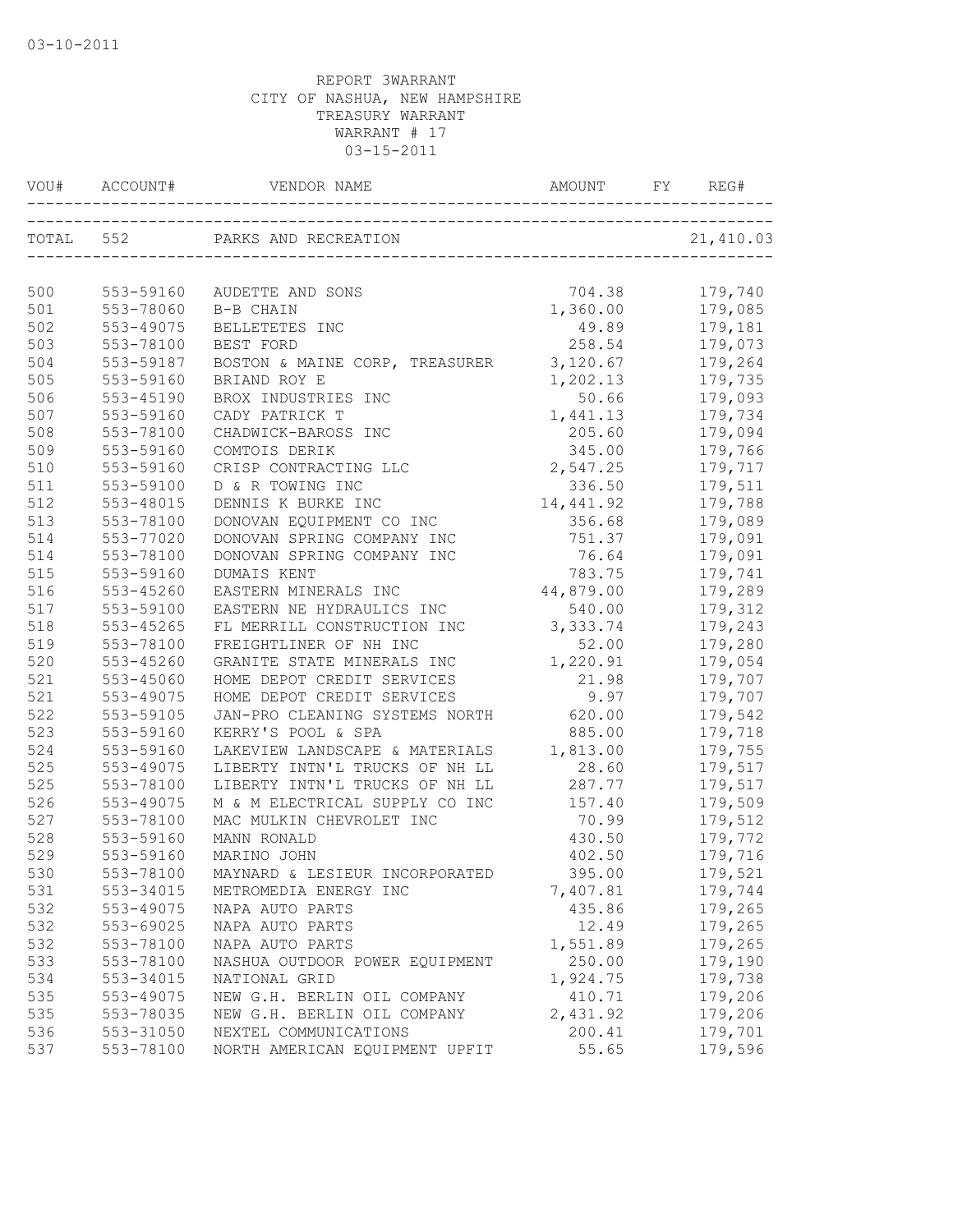03-10-2011

REPORT 3WARRANT
CITY OF NASHUA, NEW HAMPSHIRE
TREASURY WARRANT
WARRANT # 17
03-15-2011

| VOU# | ACCOUNT# | VENDOR NAME | AMOUNT | FY | REG# |
|---|---|---|---|---|---|
| TOTAL | 552 | PARKS AND RECREATION | | | 21,410.03 |
| 500 | 553-59160 | AUDETTE AND SONS | 704.38 | | 179,740 |
| 501 | 553-78060 | B-B CHAIN | 1,360.00 | | 179,085 |
| 502 | 553-49075 | BELLETETES INC | 49.89 | | 179,181 |
| 503 | 553-78100 | BEST FORD | 258.54 | | 179,073 |
| 504 | 553-59187 | BOSTON & MAINE CORP, TREASURER | 3,120.67 | | 179,264 |
| 505 | 553-59160 | BRIAND ROY E | 1,202.13 | | 179,735 |
| 506 | 553-45190 | BROX INDUSTRIES INC | 50.66 | | 179,093 |
| 507 | 553-59160 | CADY PATRICK T | 1,441.13 | | 179,734 |
| 508 | 553-78100 | CHADWICK-BAROSS INC | 205.60 | | 179,094 |
| 509 | 553-59160 | COMTOIS DERIK | 345.00 | | 179,766 |
| 510 | 553-59160 | CRISP CONTRACTING LLC | 2,547.25 | | 179,717 |
| 511 | 553-59100 | D & R TOWING INC | 336.50 | | 179,511 |
| 512 | 553-48015 | DENNIS K BURKE INC | 14,441.92 | | 179,788 |
| 513 | 553-78100 | DONOVAN EQUIPMENT CO INC | 356.68 | | 179,089 |
| 514 | 553-77020 | DONOVAN SPRING COMPANY INC | 751.37 | | 179,091 |
| 514 | 553-78100 | DONOVAN SPRING COMPANY INC | 76.64 | | 179,091 |
| 515 | 553-59160 | DUMAIS KENT | 783.75 | | 179,741 |
| 516 | 553-45260 | EASTERN MINERALS INC | 44,879.00 | | 179,289 |
| 517 | 553-59100 | EASTERN NE HYDRAULICS INC | 540.00 | | 179,312 |
| 518 | 553-45265 | FL MERRILL CONSTRUCTION INC | 3,333.74 | | 179,243 |
| 519 | 553-78100 | FREIGHTLINER OF NH INC | 52.00 | | 179,280 |
| 520 | 553-45260 | GRANITE STATE MINERALS INC | 1,220.91 | | 179,054 |
| 521 | 553-45060 | HOME DEPOT CREDIT SERVICES | 21.98 | | 179,707 |
| 521 | 553-49075 | HOME DEPOT CREDIT SERVICES | 9.97 | | 179,707 |
| 522 | 553-59105 | JAN-PRO CLEANING SYSTEMS NORTH | 620.00 | | 179,542 |
| 523 | 553-59160 | KERRY'S POOL & SPA | 885.00 | | 179,718 |
| 524 | 553-59160 | LAKEVIEW LANDSCAPE & MATERIALS | 1,813.00 | | 179,755 |
| 525 | 553-49075 | LIBERTY INTN'L TRUCKS OF NH LL | 28.60 | | 179,517 |
| 525 | 553-78100 | LIBERTY INTN'L TRUCKS OF NH LL | 287.77 | | 179,517 |
| 526 | 553-49075 | M & M ELECTRICAL SUPPLY CO INC | 157.40 | | 179,509 |
| 527 | 553-78100 | MAC MULKIN CHEVROLET INC | 70.99 | | 179,512 |
| 528 | 553-59160 | MANN RONALD | 430.50 | | 179,772 |
| 529 | 553-59160 | MARINO JOHN | 402.50 | | 179,716 |
| 530 | 553-78100 | MAYNARD & LESIEUR INCORPORATED | 395.00 | | 179,521 |
| 531 | 553-34015 | METROMEDIA ENERGY INC | 7,407.81 | | 179,744 |
| 532 | 553-49075 | NAPA AUTO PARTS | 435.86 | | 179,265 |
| 532 | 553-69025 | NAPA AUTO PARTS | 12.49 | | 179,265 |
| 532 | 553-78100 | NAPA AUTO PARTS | 1,551.89 | | 179,265 |
| 533 | 553-78100 | NASHUA OUTDOOR POWER EQUIPMENT | 250.00 | | 179,190 |
| 534 | 553-34015 | NATIONAL GRID | 1,924.75 | | 179,738 |
| 535 | 553-49075 | NEW G.H. BERLIN OIL COMPANY | 410.71 | | 179,206 |
| 535 | 553-78035 | NEW G.H. BERLIN OIL COMPANY | 2,431.92 | | 179,206 |
| 536 | 553-31050 | NEXTEL COMMUNICATIONS | 200.41 | | 179,701 |
| 537 | 553-78100 | NORTH AMERICAN EQUIPMENT UPFIT | 55.65 | | 179,596 |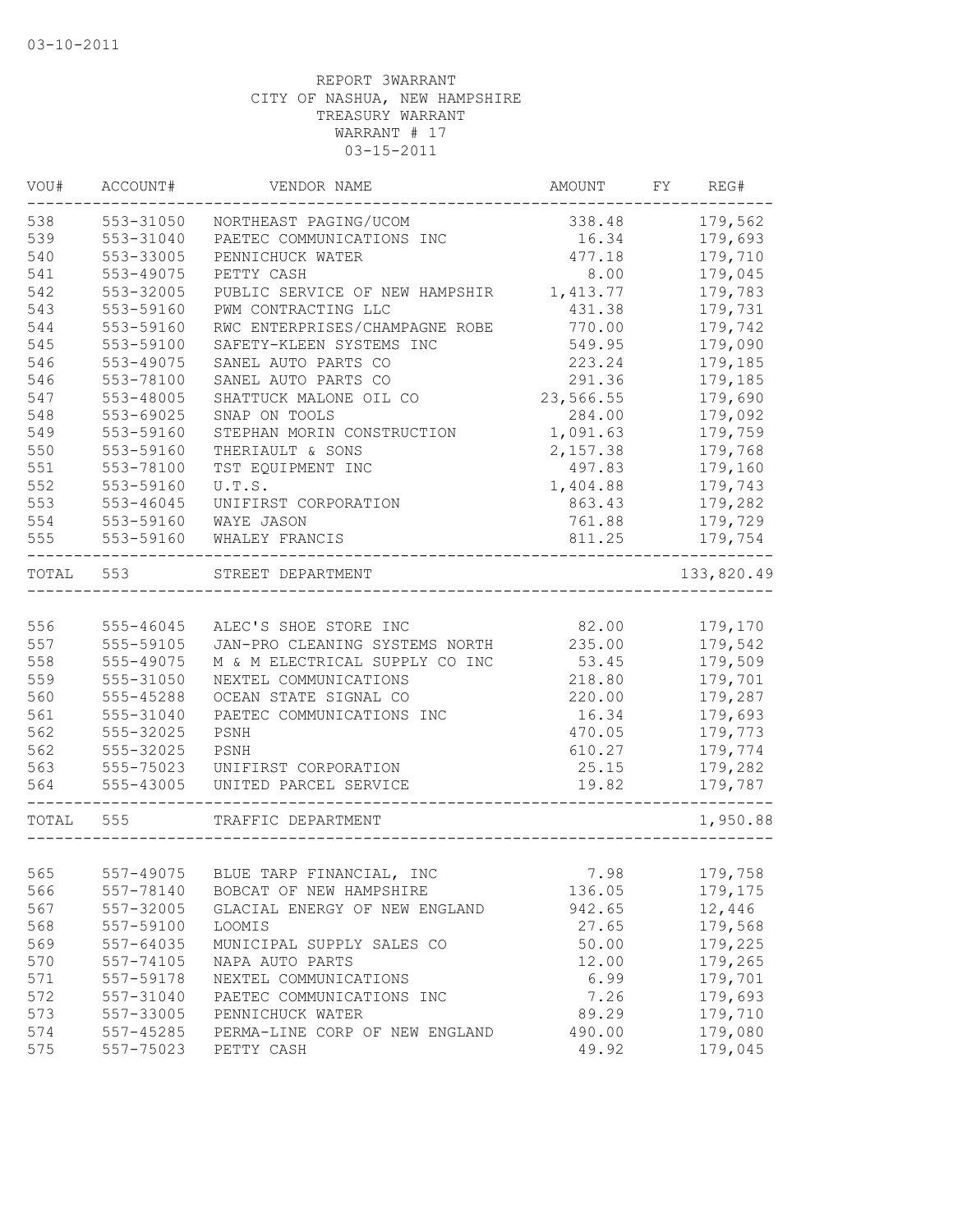03-10-2011

REPORT 3WARRANT
CITY OF NASHUA, NEW HAMPSHIRE
TREASURY WARRANT
WARRANT # 17
03-15-2011

| VOU# | ACCOUNT# | VENDOR NAME | AMOUNT | FY | REG# |
|---|---|---|---|---|---|
| 538 | 553-31050 | NORTHEAST PAGING/UCOM | 338.48 | | 179,562 |
| 539 | 553-31040 | PAETEC COMMUNICATIONS INC | 16.34 | | 179,693 |
| 540 | 553-33005 | PENNICHUCK WATER | 477.18 | | 179,710 |
| 541 | 553-49075 | PETTY CASH | 8.00 | | 179,045 |
| 542 | 553-32005 | PUBLIC SERVICE OF NEW HAMPSHIR | 1,413.77 | | 179,783 |
| 543 | 553-59160 | PWM CONTRACTING LLC | 431.38 | | 179,731 |
| 544 | 553-59160 | RWC ENTERPRISES/CHAMPAGNE ROBE | 770.00 | | 179,742 |
| 545 | 553-59100 | SAFETY-KLEEN SYSTEMS INC | 549.95 | | 179,090 |
| 546 | 553-49075 | SANEL AUTO PARTS CO | 223.24 | | 179,185 |
| 546 | 553-78100 | SANEL AUTO PARTS CO | 291.36 | | 179,185 |
| 547 | 553-48005 | SHATTUCK MALONE OIL CO | 23,566.55 | | 179,690 |
| 548 | 553-69025 | SNAP ON TOOLS | 284.00 | | 179,092 |
| 549 | 553-59160 | STEPHAN MORIN CONSTRUCTION | 1,091.63 | | 179,759 |
| 550 | 553-59160 | THERIAULT & SONS | 2,157.38 | | 179,768 |
| 551 | 553-78100 | TST EQUIPMENT INC | 497.83 | | 179,160 |
| 552 | 553-59160 | U.T.S. | 1,404.88 | | 179,743 |
| 553 | 553-46045 | UNIFIRST CORPORATION | 863.43 | | 179,282 |
| 554 | 553-59160 | WAYE JASON | 761.88 | | 179,729 |
| 555 | 553-59160 | WHALEY FRANCIS | 811.25 | | 179,754 |
| TOTAL | 553 | STREET DEPARTMENT | | | 133,820.49 |
| 556 | 555-46045 | ALEC'S SHOE STORE INC | 82.00 | | 179,170 |
| 557 | 555-59105 | JAN-PRO CLEANING SYSTEMS NORTH | 235.00 | | 179,542 |
| 558 | 555-49075 | M & M ELECTRICAL SUPPLY CO INC | 53.45 | | 179,509 |
| 559 | 555-31050 | NEXTEL COMMUNICATIONS | 218.80 | | 179,701 |
| 560 | 555-45288 | OCEAN STATE SIGNAL CO | 220.00 | | 179,287 |
| 561 | 555-31040 | PAETEC COMMUNICATIONS INC | 16.34 | | 179,693 |
| 562 | 555-32025 | PSNH | 470.05 | | 179,773 |
| 562 | 555-32025 | PSNH | 610.27 | | 179,774 |
| 563 | 555-75023 | UNIFIRST CORPORATION | 25.15 | | 179,282 |
| 564 | 555-43005 | UNITED PARCEL SERVICE | 19.82 | | 179,787 |
| TOTAL | 555 | TRAFFIC DEPARTMENT | | | 1,950.88 |
| 565 | 557-49075 | BLUE TARP FINANCIAL, INC | 7.98 | | 179,758 |
| 566 | 557-78140 | BOBCAT OF NEW HAMPSHIRE | 136.05 | | 179,175 |
| 567 | 557-32005 | GLACIAL ENERGY OF NEW ENGLAND | 942.65 | | 12,446 |
| 568 | 557-59100 | LOOMIS | 27.65 | | 179,568 |
| 569 | 557-64035 | MUNICIPAL SUPPLY SALES CO | 50.00 | | 179,225 |
| 570 | 557-74105 | NAPA AUTO PARTS | 12.00 | | 179,265 |
| 571 | 557-59178 | NEXTEL COMMUNICATIONS | 6.99 | | 179,701 |
| 572 | 557-31040 | PAETEC COMMUNICATIONS INC | 7.26 | | 179,693 |
| 573 | 557-33005 | PENNICHUCK WATER | 89.29 | | 179,710 |
| 574 | 557-45285 | PERMA-LINE CORP OF NEW ENGLAND | 490.00 | | 179,080 |
| 575 | 557-75023 | PETTY CASH | 49.92 | | 179,045 |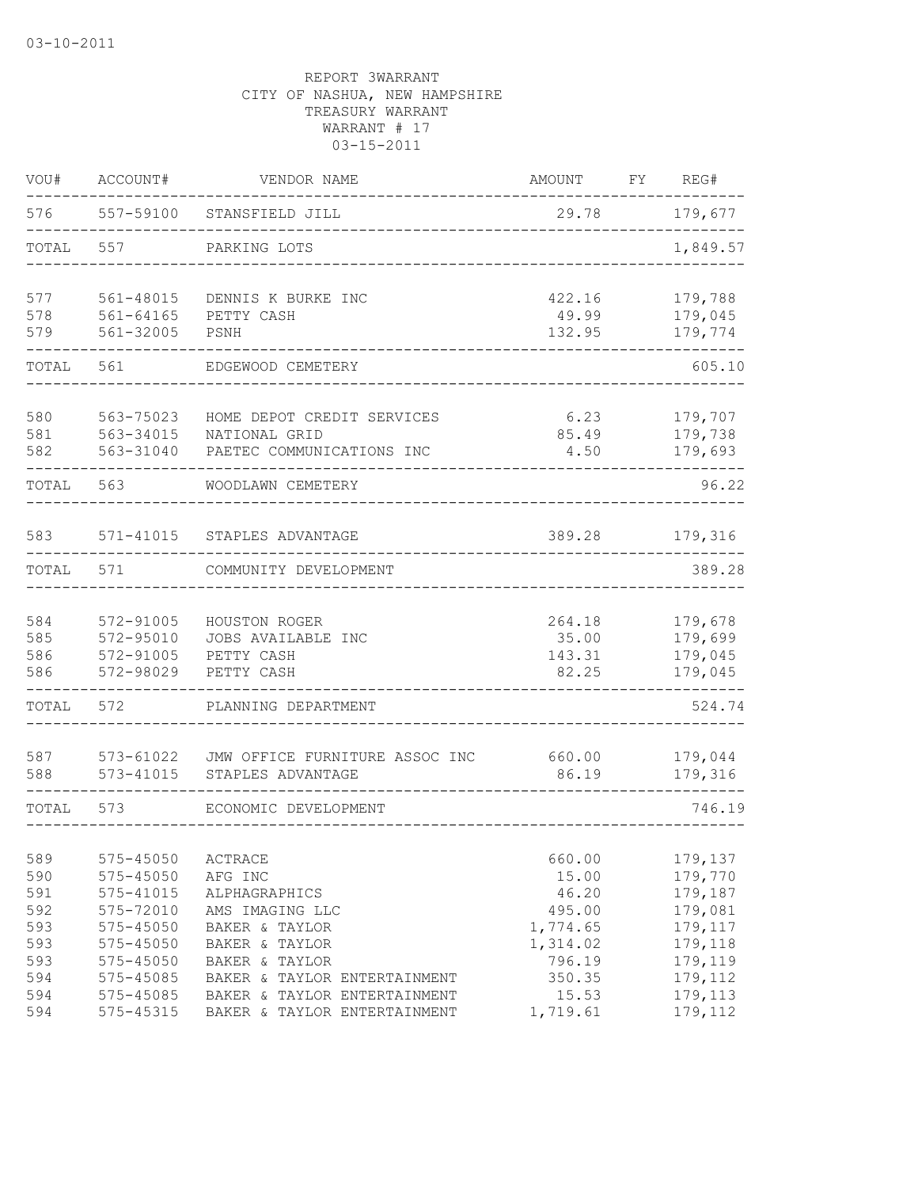03-10-2011

REPORT 3WARRANT
CITY OF NASHUA, NEW HAMPSHIRE
TREASURY WARRANT
WARRANT # 17
03-15-2011

| VOU# | ACCOUNT# | VENDOR NAME | AMOUNT | FY | REG# |
|---|---|---|---|---|---|
| 576 | 557-59100 | STANSFIELD JILL | 29.78 | | 179,677 |
| TOTAL | 557 | PARKING LOTS | | | 1,849.57 |
| 577 | 561-48015 | DENNIS K BURKE INC | 422.16 | | 179,788 |
| 578 | 561-64165 | PETTY CASH | 49.99 | | 179,045 |
| 579 | 561-32005 | PSNH | 132.95 | | 179,774 |
| TOTAL | 561 | EDGEWOOD CEMETERY | | | 605.10 |
| 580 | 563-75023 | HOME DEPOT CREDIT SERVICES | 6.23 | | 179,707 |
| 581 | 563-34015 | NATIONAL GRID | 85.49 | | 179,738 |
| 582 | 563-31040 | PAETEC COMMUNICATIONS INC | 4.50 | | 179,693 |
| TOTAL | 563 | WOODLAWN CEMETERY | | | 96.22 |
| 583 | 571-41015 | STAPLES ADVANTAGE | 389.28 | | 179,316 |
| TOTAL | 571 | COMMUNITY DEVELOPMENT | | | 389.28 |
| 584 | 572-91005 | HOUSTON ROGER | 264.18 | | 179,678 |
| 585 | 572-95010 | JOBS AVAILABLE INC | 35.00 | | 179,699 |
| 586 | 572-91005 | PETTY CASH | 143.31 | | 179,045 |
| 586 | 572-98029 | PETTY CASH | 82.25 | | 179,045 |
| TOTAL | 572 | PLANNING DEPARTMENT | | | 524.74 |
| 587 | 573-61022 | JMW OFFICE FURNITURE ASSOC INC | 660.00 | | 179,044 |
| 588 | 573-41015 | STAPLES ADVANTAGE | 86.19 | | 179,316 |
| TOTAL | 573 | ECONOMIC DEVELOPMENT | | | 746.19 |
| 589 | 575-45050 | ACTRACE | 660.00 | | 179,137 |
| 590 | 575-45050 | AFG INC | 15.00 | | 179,770 |
| 591 | 575-41015 | ALPHAGRAPHICS | 46.20 | | 179,187 |
| 592 | 575-72010 | AMS IMAGING LLC | 495.00 | | 179,081 |
| 593 | 575-45050 | BAKER & TAYLOR | 1,774.65 | | 179,117 |
| 593 | 575-45050 | BAKER & TAYLOR | 1,314.02 | | 179,118 |
| 593 | 575-45050 | BAKER & TAYLOR | 796.19 | | 179,119 |
| 594 | 575-45085 | BAKER & TAYLOR ENTERTAINMENT | 350.35 | | 179,112 |
| 594 | 575-45085 | BAKER & TAYLOR ENTERTAINMENT | 15.53 | | 179,113 |
| 594 | 575-45315 | BAKER & TAYLOR ENTERTAINMENT | 1,719.61 | | 179,112 |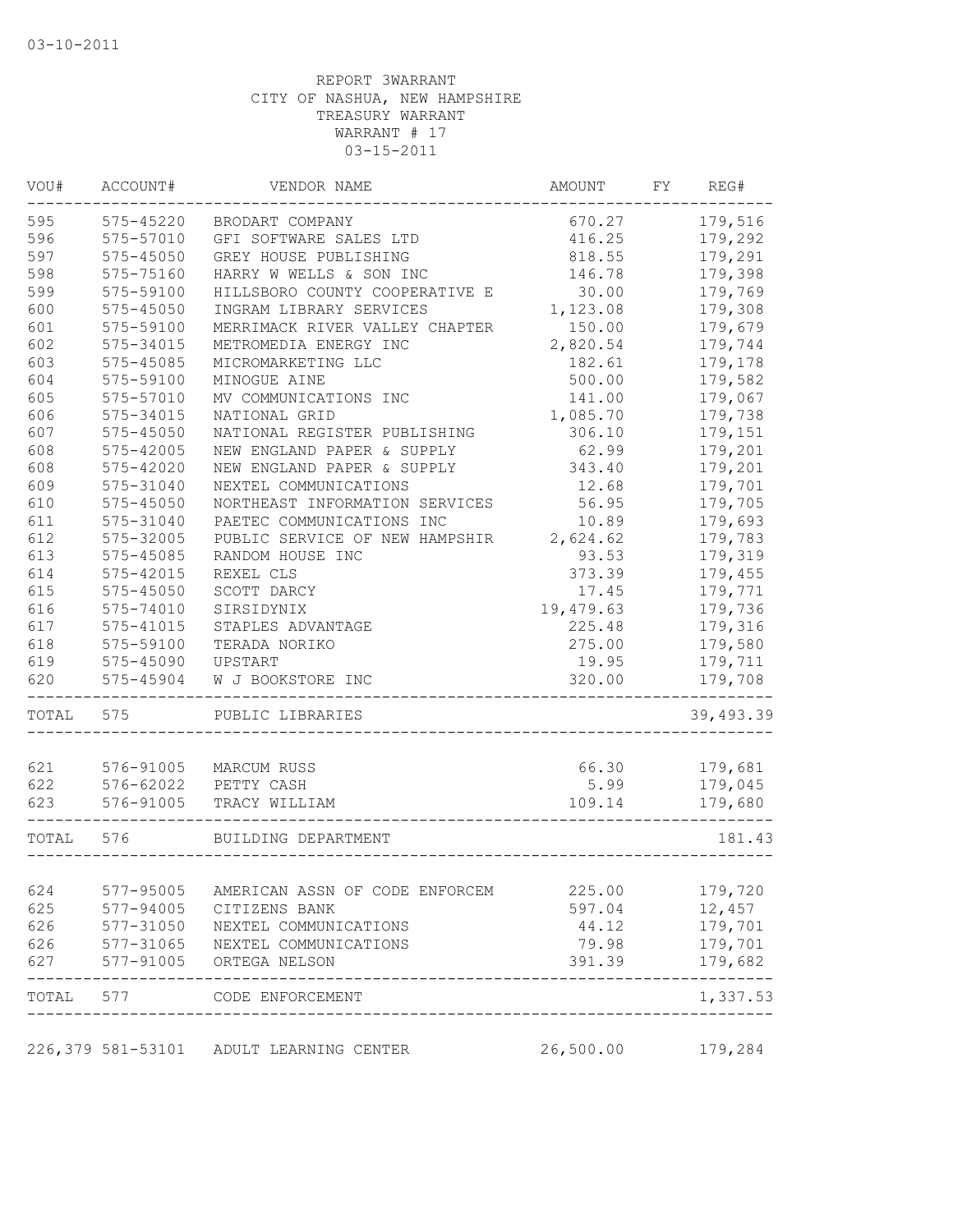03-10-2011

REPORT 3WARRANT
CITY OF NASHUA, NEW HAMPSHIRE
TREASURY WARRANT
WARRANT # 17
03-15-2011

| VOU# | ACCOUNT# | VENDOR NAME | AMOUNT | FY | REG# |
|---|---|---|---|---|---|
| 595 | 575-45220 | BRODART COMPANY | 670.27 | | 179,516 |
| 596 | 575-57010 | GFI SOFTWARE SALES LTD | 416.25 | | 179,292 |
| 597 | 575-45050 | GREY HOUSE PUBLISHING | 818.55 | | 179,291 |
| 598 | 575-75160 | HARRY W WELLS & SON INC | 146.78 | | 179,398 |
| 599 | 575-59100 | HILLSBORO COUNTY COOPERATIVE E | 30.00 | | 179,769 |
| 600 | 575-45050 | INGRAM LIBRARY SERVICES | 1,123.08 | | 179,308 |
| 601 | 575-59100 | MERRIMACK RIVER VALLEY CHAPTER | 150.00 | | 179,679 |
| 602 | 575-34015 | METROMEDIA ENERGY INC | 2,820.54 | | 179,744 |
| 603 | 575-45085 | MICROMARKETING LLC | 182.61 | | 179,178 |
| 604 | 575-59100 | MINOGUE AINE | 500.00 | | 179,582 |
| 605 | 575-57010 | MV COMMUNICATIONS INC | 141.00 | | 179,067 |
| 606 | 575-34015 | NATIONAL GRID | 1,085.70 | | 179,738 |
| 607 | 575-45050 | NATIONAL REGISTER PUBLISHING | 306.10 | | 179,151 |
| 608 | 575-42005 | NEW ENGLAND PAPER & SUPPLY | 62.99 | | 179,201 |
| 608 | 575-42020 | NEW ENGLAND PAPER & SUPPLY | 343.40 | | 179,201 |
| 609 | 575-31040 | NEXTEL COMMUNICATIONS | 12.68 | | 179,701 |
| 610 | 575-45050 | NORTHEAST INFORMATION SERVICES | 56.95 | | 179,705 |
| 611 | 575-31040 | PAETEC COMMUNICATIONS INC | 10.89 | | 179,693 |
| 612 | 575-32005 | PUBLIC SERVICE OF NEW HAMPSHIR | 2,624.62 | | 179,783 |
| 613 | 575-45085 | RANDOM HOUSE INC | 93.53 | | 179,319 |
| 614 | 575-42015 | REXEL CLS | 373.39 | | 179,455 |
| 615 | 575-45050 | SCOTT DARCY | 17.45 | | 179,771 |
| 616 | 575-74010 | SIRSIDYNIX | 19,479.63 | | 179,736 |
| 617 | 575-41015 | STAPLES ADVANTAGE | 225.48 | | 179,316 |
| 618 | 575-59100 | TERADA NORIKO | 275.00 | | 179,580 |
| 619 | 575-45090 | UPSTART | 19.95 | | 179,711 |
| 620 | 575-45904 | W J BOOKSTORE INC | 320.00 | | 179,708 |
| TOTAL | 575 | PUBLIC LIBRARIES | | | 39,493.39 |
| 621 | 576-91005 | MARCUM RUSS | 66.30 | | 179,681 |
| 622 | 576-62022 | PETTY CASH | 5.99 | | 179,045 |
| 623 | 576-91005 | TRACY WILLIAM | 109.14 | | 179,680 |
| TOTAL | 576 | BUILDING DEPARTMENT | | | 181.43 |
| 624 | 577-95005 | AMERICAN ASSN OF CODE ENFORCEM | 225.00 | | 179,720 |
| 625 | 577-94005 | CITIZENS BANK | 597.04 | | 12,457 |
| 626 | 577-31050 | NEXTEL COMMUNICATIONS | 44.12 | | 179,701 |
| 626 | 577-31065 | NEXTEL COMMUNICATIONS | 79.98 | | 179,701 |
| 627 | 577-91005 | ORTEGA NELSON | 391.39 | | 179,682 |
| TOTAL | 577 | CODE ENFORCEMENT | | | 1,337.53 |
| 226,379 | 581-53101 | ADULT LEARNING CENTER | 26,500.00 | | 179,284 |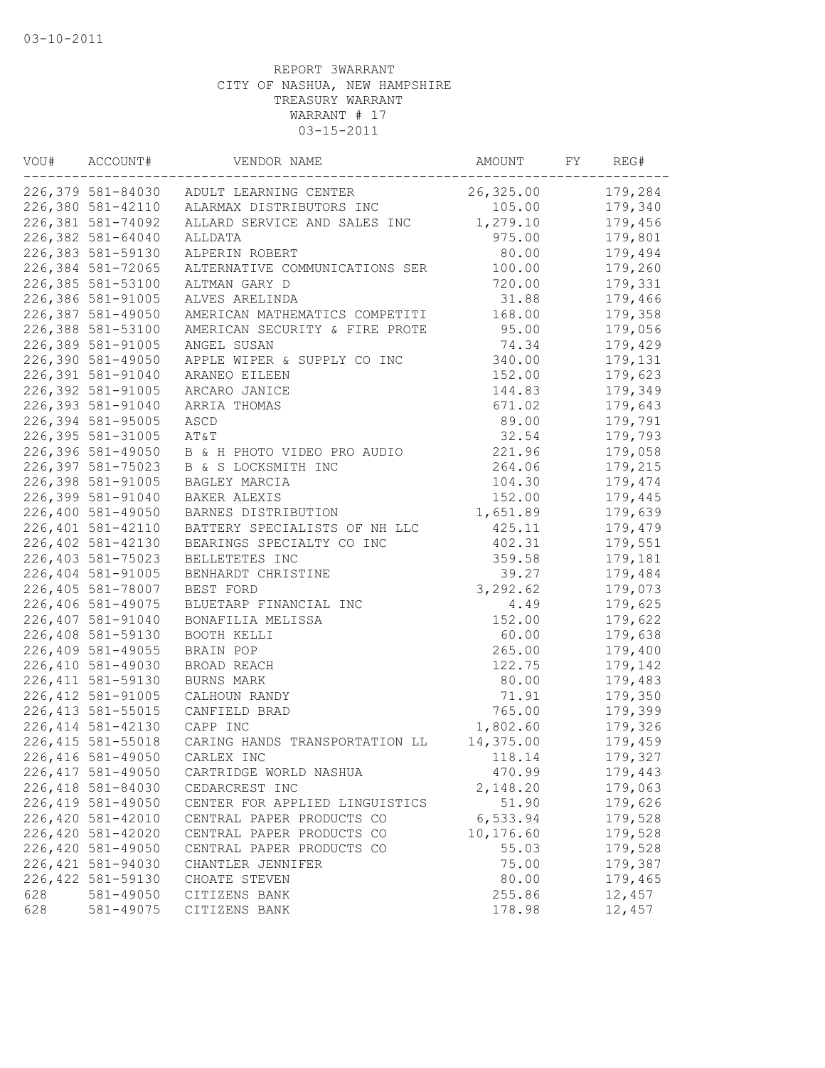03-10-2011

REPORT 3WARRANT
CITY OF NASHUA, NEW HAMPSHIRE
TREASURY WARRANT
WARRANT # 17
03-15-2011

| VOU# | ACCOUNT# | VENDOR NAME | AMOUNT | FY | REG# |
|---|---|---|---|---|---|
| 226,379 | 581-84030 | ADULT LEARNING CENTER | 26,325.00 | | 179,284 |
| 226,380 | 581-42110 | ALARMAX DISTRIBUTORS INC | 105.00 | | 179,340 |
| 226,381 | 581-74092 | ALLARD SERVICE AND SALES INC | 1,279.10 | | 179,456 |
| 226,382 | 581-64040 | ALLDATA | 975.00 | | 179,801 |
| 226,383 | 581-59130 | ALPERIN ROBERT | 80.00 | | 179,494 |
| 226,384 | 581-72065 | ALTERNATIVE COMMUNICATIONS SER | 100.00 | | 179,260 |
| 226,385 | 581-53100 | ALTMAN GARY D | 720.00 | | 179,331 |
| 226,386 | 581-91005 | ALVES ARELINDA | 31.88 | | 179,466 |
| 226,387 | 581-49050 | AMERICAN MATHEMATICS COMPETITI | 168.00 | | 179,358 |
| 226,388 | 581-53100 | AMERICAN SECURITY & FIRE PROTE | 95.00 | | 179,056 |
| 226,389 | 581-91005 | ANGEL SUSAN | 74.34 | | 179,429 |
| 226,390 | 581-49050 | APPLE WIPER & SUPPLY CO INC | 340.00 | | 179,131 |
| 226,391 | 581-91040 | ARANEO EILEEN | 152.00 | | 179,623 |
| 226,392 | 581-91005 | ARCARO JANICE | 144.83 | | 179,349 |
| 226,393 | 581-91040 | ARRIA THOMAS | 671.02 | | 179,643 |
| 226,394 | 581-95005 | ASCD | 89.00 | | 179,791 |
| 226,395 | 581-31005 | AT&T | 32.54 | | 179,793 |
| 226,396 | 581-49050 | B & H PHOTO VIDEO PRO AUDIO | 221.96 | | 179,058 |
| 226,397 | 581-75023 | B & S LOCKSMITH INC | 264.06 | | 179,215 |
| 226,398 | 581-91005 | BAGLEY MARCIA | 104.30 | | 179,474 |
| 226,399 | 581-91040 | BAKER ALEXIS | 152.00 | | 179,445 |
| 226,400 | 581-49050 | BARNES DISTRIBUTION | 1,651.89 | | 179,639 |
| 226,401 | 581-42110 | BATTERY SPECIALISTS OF NH LLC | 425.11 | | 179,479 |
| 226,402 | 581-42130 | BEARINGS SPECIALTY CO INC | 402.31 | | 179,551 |
| 226,403 | 581-75023 | BELLETETES INC | 359.58 | | 179,181 |
| 226,404 | 581-91005 | BENHARDT CHRISTINE | 39.27 | | 179,484 |
| 226,405 | 581-78007 | BEST FORD | 3,292.62 | | 179,073 |
| 226,406 | 581-49075 | BLUETARP FINANCIAL INC | 4.49 | | 179,625 |
| 226,407 | 581-91040 | BONAFILIA MELISSA | 152.00 | | 179,622 |
| 226,408 | 581-59130 | BOOTH KELLI | 60.00 | | 179,638 |
| 226,409 | 581-49055 | BRAIN POP | 265.00 | | 179,400 |
| 226,410 | 581-49030 | BROAD REACH | 122.75 | | 179,142 |
| 226,411 | 581-59130 | BURNS MARK | 80.00 | | 179,483 |
| 226,412 | 581-91005 | CALHOUN RANDY | 71.91 | | 179,350 |
| 226,413 | 581-55015 | CANFIELD BRAD | 765.00 | | 179,399 |
| 226,414 | 581-42130 | CAPP INC | 1,802.60 | | 179,326 |
| 226,415 | 581-55018 | CARING HANDS TRANSPORTATION LL | 14,375.00 | | 179,459 |
| 226,416 | 581-49050 | CARLEX INC | 118.14 | | 179,327 |
| 226,417 | 581-49050 | CARTRIDGE WORLD NASHUA | 470.99 | | 179,443 |
| 226,418 | 581-84030 | CEDARCREST INC | 2,148.20 | | 179,063 |
| 226,419 | 581-49050 | CENTER FOR APPLIED LINGUISTICS | 51.90 | | 179,626 |
| 226,420 | 581-42010 | CENTRAL PAPER PRODUCTS CO | 6,533.94 | | 179,528 |
| 226,420 | 581-42020 | CENTRAL PAPER PRODUCTS CO | 10,176.60 | | 179,528 |
| 226,420 | 581-49050 | CENTRAL PAPER PRODUCTS CO | 55.03 | | 179,528 |
| 226,421 | 581-94030 | CHANTLER JENNIFER | 75.00 | | 179,387 |
| 226,422 | 581-59130 | CHOATE STEVEN | 80.00 | | 179,465 |
| 628 | 581-49050 | CITIZENS BANK | 255.86 | | 12,457 |
| 628 | 581-49075 | CITIZENS BANK | 178.98 | | 12,457 |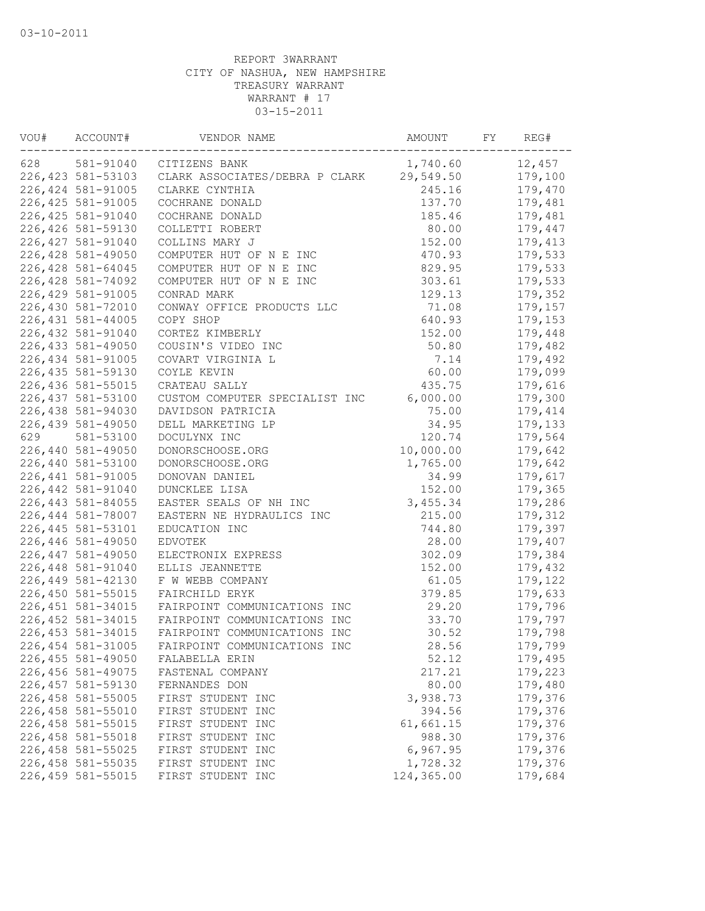03-10-2011

REPORT 3WARRANT
CITY OF NASHUA, NEW HAMPSHIRE
TREASURY WARRANT
WARRANT # 17
03-15-2011

| VOU# | ACCOUNT# | VENDOR NAME | AMOUNT | FY | REG# |
|---|---|---|---|---|---|
| 628 | 581-91040 | CITIZENS BANK | 1,740.60 | | 12,457 |
| 226,423 | 581-53103 | CLARK ASSOCIATES/DEBRA P CLARK | 29,549.50 | | 179,100 |
| 226,424 | 581-91005 | CLARKE CYNTHIA | 245.16 | | 179,470 |
| 226,425 | 581-91005 | COCHRANE DONALD | 137.70 | | 179,481 |
| 226,425 | 581-91040 | COCHRANE DONALD | 185.46 | | 179,481 |
| 226,426 | 581-59130 | COLLETTI ROBERT | 80.00 | | 179,447 |
| 226,427 | 581-91040 | COLLINS MARY J | 152.00 | | 179,413 |
| 226,428 | 581-49050 | COMPUTER HUT OF N E INC | 470.93 | | 179,533 |
| 226,428 | 581-64045 | COMPUTER HUT OF N E INC | 829.95 | | 179,533 |
| 226,428 | 581-74092 | COMPUTER HUT OF N E INC | 303.61 | | 179,533 |
| 226,429 | 581-91005 | CONRAD MARK | 129.13 | | 179,352 |
| 226,430 | 581-72010 | CONWAY OFFICE PRODUCTS LLC | 71.08 | | 179,157 |
| 226,431 | 581-44005 | COPY SHOP | 640.93 | | 179,153 |
| 226,432 | 581-91040 | CORTEZ KIMBERLY | 152.00 | | 179,448 |
| 226,433 | 581-49050 | COUSIN'S VIDEO INC | 50.80 | | 179,482 |
| 226,434 | 581-91005 | COVART VIRGINIA L | 7.14 | | 179,492 |
| 226,435 | 581-59130 | COYLE KEVIN | 60.00 | | 179,099 |
| 226,436 | 581-55015 | CRATEAU SALLY | 435.75 | | 179,616 |
| 226,437 | 581-53100 | CUSTOM COMPUTER SPECIALIST INC | 6,000.00 | | 179,300 |
| 226,438 | 581-94030 | DAVIDSON PATRICIA | 75.00 | | 179,414 |
| 226,439 | 581-49050 | DELL MARKETING LP | 34.95 | | 179,133 |
| 629 | 581-53100 | DOCULYNX INC | 120.74 | | 179,564 |
| 226,440 | 581-49050 | DONORSCHOOSE.ORG | 10,000.00 | | 179,642 |
| 226,440 | 581-53100 | DONORSCHOOSE.ORG | 1,765.00 | | 179,642 |
| 226,441 | 581-91005 | DONOVAN DANIEL | 34.99 | | 179,617 |
| 226,442 | 581-91040 | DUNCKLEE LISA | 152.00 | | 179,365 |
| 226,443 | 581-84055 | EASTER SEALS OF NH INC | 3,455.34 | | 179,286 |
| 226,444 | 581-78007 | EASTERN NE HYDRAULICS INC | 215.00 | | 179,312 |
| 226,445 | 581-53101 | EDUCATION INC | 744.80 | | 179,397 |
| 226,446 | 581-49050 | EDVOTEK | 28.00 | | 179,407 |
| 226,447 | 581-49050 | ELECTRONIX EXPRESS | 302.09 | | 179,384 |
| 226,448 | 581-91040 | ELLIS JEANNETTE | 152.00 | | 179,432 |
| 226,449 | 581-42130 | F W WEBB COMPANY | 61.05 | | 179,122 |
| 226,450 | 581-55015 | FAIRCHILD ERYK | 379.85 | | 179,633 |
| 226,451 | 581-34015 | FAIRPOINT COMMUNICATIONS INC | 29.20 | | 179,796 |
| 226,452 | 581-34015 | FAIRPOINT COMMUNICATIONS INC | 33.70 | | 179,797 |
| 226,453 | 581-34015 | FAIRPOINT COMMUNICATIONS INC | 30.52 | | 179,798 |
| 226,454 | 581-31005 | FAIRPOINT COMMUNICATIONS INC | 28.56 | | 179,799 |
| 226,455 | 581-49050 | FALABELLA ERIN | 52.12 | | 179,495 |
| 226,456 | 581-49075 | FASTENAL COMPANY | 217.21 | | 179,223 |
| 226,457 | 581-59130 | FERNANDES DON | 80.00 | | 179,480 |
| 226,458 | 581-55005 | FIRST STUDENT INC | 3,938.73 | | 179,376 |
| 226,458 | 581-55010 | FIRST STUDENT INC | 394.56 | | 179,376 |
| 226,458 | 581-55015 | FIRST STUDENT INC | 61,661.15 | | 179,376 |
| 226,458 | 581-55018 | FIRST STUDENT INC | 988.30 | | 179,376 |
| 226,458 | 581-55025 | FIRST STUDENT INC | 6,967.95 | | 179,376 |
| 226,458 | 581-55035 | FIRST STUDENT INC | 1,728.32 | | 179,376 |
| 226,459 | 581-55015 | FIRST STUDENT INC | 124,365.00 | | 179,684 |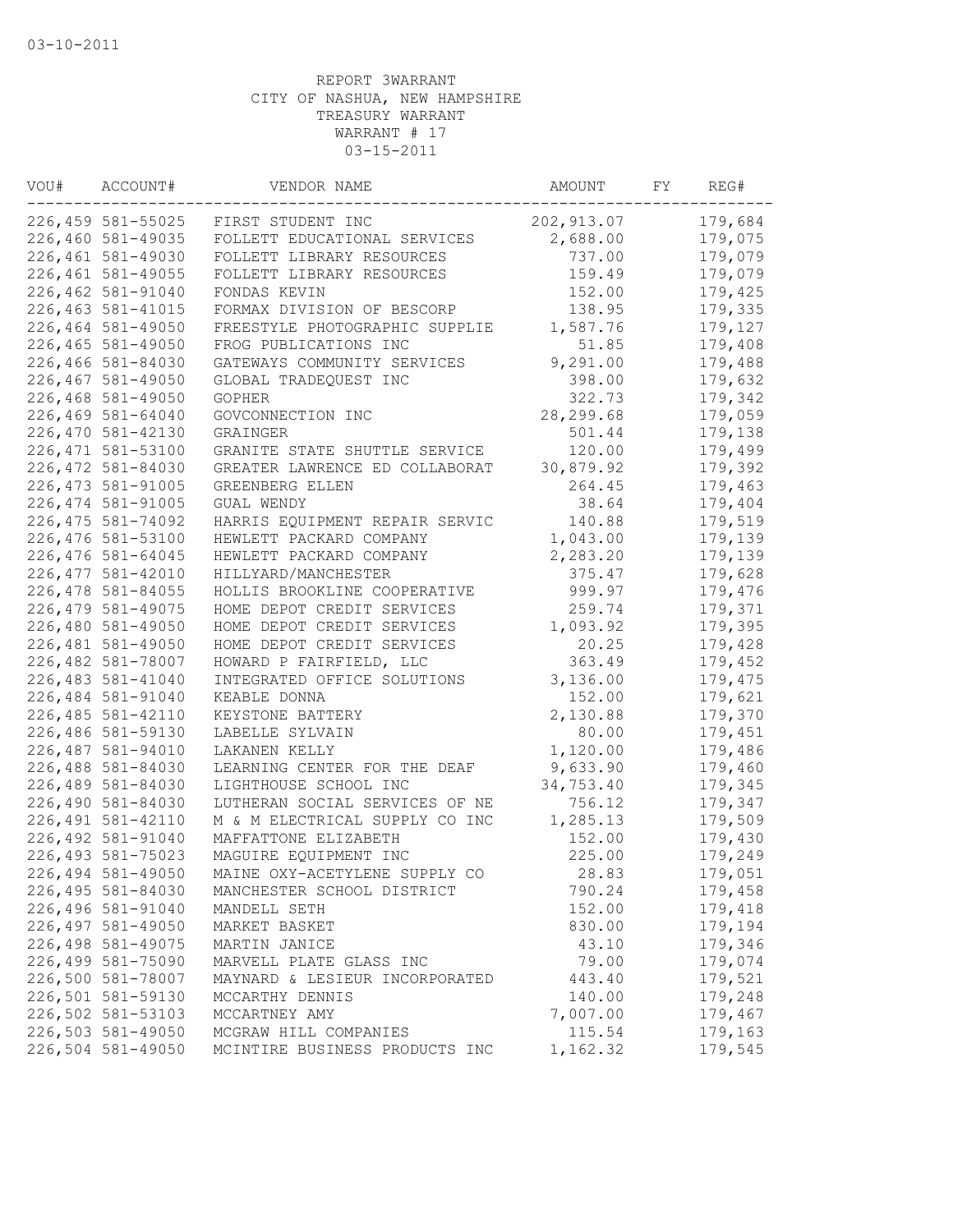03-10-2011

REPORT 3WARRANT
CITY OF NASHUA, NEW HAMPSHIRE
TREASURY WARRANT
WARRANT # 17
03-15-2011

| VOU# | ACCOUNT# | VENDOR NAME | AMOUNT | FY | REG# |
|---|---|---|---|---|---|
| 226,459 | 581-55025 | FIRST STUDENT INC | 202,913.07 | | 179,684 |
| 226,460 | 581-49035 | FOLLETT EDUCATIONAL SERVICES | 2,688.00 | | 179,075 |
| 226,461 | 581-49030 | FOLLETT LIBRARY RESOURCES | 737.00 | | 179,079 |
| 226,461 | 581-49055 | FOLLETT LIBRARY RESOURCES | 159.49 | | 179,079 |
| 226,462 | 581-91040 | FONDAS KEVIN | 152.00 | | 179,425 |
| 226,463 | 581-41015 | FORMAX DIVISION OF BESCORP | 138.95 | | 179,335 |
| 226,464 | 581-49050 | FREESTYLE PHOTOGRAPHIC SUPPLIE | 1,587.76 | | 179,127 |
| 226,465 | 581-49050 | FROG PUBLICATIONS INC | 51.85 | | 179,408 |
| 226,466 | 581-84030 | GATEWAYS COMMUNITY SERVICES | 9,291.00 | | 179,488 |
| 226,467 | 581-49050 | GLOBAL TRADEQUEST INC | 398.00 | | 179,632 |
| 226,468 | 581-49050 | GOPHER | 322.73 | | 179,342 |
| 226,469 | 581-64040 | GOVCONNECTION INC | 28,299.68 | | 179,059 |
| 226,470 | 581-42130 | GRAINGER | 501.44 | | 179,138 |
| 226,471 | 581-53100 | GRANITE STATE SHUTTLE SERVICE | 120.00 | | 179,499 |
| 226,472 | 581-84030 | GREATER LAWRENCE ED COLLABORAT | 30,879.92 | | 179,392 |
| 226,473 | 581-91005 | GREENBERG ELLEN | 264.45 | | 179,463 |
| 226,474 | 581-91005 | GUAL WENDY | 38.64 | | 179,404 |
| 226,475 | 581-74092 | HARRIS EQUIPMENT REPAIR SERVIC | 140.88 | | 179,519 |
| 226,476 | 581-53100 | HEWLETT PACKARD COMPANY | 1,043.00 | | 179,139 |
| 226,476 | 581-64045 | HEWLETT PACKARD COMPANY | 2,283.20 | | 179,139 |
| 226,477 | 581-42010 | HILLYARD/MANCHESTER | 375.47 | | 179,628 |
| 226,478 | 581-84055 | HOLLIS BROOKLINE COOPERATIVE | 999.97 | | 179,476 |
| 226,479 | 581-49075 | HOME DEPOT CREDIT SERVICES | 259.74 | | 179,371 |
| 226,480 | 581-49050 | HOME DEPOT CREDIT SERVICES | 1,093.92 | | 179,395 |
| 226,481 | 581-49050 | HOME DEPOT CREDIT SERVICES | 20.25 | | 179,428 |
| 226,482 | 581-78007 | HOWARD P FAIRFIELD, LLC | 363.49 | | 179,452 |
| 226,483 | 581-41040 | INTEGRATED OFFICE SOLUTIONS | 3,136.00 | | 179,475 |
| 226,484 | 581-91040 | KEABLE DONNA | 152.00 | | 179,621 |
| 226,485 | 581-42110 | KEYSTONE BATTERY | 2,130.88 | | 179,370 |
| 226,486 | 581-59130 | LABELLE SYLVAIN | 80.00 | | 179,451 |
| 226,487 | 581-94010 | LAKANEN KELLY | 1,120.00 | | 179,486 |
| 226,488 | 581-84030 | LEARNING CENTER FOR THE DEAF | 9,633.90 | | 179,460 |
| 226,489 | 581-84030 | LIGHTHOUSE SCHOOL INC | 34,753.40 | | 179,345 |
| 226,490 | 581-84030 | LUTHERAN SOCIAL SERVICES OF NE | 756.12 | | 179,347 |
| 226,491 | 581-42110 | M & M ELECTRICAL SUPPLY CO INC | 1,285.13 | | 179,509 |
| 226,492 | 581-91040 | MAFFATTONE ELIZABETH | 152.00 | | 179,430 |
| 226,493 | 581-75023 | MAGUIRE EQUIPMENT INC | 225.00 | | 179,249 |
| 226,494 | 581-49050 | MAINE OXY-ACETYLENE SUPPLY CO | 28.83 | | 179,051 |
| 226,495 | 581-84030 | MANCHESTER SCHOOL DISTRICT | 790.24 | | 179,458 |
| 226,496 | 581-91040 | MANDELL SETH | 152.00 | | 179,418 |
| 226,497 | 581-49050 | MARKET BASKET | 830.00 | | 179,194 |
| 226,498 | 581-49075 | MARTIN JANICE | 43.10 | | 179,346 |
| 226,499 | 581-75090 | MARVELL PLATE GLASS INC | 79.00 | | 179,074 |
| 226,500 | 581-78007 | MAYNARD & LESIEUR INCORPORATED | 443.40 | | 179,521 |
| 226,501 | 581-59130 | MCCARTHY DENNIS | 140.00 | | 179,248 |
| 226,502 | 581-53103 | MCCARTNEY AMY | 7,007.00 | | 179,467 |
| 226,503 | 581-49050 | MCGRAW HILL COMPANIES | 115.54 | | 179,163 |
| 226,504 | 581-49050 | MCINTIRE BUSINESS PRODUCTS INC | 1,162.32 | | 179,545 |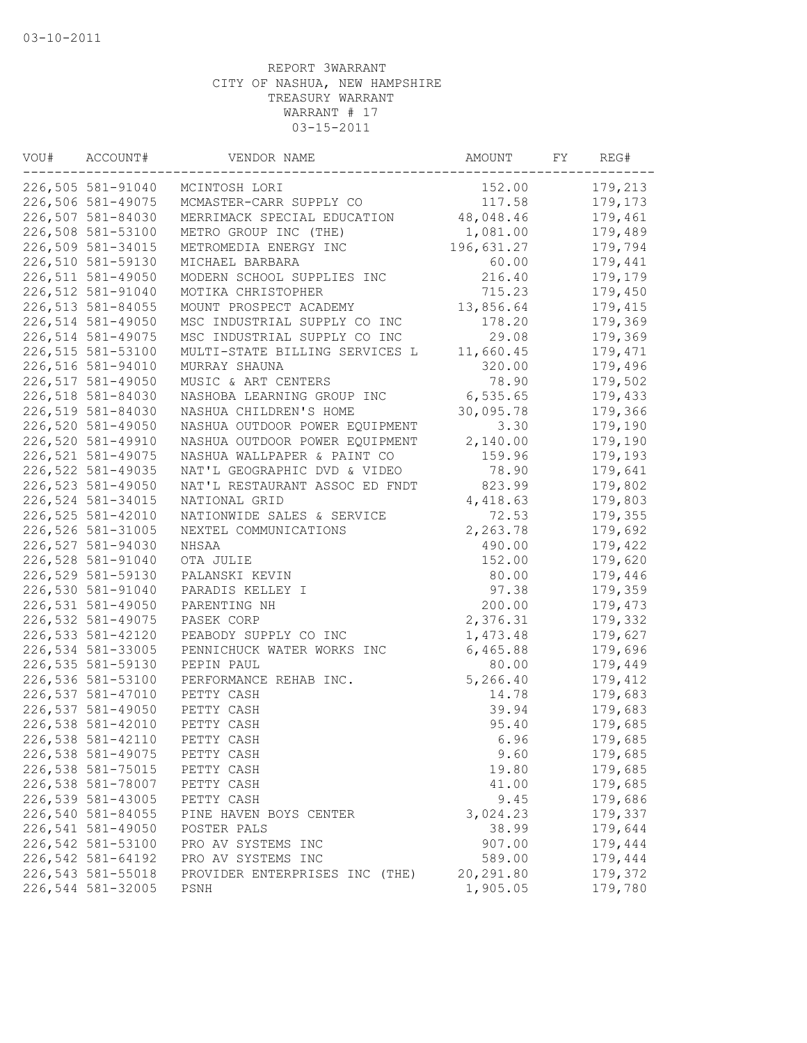03-10-2011

REPORT 3WARRANT
CITY OF NASHUA, NEW HAMPSHIRE
TREASURY WARRANT
WARRANT # 17
03-15-2011

| VOU# | ACCOUNT# | VENDOR NAME | AMOUNT | FY | REG# |
|---|---|---|---|---|---|
| 226,505 | 581-91040 | MCINTOSH LORI | 152.00 | | 179,213 |
| 226,506 | 581-49075 | MCMASTER-CARR SUPPLY CO | 117.58 | | 179,173 |
| 226,507 | 581-84030 | MERRIMACK SPECIAL EDUCATION | 48,048.46 | | 179,461 |
| 226,508 | 581-53100 | METRO GROUP INC (THE) | 1,081.00 | | 179,489 |
| 226,509 | 581-34015 | METROMEDIA ENERGY INC | 196,631.27 | | 179,794 |
| 226,510 | 581-59130 | MICHAEL BARBARA | 60.00 | | 179,441 |
| 226,511 | 581-49050 | MODERN SCHOOL SUPPLIES INC | 216.40 | | 179,179 |
| 226,512 | 581-91040 | MOTIKA CHRISTOPHER | 715.23 | | 179,450 |
| 226,513 | 581-84055 | MOUNT PROSPECT ACADEMY | 13,856.64 | | 179,415 |
| 226,514 | 581-49050 | MSC INDUSTRIAL SUPPLY CO INC | 178.20 | | 179,369 |
| 226,514 | 581-49075 | MSC INDUSTRIAL SUPPLY CO INC | 29.08 | | 179,369 |
| 226,515 | 581-53100 | MULTI-STATE BILLING SERVICES L | 11,660.45 | | 179,471 |
| 226,516 | 581-94010 | MURRAY SHAUNA | 320.00 | | 179,496 |
| 226,517 | 581-49050 | MUSIC & ART CENTERS | 78.90 | | 179,502 |
| 226,518 | 581-84030 | NASHOBA LEARNING GROUP INC | 6,535.65 | | 179,433 |
| 226,519 | 581-84030 | NASHUA CHILDREN'S HOME | 30,095.78 | | 179,366 |
| 226,520 | 581-49050 | NASHUA OUTDOOR POWER EQUIPMENT | 3.30 | | 179,190 |
| 226,520 | 581-49910 | NASHUA OUTDOOR POWER EQUIPMENT | 2,140.00 | | 179,190 |
| 226,521 | 581-49075 | NASHUA WALLPAPER & PAINT CO | 159.96 | | 179,193 |
| 226,522 | 581-49035 | NAT'L GEOGRAPHIC DVD & VIDEO | 78.90 | | 179,641 |
| 226,523 | 581-49050 | NAT'L RESTAURANT ASSOC ED FNDT | 823.99 | | 179,802 |
| 226,524 | 581-34015 | NATIONAL GRID | 4,418.63 | | 179,803 |
| 226,525 | 581-42010 | NATIONWIDE SALES & SERVICE | 72.53 | | 179,355 |
| 226,526 | 581-31005 | NEXTEL COMMUNICATIONS | 2,263.78 | | 179,692 |
| 226,527 | 581-94030 | NHSAA | 490.00 | | 179,422 |
| 226,528 | 581-91040 | OTA JULIE | 152.00 | | 179,620 |
| 226,529 | 581-59130 | PALANSKI KEVIN | 80.00 | | 179,446 |
| 226,530 | 581-91040 | PARADIS KELLEY I | 97.38 | | 179,359 |
| 226,531 | 581-49050 | PARENTING NH | 200.00 | | 179,473 |
| 226,532 | 581-49075 | PASEK CORP | 2,376.31 | | 179,332 |
| 226,533 | 581-42120 | PEABODY SUPPLY CO INC | 1,473.48 | | 179,627 |
| 226,534 | 581-33005 | PENNICHUCK WATER WORKS INC | 6,465.88 | | 179,696 |
| 226,535 | 581-59130 | PEPIN PAUL | 80.00 | | 179,449 |
| 226,536 | 581-53100 | PERFORMANCE REHAB INC. | 5,266.40 | | 179,412 |
| 226,537 | 581-47010 | PETTY CASH | 14.78 | | 179,683 |
| 226,537 | 581-49050 | PETTY CASH | 39.94 | | 179,683 |
| 226,538 | 581-42010 | PETTY CASH | 95.40 | | 179,685 |
| 226,538 | 581-42110 | PETTY CASH | 6.96 | | 179,685 |
| 226,538 | 581-49075 | PETTY CASH | 9.60 | | 179,685 |
| 226,538 | 581-75015 | PETTY CASH | 19.80 | | 179,685 |
| 226,538 | 581-78007 | PETTY CASH | 41.00 | | 179,685 |
| 226,539 | 581-43005 | PETTY CASH | 9.45 | | 179,686 |
| 226,540 | 581-84055 | PINE HAVEN BOYS CENTER | 3,024.23 | | 179,337 |
| 226,541 | 581-49050 | POSTER PALS | 38.99 | | 179,644 |
| 226,542 | 581-53100 | PRO AV SYSTEMS INC | 907.00 | | 179,444 |
| 226,542 | 581-64192 | PRO AV SYSTEMS INC | 589.00 | | 179,444 |
| 226,543 | 581-55018 | PROVIDER ENTERPRISES INC (THE) | 20,291.80 | | 179,372 |
| 226,544 | 581-32005 | PSNH | 1,905.05 | | 179,780 |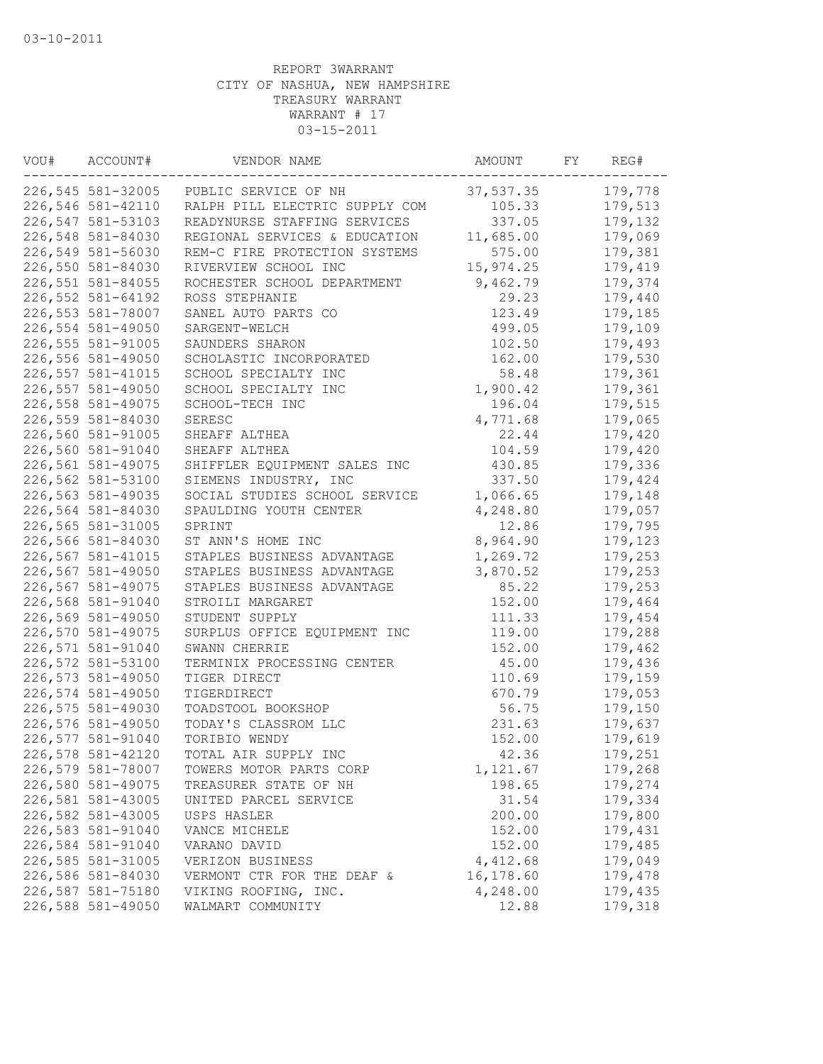03-10-2011

REPORT 3WARRANT
CITY OF NASHUA, NEW HAMPSHIRE
TREASURY WARRANT
WARRANT # 17
03-15-2011

| VOU# | ACCOUNT# | VENDOR NAME | AMOUNT | FY | REG# |
|---|---|---|---|---|---|
| 226,545 | 581-32005 | PUBLIC SERVICE OF NH | 37,537.35 | | 179,778 |
| 226,546 | 581-42110 | RALPH PILL ELECTRIC SUPPLY COM | 105.33 | | 179,513 |
| 226,547 | 581-53103 | READYNURSE STAFFING SERVICES | 337.05 | | 179,132 |
| 226,548 | 581-84030 | REGIONAL SERVICES & EDUCATION | 11,685.00 | | 179,069 |
| 226,549 | 581-56030 | REM-C FIRE PROTECTION SYSTEMS | 575.00 | | 179,381 |
| 226,550 | 581-84030 | RIVERVIEW SCHOOL INC | 15,974.25 | | 179,419 |
| 226,551 | 581-84055 | ROCHESTER SCHOOL DEPARTMENT | 9,462.79 | | 179,374 |
| 226,552 | 581-64192 | ROSS STEPHANIE | 29.23 | | 179,440 |
| 226,553 | 581-78007 | SANEL AUTO PARTS CO | 123.49 | | 179,185 |
| 226,554 | 581-49050 | SARGENT-WELCH | 499.05 | | 179,109 |
| 226,555 | 581-91005 | SAUNDERS SHARON | 102.50 | | 179,493 |
| 226,556 | 581-49050 | SCHOLASTIC INCORPORATED | 162.00 | | 179,530 |
| 226,557 | 581-41015 | SCHOOL SPECIALTY INC | 58.48 | | 179,361 |
| 226,557 | 581-49050 | SCHOOL SPECIALTY INC | 1,900.42 | | 179,361 |
| 226,558 | 581-49075 | SCHOOL-TECH INC | 196.04 | | 179,515 |
| 226,559 | 581-84030 | SERESC | 4,771.68 | | 179,065 |
| 226,560 | 581-91005 | SHEAFF ALTHEA | 22.44 | | 179,420 |
| 226,560 | 581-91040 | SHEAFF ALTHEA | 104.59 | | 179,420 |
| 226,561 | 581-49075 | SHIFFLER EQUIPMENT SALES INC | 430.85 | | 179,336 |
| 226,562 | 581-53100 | SIEMENS INDUSTRY, INC | 337.50 | | 179,424 |
| 226,563 | 581-49035 | SOCIAL STUDIES SCHOOL SERVICE | 1,066.65 | | 179,148 |
| 226,564 | 581-84030 | SPAULDING YOUTH CENTER | 4,248.80 | | 179,057 |
| 226,565 | 581-31005 | SPRINT | 12.86 | | 179,795 |
| 226,566 | 581-84030 | ST ANN'S HOME INC | 8,964.90 | | 179,123 |
| 226,567 | 581-41015 | STAPLES BUSINESS ADVANTAGE | 1,269.72 | | 179,253 |
| 226,567 | 581-49050 | STAPLES BUSINESS ADVANTAGE | 3,870.52 | | 179,253 |
| 226,567 | 581-49075 | STAPLES BUSINESS ADVANTAGE | 85.22 | | 179,253 |
| 226,568 | 581-91040 | STROILI MARGARET | 152.00 | | 179,464 |
| 226,569 | 581-49050 | STUDENT SUPPLY | 111.33 | | 179,454 |
| 226,570 | 581-49075 | SURPLUS OFFICE EQUIPMENT INC | 119.00 | | 179,288 |
| 226,571 | 581-91040 | SWANN CHERRIE | 152.00 | | 179,462 |
| 226,572 | 581-53100 | TERMINIX PROCESSING CENTER | 45.00 | | 179,436 |
| 226,573 | 581-49050 | TIGER DIRECT | 110.69 | | 179,159 |
| 226,574 | 581-49050 | TIGERDIRECT | 670.79 | | 179,053 |
| 226,575 | 581-49030 | TOADSTOOL BOOKSHOP | 56.75 | | 179,150 |
| 226,576 | 581-49050 | TODAY'S CLASSROM LLC | 231.63 | | 179,637 |
| 226,577 | 581-91040 | TORIBIO WENDY | 152.00 | | 179,619 |
| 226,578 | 581-42120 | TOTAL AIR SUPPLY INC | 42.36 | | 179,251 |
| 226,579 | 581-78007 | TOWERS MOTOR PARTS CORP | 1,121.67 | | 179,268 |
| 226,580 | 581-49075 | TREASURER STATE OF NH | 198.65 | | 179,274 |
| 226,581 | 581-43005 | UNITED PARCEL SERVICE | 31.54 | | 179,334 |
| 226,582 | 581-43005 | USPS HASLER | 200.00 | | 179,800 |
| 226,583 | 581-91040 | VANCE MICHELE | 152.00 | | 179,431 |
| 226,584 | 581-91040 | VARANO DAVID | 152.00 | | 179,485 |
| 226,585 | 581-31005 | VERIZON BUSINESS | 4,412.68 | | 179,049 |
| 226,586 | 581-84030 | VERMONT CTR FOR THE DEAF & | 16,178.60 | | 179,478 |
| 226,587 | 581-75180 | VIKING ROOFING, INC. | 4,248.00 | | 179,435 |
| 226,588 | 581-49050 | WALMART COMMUNITY | 12.88 | | 179,318 |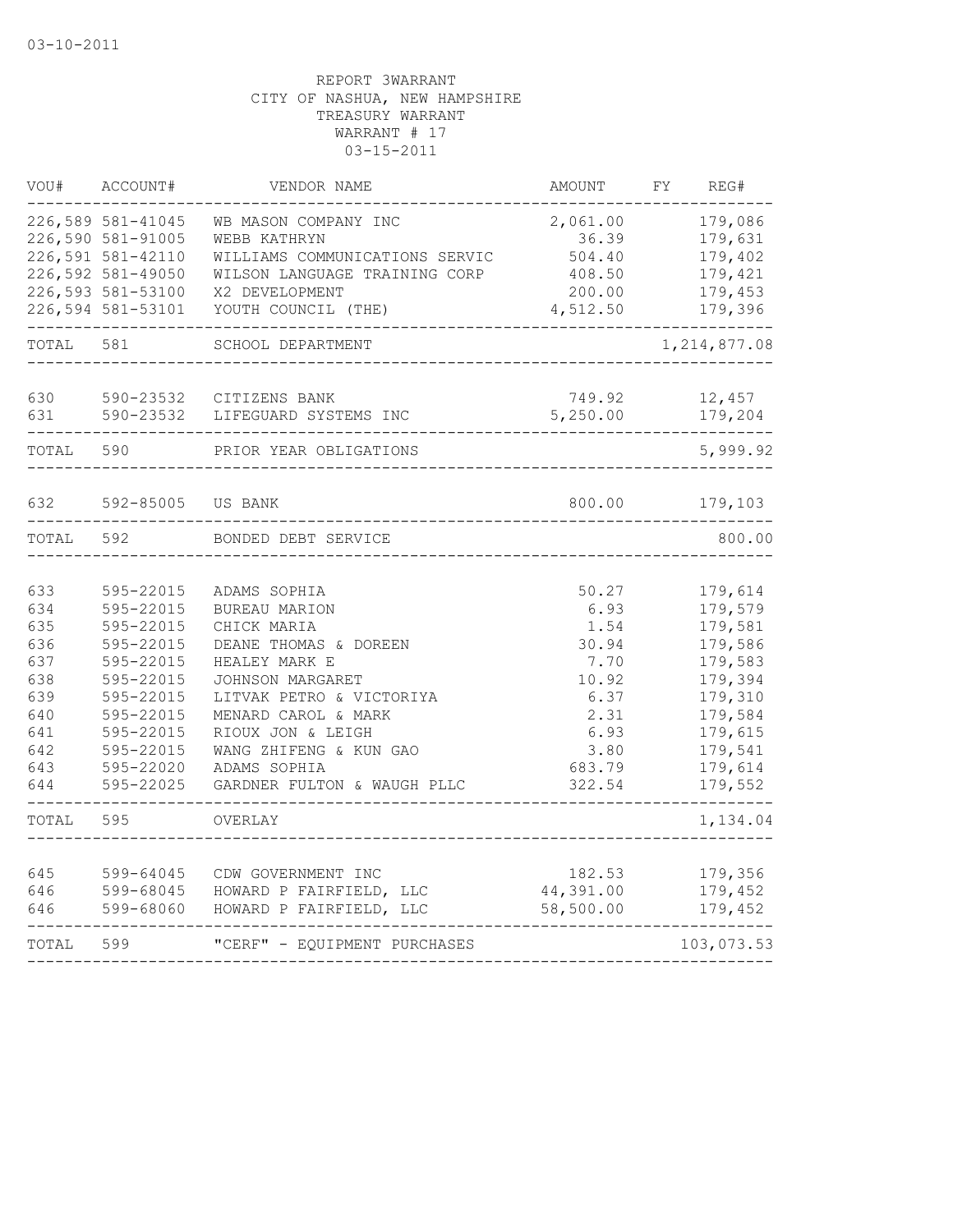03-10-2011

REPORT 3WARRANT
CITY OF NASHUA, NEW HAMPSHIRE
TREASURY WARRANT
WARRANT # 17
03-15-2011

| VOU# | ACCOUNT# | VENDOR NAME | AMOUNT | FY | REG# |
|---|---|---|---|---|---|
| 226,589 | 581-41045 | WB MASON COMPANY INC | 2,061.00 | | 179,086 |
| 226,590 | 581-91005 | WEBB KATHRYN | 36.39 | | 179,631 |
| 226,591 | 581-42110 | WILLIAMS COMMUNICATIONS SERVIC | 504.40 | | 179,402 |
| 226,592 | 581-49050 | WILSON LANGUAGE TRAINING CORP | 408.50 | | 179,421 |
| 226,593 | 581-53100 | X2 DEVELOPMENT | 200.00 | | 179,453 |
| 226,594 | 581-53101 | YOUTH COUNCIL (THE) | 4,512.50 | | 179,396 |
| TOTAL | 581 | SCHOOL DEPARTMENT | | | 1,214,877.08 |
| 630 | 590-23532 | CITIZENS BANK | 749.92 | | 12,457 |
| 631 | 590-23532 | LIFEGUARD SYSTEMS INC | 5,250.00 | | 179,204 |
| TOTAL | 590 | PRIOR YEAR OBLIGATIONS | | | 5,999.92 |
| 632 | 592-85005 | US BANK | 800.00 | | 179,103 |
| TOTAL | 592 | BONDED DEBT SERVICE | | | 800.00 |
| 633 | 595-22015 | ADAMS SOPHIA | 50.27 | | 179,614 |
| 634 | 595-22015 | BUREAU MARION | 6.93 | | 179,579 |
| 635 | 595-22015 | CHICK MARIA | 1.54 | | 179,581 |
| 636 | 595-22015 | DEANE THOMAS & DOREEN | 30.94 | | 179,586 |
| 637 | 595-22015 | HEALEY MARK E | 7.70 | | 179,583 |
| 638 | 595-22015 | JOHNSON MARGARET | 10.92 | | 179,394 |
| 639 | 595-22015 | LITVAK PETRO & VICTORIYA | 6.37 | | 179,310 |
| 640 | 595-22015 | MENARD CAROL & MARK | 2.31 | | 179,584 |
| 641 | 595-22015 | RIOUX JON & LEIGH | 6.93 | | 179,615 |
| 642 | 595-22015 | WANG ZHIFENG & KUN GAO | 3.80 | | 179,541 |
| 643 | 595-22020 | ADAMS SOPHIA | 683.79 | | 179,614 |
| 644 | 595-22025 | GARDNER FULTON & WAUGH PLLC | 322.54 | | 179,552 |
| TOTAL | 595 | OVERLAY | | | 1,134.04 |
| 645 | 599-64045 | CDW GOVERNMENT INC | 182.53 | | 179,356 |
| 646 | 599-68045 | HOWARD P FAIRFIELD, LLC | 44,391.00 | | 179,452 |
| 646 | 599-68060 | HOWARD P FAIRFIELD, LLC | 58,500.00 | | 179,452 |
| TOTAL | 599 | "CERF" - EQUIPMENT PURCHASES | | | 103,073.53 |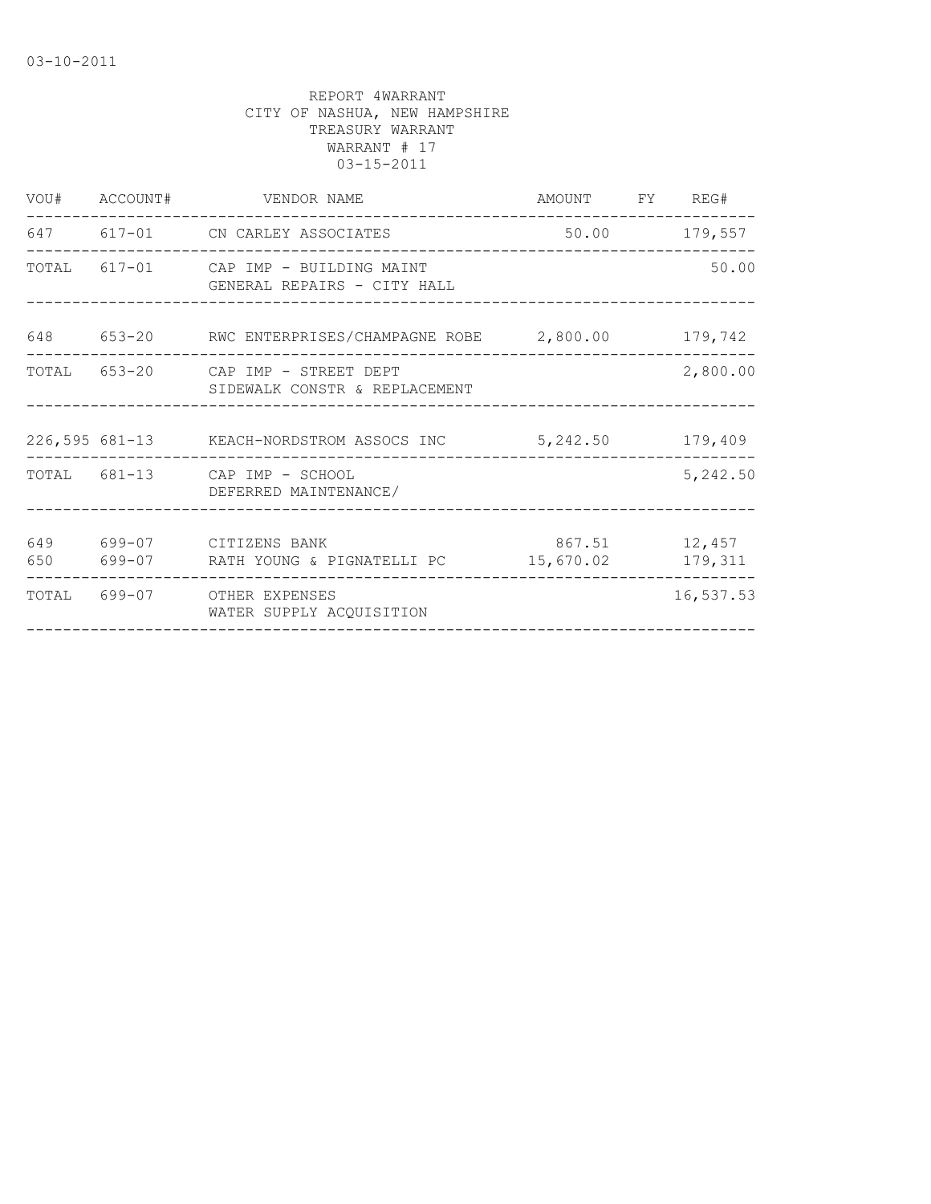03-10-2011

REPORT 4WARRANT
CITY OF NASHUA, NEW HAMPSHIRE
TREASURY WARRANT
WARRANT # 17
03-15-2011

| VOU# | ACCOUNT# | VENDOR NAME | AMOUNT | FY | REG# |
|---|---|---|---|---|---|
| 647 | 617-01 | CN CARLEY ASSOCIATES | 50.00 | | 179,557 |
| TOTAL | 617-01 | CAP IMP - BUILDING MAINT GENERAL REPAIRS - CITY HALL | | | 50.00 |
| 648 | 653-20 | RWC ENTERPRISES/CHAMPAGNE ROBE | 2,800.00 | | 179,742 |
| TOTAL | 653-20 | CAP IMP - STREET DEPT SIDEWALK CONSTR & REPLACEMENT | | | 2,800.00 |
| 226,595 | 681-13 | KEACH-NORDSTROM ASSOCS INC | 5,242.50 | | 179,409 |
| TOTAL | 681-13 | CAP IMP - SCHOOL DEFERRED MAINTENANCE/ | | | 5,242.50 |
| 649 | 699-07 | CITIZENS BANK | 867.51 | | 12,457 |
| 650 | 699-07 | RATH YOUNG & PIGNATELLI PC | 15,670.02 | | 179,311 |
| TOTAL | 699-07 | OTHER EXPENSES WATER SUPPLY ACQUISITION | | | 16,537.53 |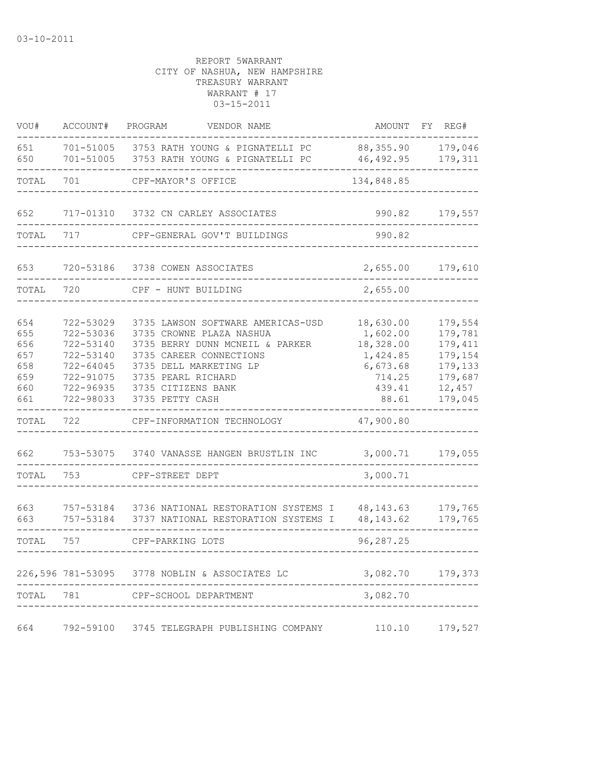03-10-2011

REPORT 5WARRANT
CITY OF NASHUA, NEW HAMPSHIRE
TREASURY WARRANT
WARRANT # 17
03-15-2011

| VOU# | ACCOUNT# | PROGRAM | VENDOR NAME | AMOUNT | FY | REG# |
|---|---|---|---|---|---|---|
| 651 | 701-51005 | 3753 | RATH YOUNG & PIGNATELLI PC | 88,355.90 | | 179,046 |
| 650 | 701-51005 | 3753 | RATH YOUNG & PIGNATELLI PC | 46,492.95 | | 179,311 |
| TOTAL | 701 | | CPF-MAYOR'S OFFICE | 134,848.85 | | |
| 652 | 717-01310 | 3732 | CN CARLEY ASSOCIATES | 990.82 | | 179,557 |
| TOTAL | 717 | | CPF-GENERAL GOV'T BUILDINGS | 990.82 | | |
| 653 | 720-53186 | 3738 | COWEN ASSOCIATES | 2,655.00 | | 179,610 |
| TOTAL | 720 | | CPF - HUNT BUILDING | 2,655.00 | | |
| 654 | 722-53029 | 3735 | LAWSON SOFTWARE AMERICAS-USD | 18,630.00 | | 179,554 |
| 655 | 722-53036 | 3735 | CROWNE PLAZA NASHUA | 1,602.00 | | 179,781 |
| 656 | 722-53140 | 3735 | BERRY DUNN MCNEIL & PARKER | 18,328.00 | | 179,411 |
| 657 | 722-53140 | 3735 | CAREER CONNECTIONS | 1,424.85 | | 179,154 |
| 658 | 722-64045 | 3735 | DELL MARKETING LP | 6,673.68 | | 179,133 |
| 659 | 722-91075 | 3735 | PEARL RICHARD | 714.25 | | 179,687 |
| 660 | 722-96935 | 3735 | CITIZENS BANK | 439.41 | | 12,457 |
| 661 | 722-98033 | 3735 | PETTY CASH | 88.61 | | 179,045 |
| TOTAL | 722 | | CPF-INFORMATION TECHNOLOGY | 47,900.80 | | |
| 662 | 753-53075 | 3740 | VANASSE HANGEN BRUSTLIN INC | 3,000.71 | | 179,055 |
| TOTAL | 753 | | CPF-STREET DEPT | 3,000.71 | | |
| 663 | 757-53184 | 3736 | NATIONAL RESTORATION SYSTEMS I | 48,143.63 | | 179,765 |
| 663 | 757-53184 | 3737 | NATIONAL RESTORATION SYSTEMS I | 48,143.62 | | 179,765 |
| TOTAL | 757 | | CPF-PARKING LOTS | 96,287.25 | | |
| 226,596 | 781-53095 | 3778 | NOBLIN & ASSOCIATES LC | 3,082.70 | | 179,373 |
| TOTAL | 781 | | CPF-SCHOOL DEPARTMENT | 3,082.70 | | |
| 664 | 792-59100 | 3745 | TELEGRAPH PUBLISHING COMPANY | 110.10 | | 179,527 |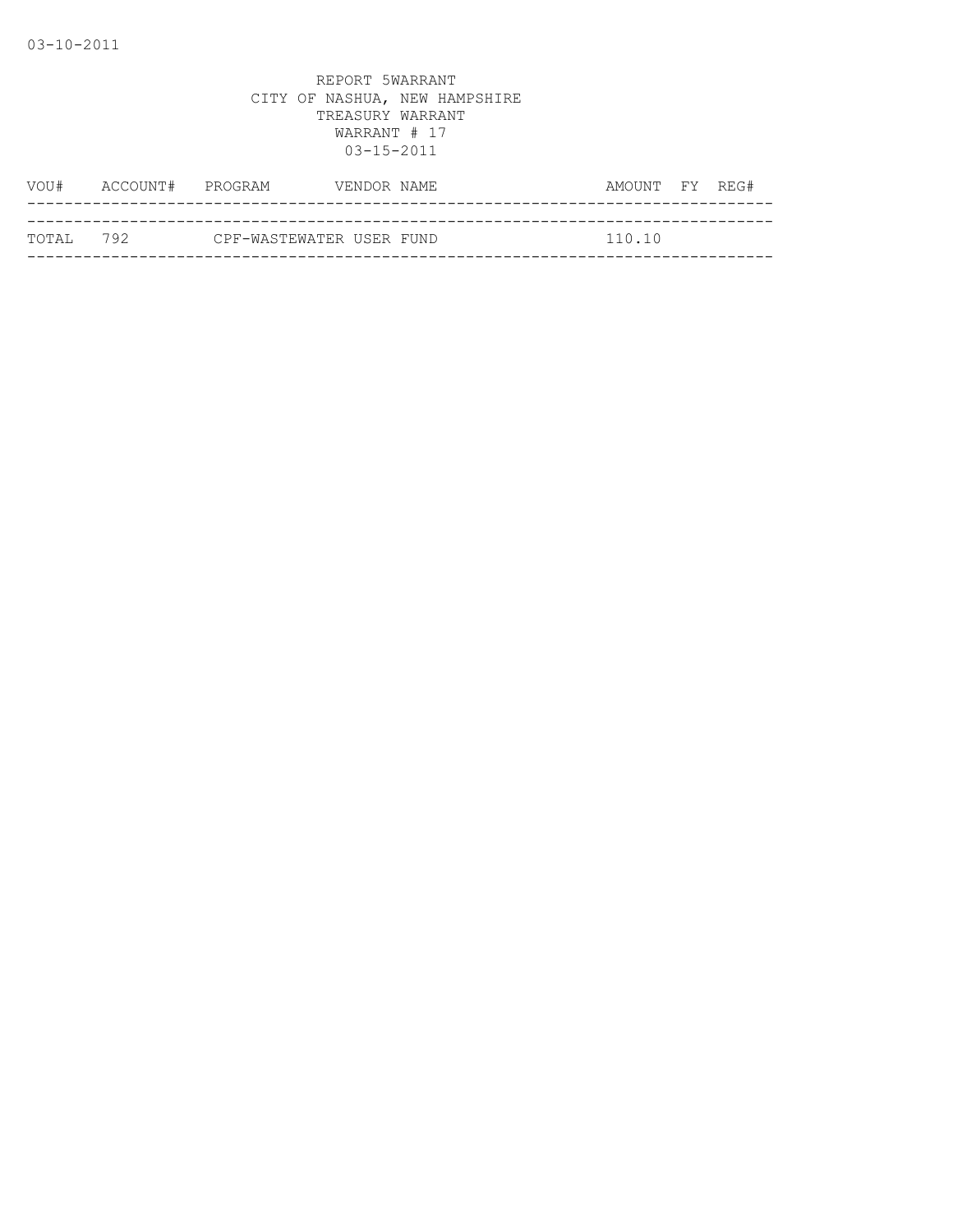REPORT 5WARRANT
CITY OF NASHUA, NEW HAMPSHIRE
TREASURY WARRANT
WARRANT # 17
03-15-2011

| VOU# | ACCOUNT# | PROGRAM | VENDOR NAME | AMOUNT | FY | REG# |
|---|---|---|---|---|---|---|
| TOTAL | 792 | CPF-WASTEWATER USER FUND | | 110.10 | | |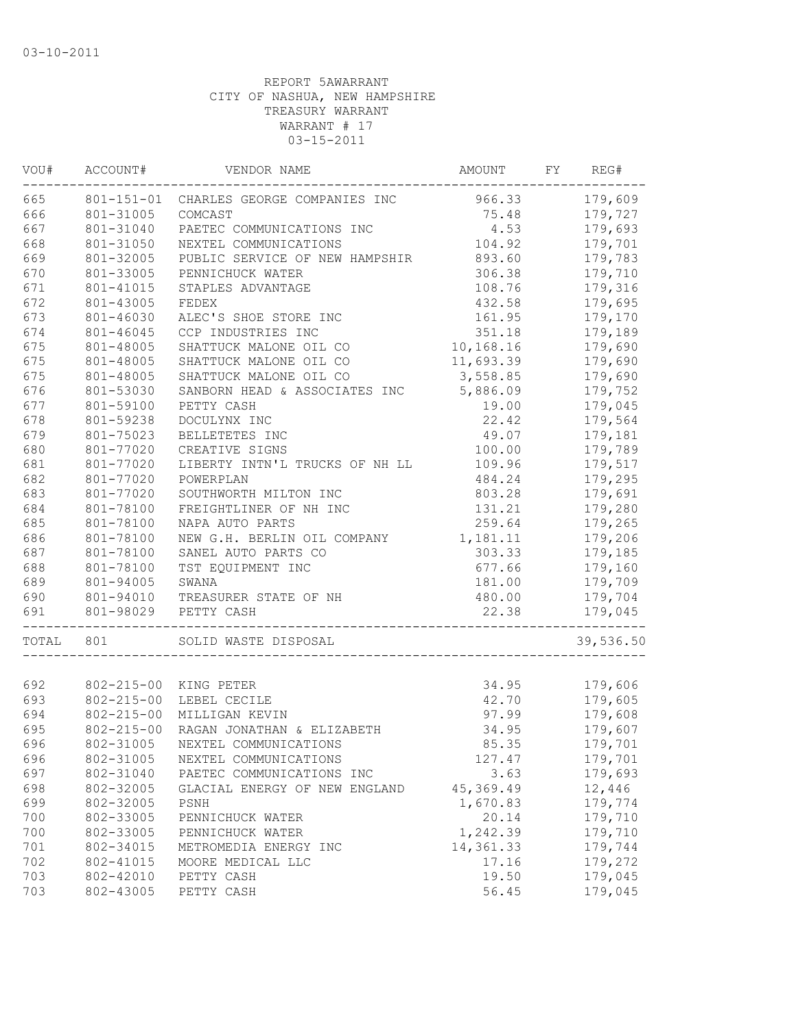03-10-2011

REPORT 5AWARRANT
CITY OF NASHUA, NEW HAMPSHIRE
TREASURY WARRANT
WARRANT # 17
03-15-2011

| VOU# | ACCOUNT# | VENDOR NAME | AMOUNT | FY | REG# |
|---|---|---|---|---|---|
| 665 | 801-151-01 | CHARLES GEORGE COMPANIES INC | 966.33 | | 179,609 |
| 666 | 801-31005 | COMCAST | 75.48 | | 179,727 |
| 667 | 801-31040 | PAETEC COMMUNICATIONS INC | 4.53 | | 179,693 |
| 668 | 801-31050 | NEXTEL COMMUNICATIONS | 104.92 | | 179,701 |
| 669 | 801-32005 | PUBLIC SERVICE OF NEW HAMPSHIR | 893.60 | | 179,783 |
| 670 | 801-33005 | PENNICHUCK WATER | 306.38 | | 179,710 |
| 671 | 801-41015 | STAPLES ADVANTAGE | 108.76 | | 179,316 |
| 672 | 801-43005 | FEDEX | 432.58 | | 179,695 |
| 673 | 801-46030 | ALEC'S SHOE STORE INC | 161.95 | | 179,170 |
| 674 | 801-46045 | CCP INDUSTRIES INC | 351.18 | | 179,189 |
| 675 | 801-48005 | SHATTUCK MALONE OIL CO | 10,168.16 | | 179,690 |
| 675 | 801-48005 | SHATTUCK MALONE OIL CO | 11,693.39 | | 179,690 |
| 675 | 801-48005 | SHATTUCK MALONE OIL CO | 3,558.85 | | 179,690 |
| 676 | 801-53030 | SANBORN HEAD & ASSOCIATES INC | 5,886.09 | | 179,752 |
| 677 | 801-59100 | PETTY CASH | 19.00 | | 179,045 |
| 678 | 801-59238 | DOCULYNX INC | 22.42 | | 179,564 |
| 679 | 801-75023 | BELLETETES INC | 49.07 | | 179,181 |
| 680 | 801-77020 | CREATIVE SIGNS | 100.00 | | 179,789 |
| 681 | 801-77020 | LIBERTY INTN'L TRUCKS OF NH LL | 109.96 | | 179,517 |
| 682 | 801-77020 | POWERPLAN | 484.24 | | 179,295 |
| 683 | 801-77020 | SOUTHWORTH MILTON INC | 803.28 | | 179,691 |
| 684 | 801-78100 | FREIGHTLINER OF NH INC | 131.21 | | 179,280 |
| 685 | 801-78100 | NAPA AUTO PARTS | 259.64 | | 179,265 |
| 686 | 801-78100 | NEW G.H. BERLIN OIL COMPANY | 1,181.11 | | 179,206 |
| 687 | 801-78100 | SANEL AUTO PARTS CO | 303.33 | | 179,185 |
| 688 | 801-78100 | TST EQUIPMENT INC | 677.66 | | 179,160 |
| 689 | 801-94005 | SWANA | 181.00 | | 179,709 |
| 690 | 801-94010 | TREASURER STATE OF NH | 480.00 | | 179,704 |
| 691 | 801-98029 | PETTY CASH | 22.38 | | 179,045 |
| TOTAL | 801 | SOLID WASTE DISPOSAL | | | 39,536.50 |
| 692 | 802-215-00 | KING PETER | 34.95 | | 179,606 |
| 693 | 802-215-00 | LEBEL CECILE | 42.70 | | 179,605 |
| 694 | 802-215-00 | MILLIGAN KEVIN | 97.99 | | 179,608 |
| 695 | 802-215-00 | RAGAN JONATHAN & ELIZABETH | 34.95 | | 179,607 |
| 696 | 802-31005 | NEXTEL COMMUNICATIONS | 85.35 | | 179,701 |
| 696 | 802-31005 | NEXTEL COMMUNICATIONS | 127.47 | | 179,701 |
| 697 | 802-31040 | PAETEC COMMUNICATIONS INC | 3.63 | | 179,693 |
| 698 | 802-32005 | GLACIAL ENERGY OF NEW ENGLAND | 45,369.49 | | 12,446 |
| 699 | 802-32005 | PSNH | 1,670.83 | | 179,774 |
| 700 | 802-33005 | PENNICHUCK WATER | 20.14 | | 179,710 |
| 700 | 802-33005 | PENNICHUCK WATER | 1,242.39 | | 179,710 |
| 701 | 802-34015 | METROMEDIA ENERGY INC | 14,361.33 | | 179,744 |
| 702 | 802-41015 | MOORE MEDICAL LLC | 17.16 | | 179,272 |
| 703 | 802-42010 | PETTY CASH | 19.50 | | 179,045 |
| 703 | 802-43005 | PETTY CASH | 56.45 | | 179,045 |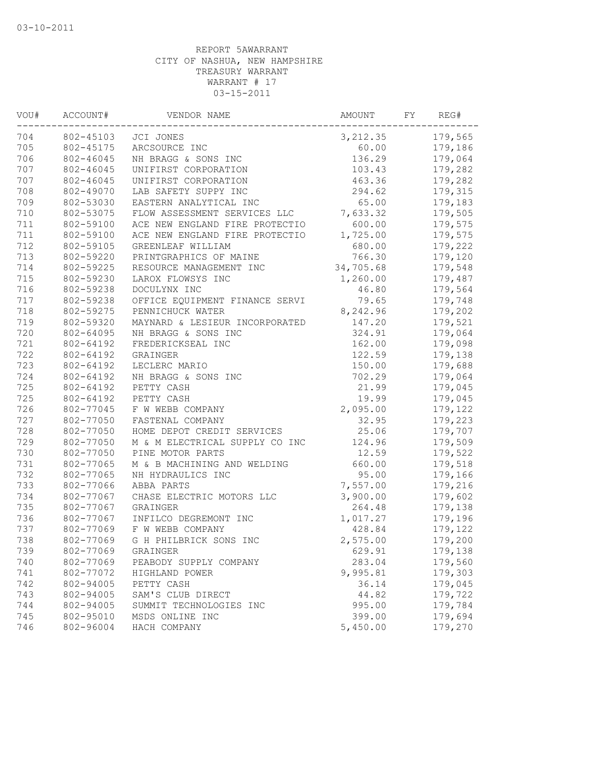03-10-2011

REPORT 5AWARRANT
CITY OF NASHUA, NEW HAMPSHIRE
TREASURY WARRANT
WARRANT # 17
03-15-2011

| VOU# | ACCOUNT# | VENDOR NAME | AMOUNT | FY | REG# |
|---|---|---|---|---|---|
| 704 | 802-45103 | JCI JONES | 3,212.35 | | 179,565 |
| 705 | 802-45175 | ARCSOURCE INC | 60.00 | | 179,186 |
| 706 | 802-46045 | NH BRAGG & SONS INC | 136.29 | | 179,064 |
| 707 | 802-46045 | UNIFIRST CORPORATION | 103.43 | | 179,282 |
| 707 | 802-46045 | UNIFIRST CORPORATION | 463.36 | | 179,282 |
| 708 | 802-49070 | LAB SAFETY SUPPY INC | 294.62 | | 179,315 |
| 709 | 802-53030 | EASTERN ANALYTICAL INC | 65.00 | | 179,183 |
| 710 | 802-53075 | FLOW ASSESSMENT SERVICES LLC | 7,633.32 | | 179,505 |
| 711 | 802-59100 | ACE NEW ENGLAND FIRE PROTECTIO | 600.00 | | 179,575 |
| 711 | 802-59100 | ACE NEW ENGLAND FIRE PROTECTIO | 1,725.00 | | 179,575 |
| 712 | 802-59105 | GREENLEAF WILLIAM | 680.00 | | 179,222 |
| 713 | 802-59220 | PRINTGRAPHICS OF MAINE | 766.30 | | 179,120 |
| 714 | 802-59225 | RESOURCE MANAGEMENT INC | 34,705.68 | | 179,548 |
| 715 | 802-59230 | LAROX FLOWSYS INC | 1,260.00 | | 179,487 |
| 716 | 802-59238 | DOCULYNX INC | 46.80 | | 179,564 |
| 717 | 802-59238 | OFFICE EQUIPMENT FINANCE SERVI | 79.65 | | 179,748 |
| 718 | 802-59275 | PENNICHUCK WATER | 8,242.96 | | 179,202 |
| 719 | 802-59320 | MAYNARD & LESIEUR INCORPORATED | 147.20 | | 179,521 |
| 720 | 802-64095 | NH BRAGG & SONS INC | 324.91 | | 179,064 |
| 721 | 802-64192 | FREDERICKSEAL INC | 162.00 | | 179,098 |
| 722 | 802-64192 | GRAINGER | 122.59 | | 179,138 |
| 723 | 802-64192 | LECLERC MARIO | 150.00 | | 179,688 |
| 724 | 802-64192 | NH BRAGG & SONS INC | 702.29 | | 179,064 |
| 725 | 802-64192 | PETTY CASH | 21.99 | | 179,045 |
| 725 | 802-64192 | PETTY CASH | 19.99 | | 179,045 |
| 726 | 802-77045 | F W WEBB COMPANY | 2,095.00 | | 179,122 |
| 727 | 802-77050 | FASTENAL COMPANY | 32.95 | | 179,223 |
| 728 | 802-77050 | HOME DEPOT CREDIT SERVICES | 25.06 | | 179,707 |
| 729 | 802-77050 | M & M ELECTRICAL SUPPLY CO INC | 124.96 | | 179,509 |
| 730 | 802-77050 | PINE MOTOR PARTS | 12.59 | | 179,522 |
| 731 | 802-77065 | M & B MACHINING AND WELDING | 660.00 | | 179,518 |
| 732 | 802-77065 | NH HYDRAULICS INC | 95.00 | | 179,166 |
| 733 | 802-77066 | ABBA PARTS | 7,557.00 | | 179,216 |
| 734 | 802-77067 | CHASE ELECTRIC MOTORS LLC | 3,900.00 | | 179,602 |
| 735 | 802-77067 | GRAINGER | 264.48 | | 179,138 |
| 736 | 802-77067 | INFILCO DEGREMONT INC | 1,017.27 | | 179,196 |
| 737 | 802-77069 | F W WEBB COMPANY | 428.84 | | 179,122 |
| 738 | 802-77069 | G H PHILBRICK SONS INC | 2,575.00 | | 179,200 |
| 739 | 802-77069 | GRAINGER | 629.91 | | 179,138 |
| 740 | 802-77069 | PEABODY SUPPLY COMPANY | 283.04 | | 179,560 |
| 741 | 802-77072 | HIGHLAND POWER | 9,995.81 | | 179,303 |
| 742 | 802-94005 | PETTY CASH | 36.14 | | 179,045 |
| 743 | 802-94005 | SAM'S CLUB DIRECT | 44.82 | | 179,722 |
| 744 | 802-94005 | SUMMIT TECHNOLOGIES INC | 995.00 | | 179,784 |
| 745 | 802-95010 | MSDS ONLINE INC | 399.00 | | 179,694 |
| 746 | 802-96004 | HACH COMPANY | 5,450.00 | | 179,270 |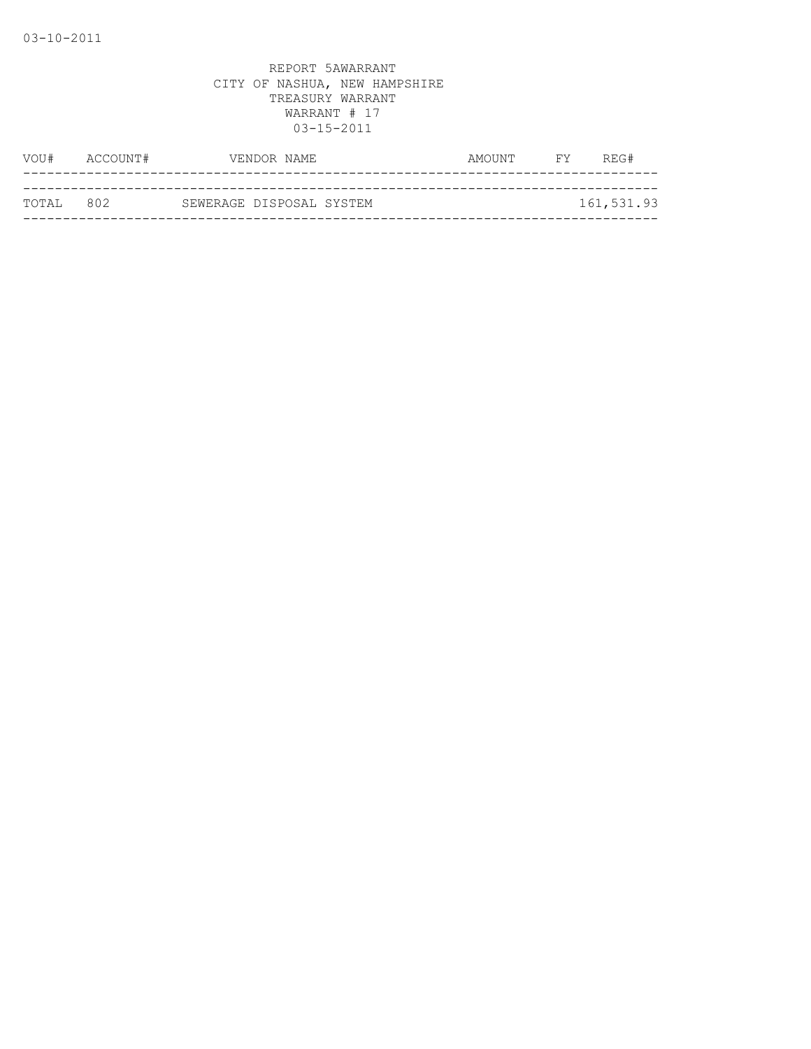03-10-2011

REPORT 5AWARRANT
CITY OF NASHUA, NEW HAMPSHIRE
TREASURY WARRANT
WARRANT # 17
03-15-2011

| VOU# | ACCOUNT# | VENDOR NAME | AMOUNT | FY | REG# |
|---|---|---|---|---|---|
| TOTAL | 802 | SEWERAGE DISPOSAL SYSTEM | | | 161,531.93 |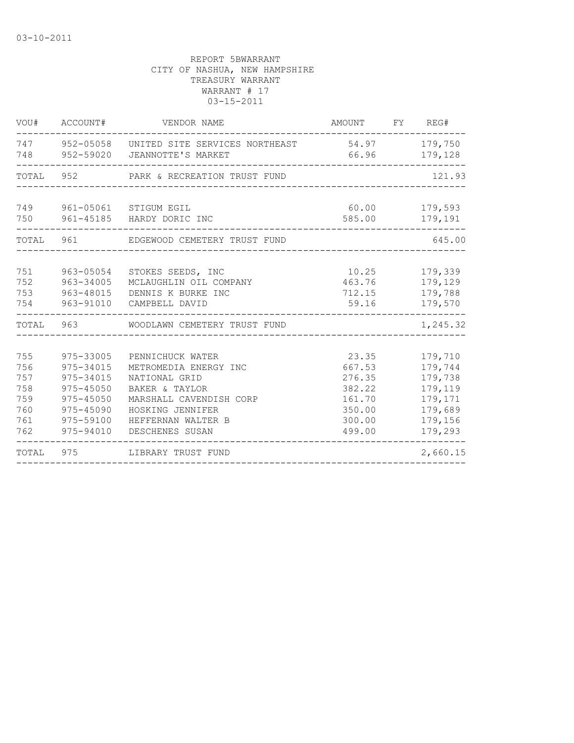03-10-2011

REPORT 5BWARRANT
CITY OF NASHUA, NEW HAMPSHIRE
TREASURY WARRANT
WARRANT # 17
03-15-2011

| VOU# | ACCOUNT# | VENDOR NAME | AMOUNT | FY | REG# |
|---|---|---|---|---|---|
| 747 | 952-05058 | UNITED SITE SERVICES NORTHEAST | 54.97 | | 179,750 |
| 748 | 952-59020 | JEANNOTTE'S MARKET | 66.96 | | 179,128 |
| TOTAL | 952 | PARK & RECREATION TRUST FUND | | | 121.93 |
| 749 | 961-05061 | STIGUM EGIL | 60.00 | | 179,593 |
| 750 | 961-45185 | HARDY DORIC INC | 585.00 | | 179,191 |
| TOTAL | 961 | EDGEWOOD CEMETERY TRUST FUND | | | 645.00 |
| 751 | 963-05054 | STOKES SEEDS, INC | 10.25 | | 179,339 |
| 752 | 963-34005 | MCLAUGHLIN OIL COMPANY | 463.76 | | 179,129 |
| 753 | 963-48015 | DENNIS K BURKE INC | 712.15 | | 179,788 |
| 754 | 963-91010 | CAMPBELL DAVID | 59.16 | | 179,570 |
| TOTAL | 963 | WOODLAWN CEMETERY TRUST FUND | | | 1,245.32 |
| 755 | 975-33005 | PENNICHUCK WATER | 23.35 | | 179,710 |
| 756 | 975-34015 | METROMEDIA ENERGY INC | 667.53 | | 179,744 |
| 757 | 975-34015 | NATIONAL GRID | 276.35 | | 179,738 |
| 758 | 975-45050 | BAKER & TAYLOR | 382.22 | | 179,119 |
| 759 | 975-45050 | MARSHALL CAVENDISH CORP | 161.70 | | 179,171 |
| 760 | 975-45090 | HOSKING JENNIFER | 350.00 | | 179,689 |
| 761 | 975-59100 | HEFFERNAN WALTER B | 300.00 | | 179,156 |
| 762 | 975-94010 | DESCHENES SUSAN | 499.00 | | 179,293 |
| TOTAL | 975 | LIBRARY TRUST FUND | | | 2,660.15 |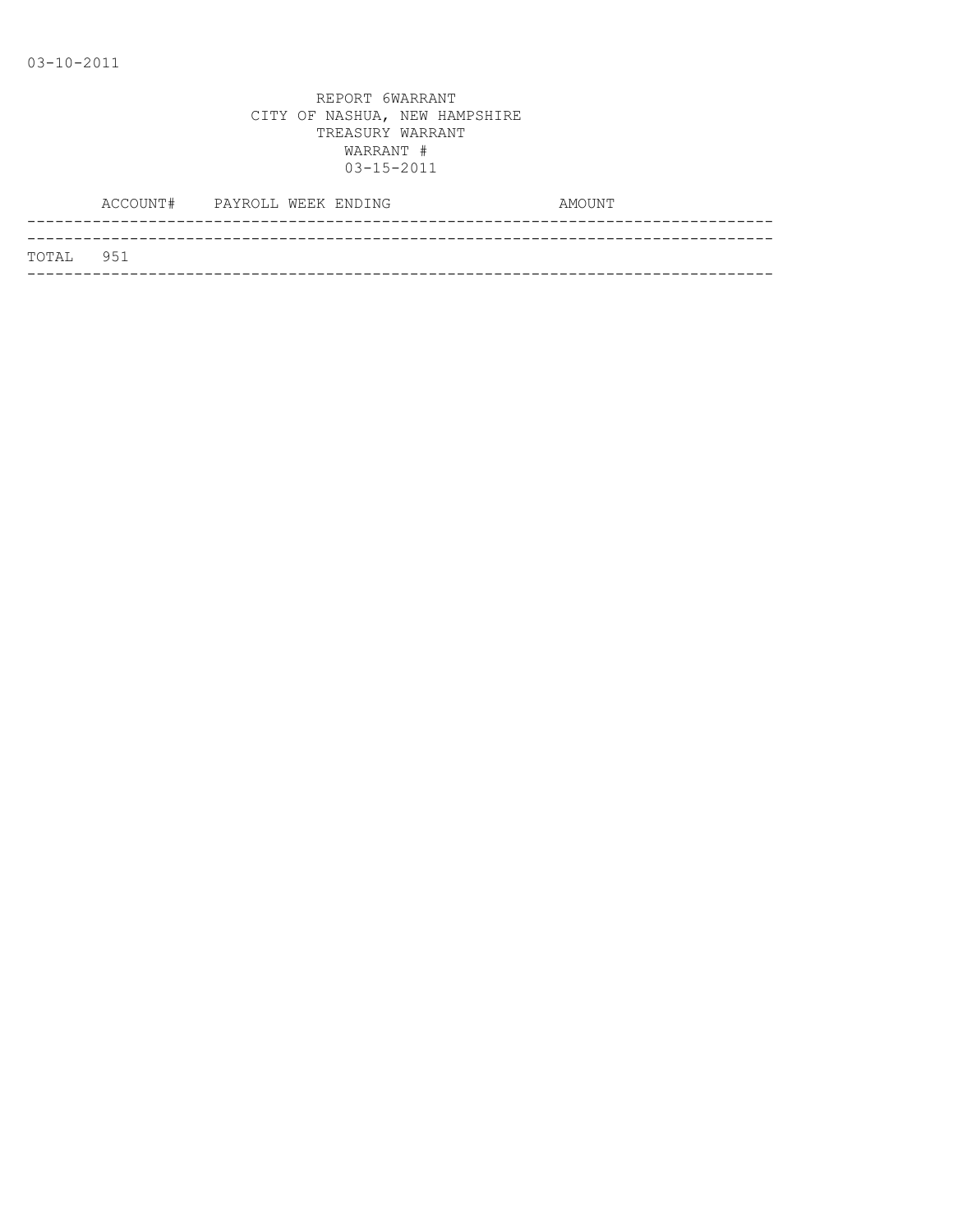03-10-2011

REPORT 6WARRANT
CITY OF NASHUA, NEW HAMPSHIRE
TREASURY WARRANT
WARRANT #
03-15-2011

| | ACCOUNT# | PAYROLL WEEK ENDING | AMOUNT |
|---|---|---|---|
| TOTAL | 951 | | |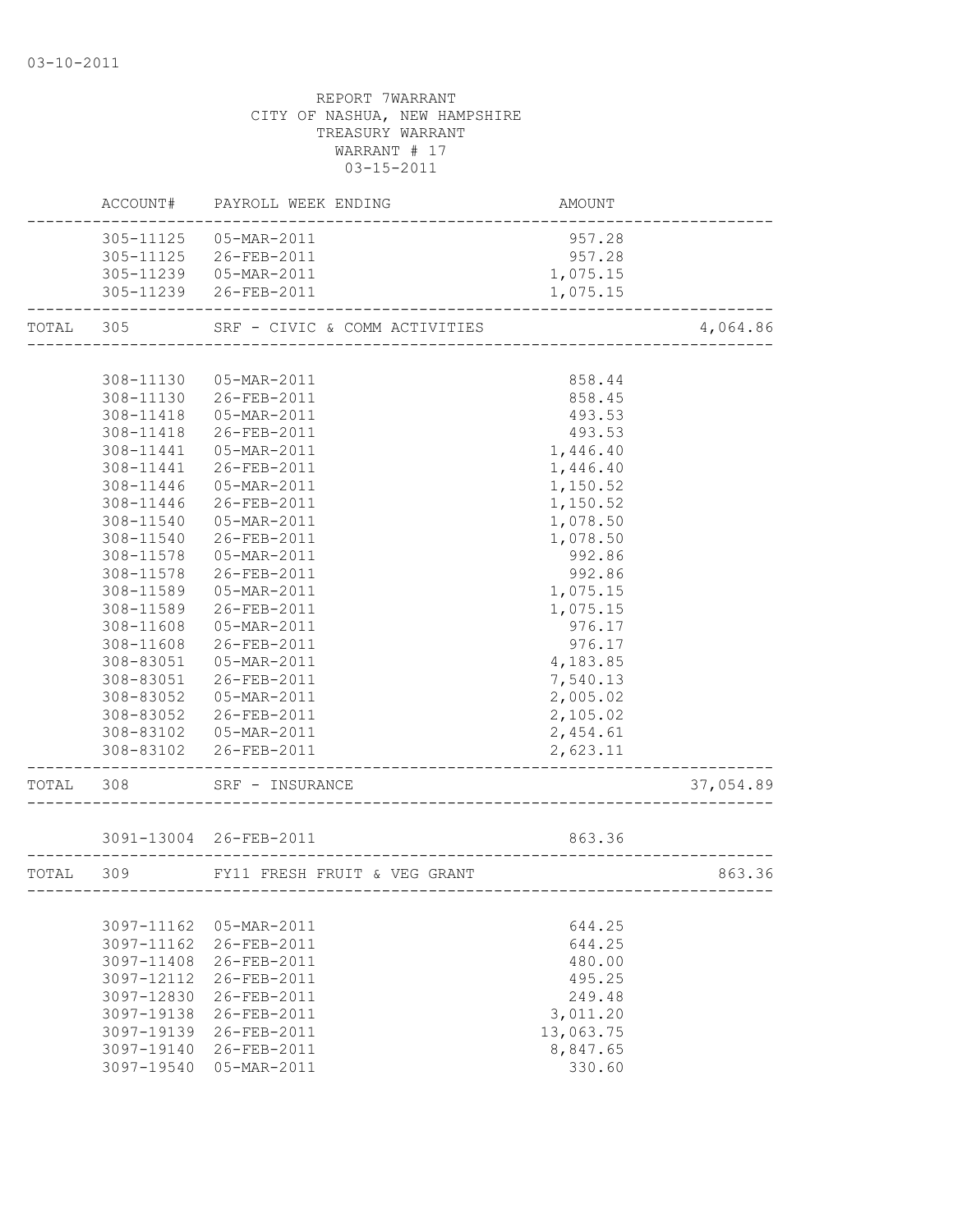03-10-2011

REPORT 7WARRANT
CITY OF NASHUA, NEW HAMPSHIRE
TREASURY WARRANT
WARRANT # 17
03-15-2011

| | ACCOUNT# | PAYROLL WEEK ENDING | AMOUNT | |
|---|---|---|---|---|
| | 305-11125 | 05-MAR-2011 | 957.28 | |
| | 305-11125 | 26-FEB-2011 | 957.28 | |
| | 305-11239 | 05-MAR-2011 | 1,075.15 | |
| | 305-11239 | 26-FEB-2011 | 1,075.15 | |
| TOTAL | 305 | SRF - CIVIC & COMM ACTIVITIES | | 4,064.86 |
| | 308-11130 | 05-MAR-2011 | 858.44 | |
| | 308-11130 | 26-FEB-2011 | 858.45 | |
| | 308-11418 | 05-MAR-2011 | 493.53 | |
| | 308-11418 | 26-FEB-2011 | 493.53 | |
| | 308-11441 | 05-MAR-2011 | 1,446.40 | |
| | 308-11441 | 26-FEB-2011 | 1,446.40 | |
| | 308-11446 | 05-MAR-2011 | 1,150.52 | |
| | 308-11446 | 26-FEB-2011 | 1,150.52 | |
| | 308-11540 | 05-MAR-2011 | 1,078.50 | |
| | 308-11540 | 26-FEB-2011 | 1,078.50 | |
| | 308-11578 | 05-MAR-2011 | 992.86 | |
| | 308-11578 | 26-FEB-2011 | 992.86 | |
| | 308-11589 | 05-MAR-2011 | 1,075.15 | |
| | 308-11589 | 26-FEB-2011 | 1,075.15 | |
| | 308-11608 | 05-MAR-2011 | 976.17 | |
| | 308-11608 | 26-FEB-2011 | 976.17 | |
| | 308-83051 | 05-MAR-2011 | 4,183.85 | |
| | 308-83051 | 26-FEB-2011 | 7,540.13 | |
| | 308-83052 | 05-MAR-2011 | 2,005.02 | |
| | 308-83052 | 26-FEB-2011 | 2,105.02 | |
| | 308-83102 | 05-MAR-2011 | 2,454.61 | |
| | 308-83102 | 26-FEB-2011 | 2,623.11 | |
| TOTAL | 308 | SRF - INSURANCE | | 37,054.89 |
| | 3091-13004 | 26-FEB-2011 | 863.36 | |
| TOTAL | 309 | FY11 FRESH FRUIT & VEG GRANT | | 863.36 |
| | 3097-11162 | 05-MAR-2011 | 644.25 | |
| | 3097-11162 | 26-FEB-2011 | 644.25 | |
| | 3097-11408 | 26-FEB-2011 | 480.00 | |
| | 3097-12112 | 26-FEB-2011 | 495.25 | |
| | 3097-12830 | 26-FEB-2011 | 249.48 | |
| | 3097-19138 | 26-FEB-2011 | 3,011.20 | |
| | 3097-19139 | 26-FEB-2011 | 13,063.75 | |
| | 3097-19140 | 26-FEB-2011 | 8,847.65 | |
| | 3097-19540 | 05-MAR-2011 | 330.60 | |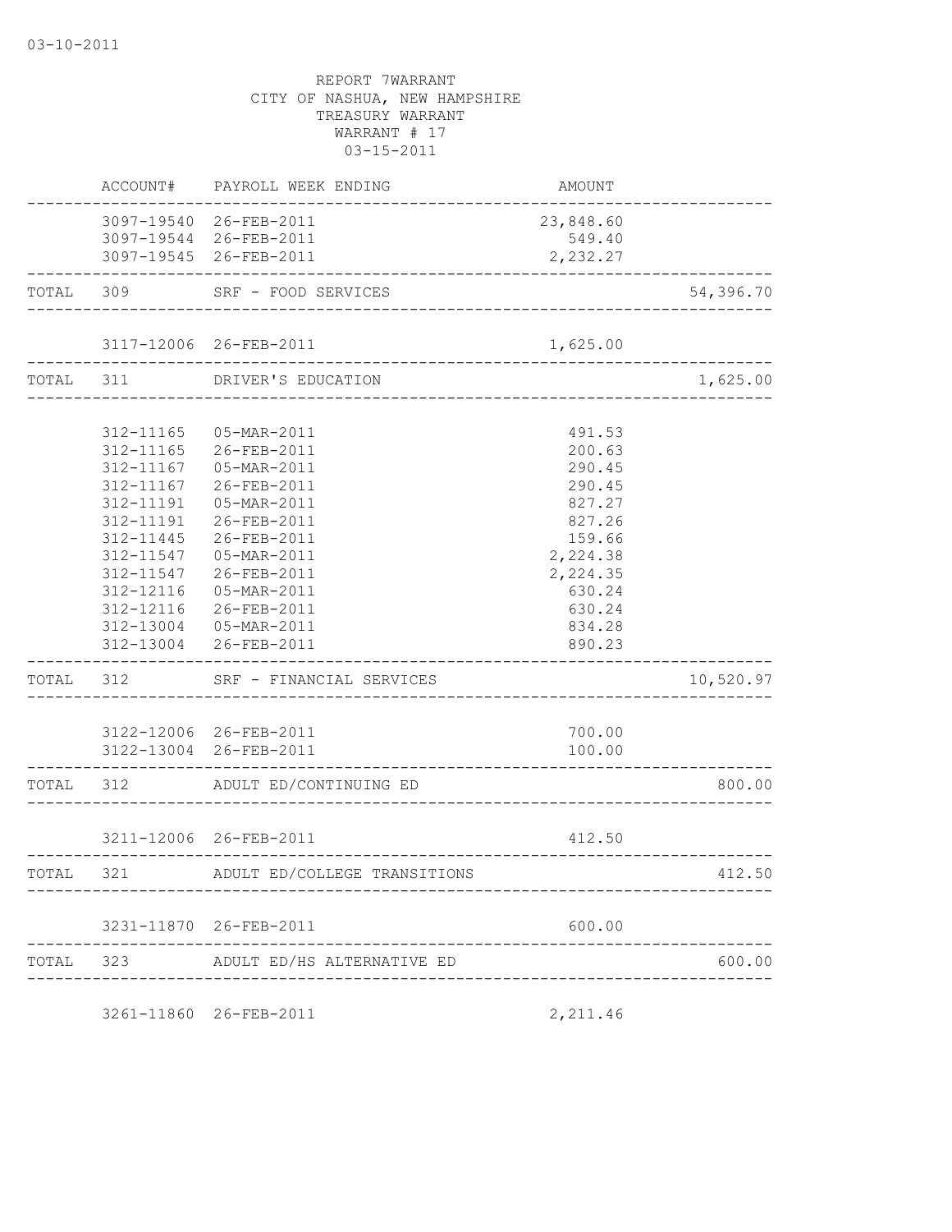03-10-2011

REPORT 7WARRANT
CITY OF NASHUA, NEW HAMPSHIRE
TREASURY WARRANT
WARRANT # 17
03-15-2011

| | ACCOUNT# | PAYROLL WEEK ENDING | AMOUNT | |
|---|---|---|---|---|
| | 3097-19540 | 26-FEB-2011 | 23,848.60 | |
| | 3097-19544 | 26-FEB-2011 | 549.40 | |
| | 3097-19545 | 26-FEB-2011 | 2,232.27 | |
| TOTAL | 309 | SRF - FOOD SERVICES | | 54,396.70 |
| | 3117-12006 | 26-FEB-2011 | 1,625.00 | |
| TOTAL | 311 | DRIVER'S EDUCATION | | 1,625.00 |
| | 312-11165 | 05-MAR-2011 | 491.53 | |
| | 312-11165 | 26-FEB-2011 | 200.63 | |
| | 312-11167 | 05-MAR-2011 | 290.45 | |
| | 312-11167 | 26-FEB-2011 | 290.45 | |
| | 312-11191 | 05-MAR-2011 | 827.27 | |
| | 312-11191 | 26-FEB-2011 | 827.26 | |
| | 312-11445 | 26-FEB-2011 | 159.66 | |
| | 312-11547 | 05-MAR-2011 | 2,224.38 | |
| | 312-11547 | 26-FEB-2011 | 2,224.35 | |
| | 312-12116 | 05-MAR-2011 | 630.24 | |
| | 312-12116 | 26-FEB-2011 | 630.24 | |
| | 312-13004 | 05-MAR-2011 | 834.28 | |
| | 312-13004 | 26-FEB-2011 | 890.23 | |
| TOTAL | 312 | SRF - FINANCIAL SERVICES | | 10,520.97 |
| | 3122-12006 | 26-FEB-2011 | 700.00 | |
| | 3122-13004 | 26-FEB-2011 | 100.00 | |
| TOTAL | 312 | ADULT ED/CONTINUING ED | | 800.00 |
| | 3211-12006 | 26-FEB-2011 | 412.50 | |
| TOTAL | 321 | ADULT ED/COLLEGE TRANSITIONS | | 412.50 |
| | 3231-11870 | 26-FEB-2011 | 600.00 | |
| TOTAL | 323 | ADULT ED/HS ALTERNATIVE ED | | 600.00 |
| | 3261-11860 | 26-FEB-2011 | 2,211.46 | |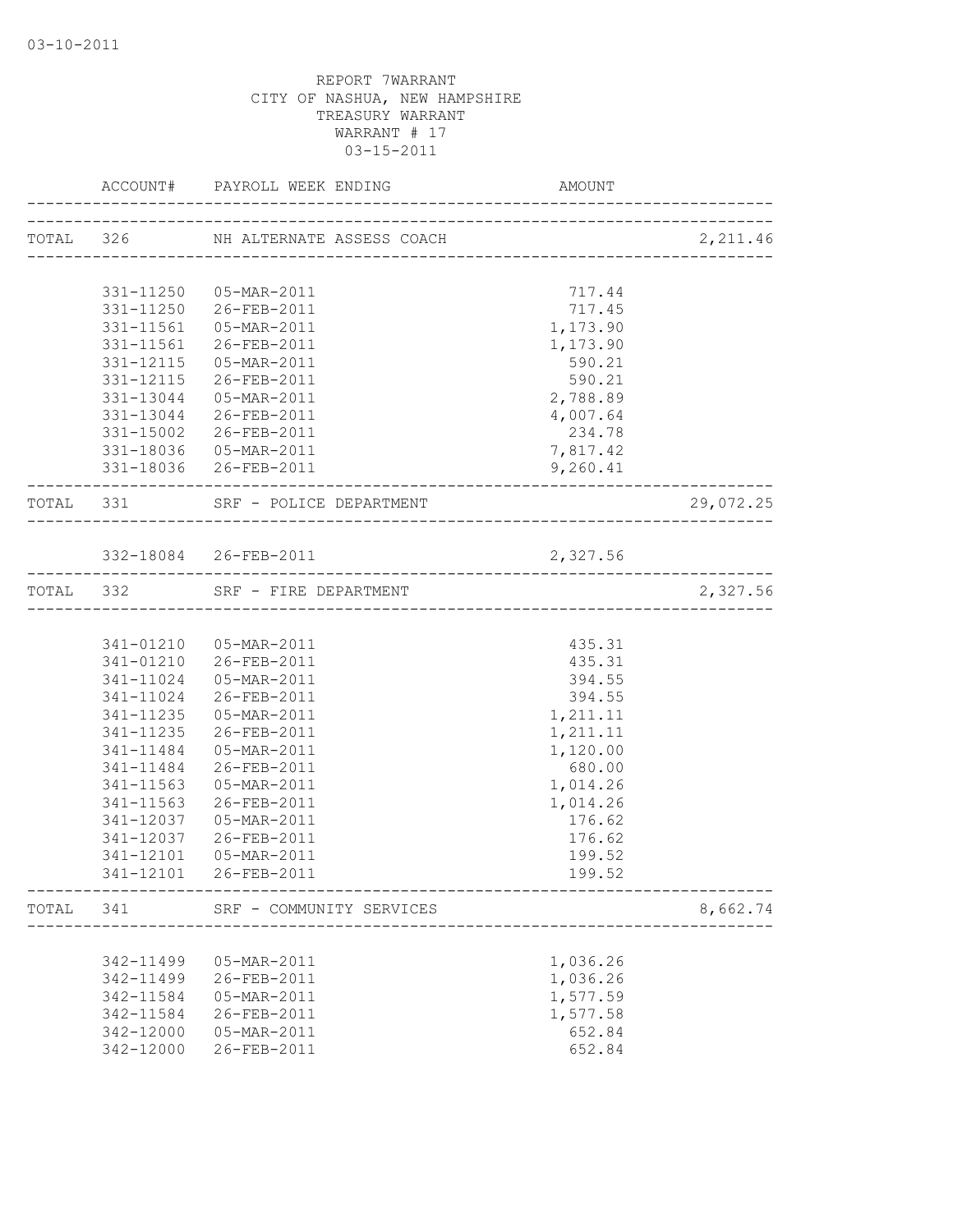03-10-2011

REPORT 7WARRANT
CITY OF NASHUA, NEW HAMPSHIRE
TREASURY WARRANT
WARRANT # 17
03-15-2011

| | ACCOUNT# | PAYROLL WEEK ENDING | AMOUNT | |
|---|---|---|---|---|
| TOTAL | 326 | NH ALTERNATE ASSESS COACH | | 2,211.46 |
| | 331-11250 | 05-MAR-2011 | 717.44 | |
| | 331-11250 | 26-FEB-2011 | 717.45 | |
| | 331-11561 | 05-MAR-2011 | 1,173.90 | |
| | 331-11561 | 26-FEB-2011 | 1,173.90 | |
| | 331-12115 | 05-MAR-2011 | 590.21 | |
| | 331-12115 | 26-FEB-2011 | 590.21 | |
| | 331-13044 | 05-MAR-2011 | 2,788.89 | |
| | 331-13044 | 26-FEB-2011 | 4,007.64 | |
| | 331-15002 | 26-FEB-2011 | 234.78 | |
| | 331-18036 | 05-MAR-2011 | 7,817.42 | |
| | 331-18036 | 26-FEB-2011 | 9,260.41 | |
| TOTAL | 331 | SRF - POLICE DEPARTMENT | | 29,072.25 |
| | 332-18084 | 26-FEB-2011 | 2,327.56 | |
| TOTAL | 332 | SRF - FIRE DEPARTMENT | | 2,327.56 |
| | 341-01210 | 05-MAR-2011 | 435.31 | |
| | 341-01210 | 26-FEB-2011 | 435.31 | |
| | 341-11024 | 05-MAR-2011 | 394.55 | |
| | 341-11024 | 26-FEB-2011 | 394.55 | |
| | 341-11235 | 05-MAR-2011 | 1,211.11 | |
| | 341-11235 | 26-FEB-2011 | 1,211.11 | |
| | 341-11484 | 05-MAR-2011 | 1,120.00 | |
| | 341-11484 | 26-FEB-2011 | 680.00 | |
| | 341-11563 | 05-MAR-2011 | 1,014.26 | |
| | 341-11563 | 26-FEB-2011 | 1,014.26 | |
| | 341-12037 | 05-MAR-2011 | 176.62 | |
| | 341-12037 | 26-FEB-2011 | 176.62 | |
| | 341-12101 | 05-MAR-2011 | 199.52 | |
| | 341-12101 | 26-FEB-2011 | 199.52 | |
| TOTAL | 341 | SRF - COMMUNITY SERVICES | | 8,662.74 |
| | 342-11499 | 05-MAR-2011 | 1,036.26 | |
| | 342-11499 | 26-FEB-2011 | 1,036.26 | |
| | 342-11584 | 05-MAR-2011 | 1,577.59 | |
| | 342-11584 | 26-FEB-2011 | 1,577.58 | |
| | 342-12000 | 05-MAR-2011 | 652.84 | |
| | 342-12000 | 26-FEB-2011 | 652.84 | |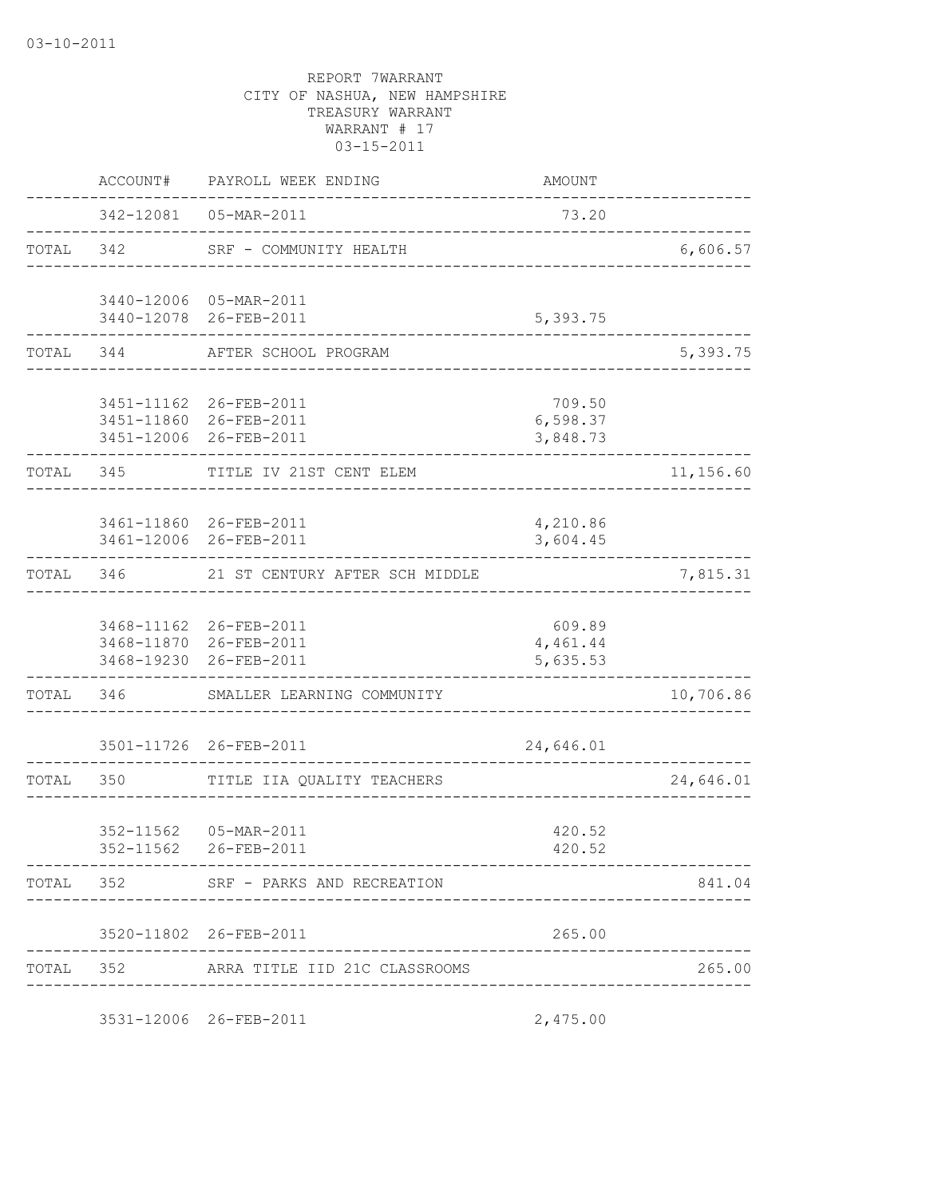03-10-2011

REPORT 7WARRANT
CITY OF NASHUA, NEW HAMPSHIRE
TREASURY WARRANT
WARRANT # 17
03-15-2011

| | ACCOUNT# | PAYROLL WEEK ENDING | AMOUNT | |
|---|---|---|---|---|
| | 342-12081 | 05-MAR-2011 | 73.20 | |
| TOTAL | 342 | SRF - COMMUNITY HEALTH | | 6,606.57 |
| | 3440-12006 | 05-MAR-2011 | | |
| | 3440-12078 | 26-FEB-2011 | 5,393.75 | |
| TOTAL | 344 | AFTER SCHOOL PROGRAM | | 5,393.75 |
| | 3451-11162 | 26-FEB-2011 | 709.50 | |
| | 3451-11860 | 26-FEB-2011 | 6,598.37 | |
| | 3451-12006 | 26-FEB-2011 | 3,848.73 | |
| TOTAL | 345 | TITLE IV 21ST CENT ELEM | | 11,156.60 |
| | 3461-11860 | 26-FEB-2011 | 4,210.86 | |
| | 3461-12006 | 26-FEB-2011 | 3,604.45 | |
| TOTAL | 346 | 21 ST CENTURY AFTER SCH MIDDLE | | 7,815.31 |
| | 3468-11162 | 26-FEB-2011 | 609.89 | |
| | 3468-11870 | 26-FEB-2011 | 4,461.44 | |
| | 3468-19230 | 26-FEB-2011 | 5,635.53 | |
| TOTAL | 346 | SMALLER LEARNING COMMUNITY | | 10,706.86 |
| | 3501-11726 | 26-FEB-2011 | 24,646.01 | |
| TOTAL | 350 | TITLE IIA QUALITY TEACHERS | | 24,646.01 |
| | 352-11562 | 05-MAR-2011 | 420.52 | |
| | 352-11562 | 26-FEB-2011 | 420.52 | |
| TOTAL | 352 | SRF - PARKS AND RECREATION | | 841.04 |
| | 3520-11802 | 26-FEB-2011 | 265.00 | |
| TOTAL | 352 | ARRA TITLE IID 21C CLASSROOMS | | 265.00 |
| | 3531-12006 | 26-FEB-2011 | 2,475.00 | |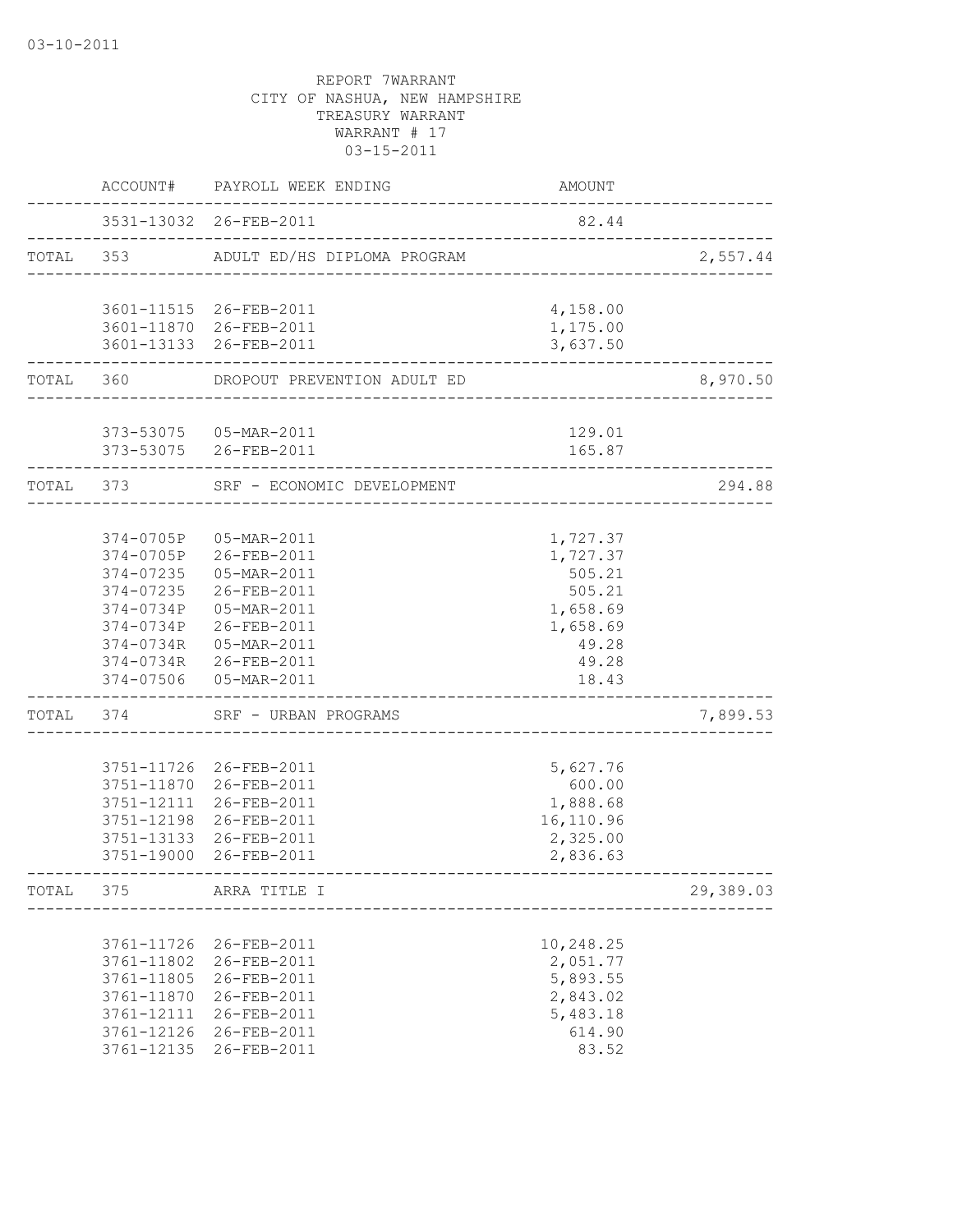03-10-2011

REPORT 7WARRANT
CITY OF NASHUA, NEW HAMPSHIRE
TREASURY WARRANT
WARRANT # 17
03-15-2011

| | ACCOUNT# | PAYROLL WEEK ENDING | AMOUNT | |
|---|---|---|---|---|
| | 3531-13032 | 26-FEB-2011 | 82.44 | |
| TOTAL | 353 | ADULT ED/HS DIPLOMA PROGRAM | | 2,557.44 |
| | 3601-11515 | 26-FEB-2011 | 4,158.00 | |
| | 3601-11870 | 26-FEB-2011 | 1,175.00 | |
| | 3601-13133 | 26-FEB-2011 | 3,637.50 | |
| TOTAL | 360 | DROPOUT PREVENTION ADULT ED | | 8,970.50 |
| | 373-53075 | 05-MAR-2011 | 129.01 | |
| | 373-53075 | 26-FEB-2011 | 165.87 | |
| TOTAL | 373 | SRF - ECONOMIC DEVELOPMENT | | 294.88 |
| | 374-0705P | 05-MAR-2011 | 1,727.37 | |
| | 374-0705P | 26-FEB-2011 | 1,727.37 | |
| | 374-07235 | 05-MAR-2011 | 505.21 | |
| | 374-07235 | 26-FEB-2011 | 505.21 | |
| | 374-0734P | 05-MAR-2011 | 1,658.69 | |
| | 374-0734P | 26-FEB-2011 | 1,658.69 | |
| | 374-0734R | 05-MAR-2011 | 49.28 | |
| | 374-0734R | 26-FEB-2011 | 49.28 | |
| | 374-07506 | 05-MAR-2011 | 18.43 | |
| TOTAL | 374 | SRF - URBAN PROGRAMS | | 7,899.53 |
| | 3751-11726 | 26-FEB-2011 | 5,627.76 | |
| | 3751-11870 | 26-FEB-2011 | 600.00 | |
| | 3751-12111 | 26-FEB-2011 | 1,888.68 | |
| | 3751-12198 | 26-FEB-2011 | 16,110.96 | |
| | 3751-13133 | 26-FEB-2011 | 2,325.00 | |
| | 3751-19000 | 26-FEB-2011 | 2,836.63 | |
| TOTAL | 375 | ARRA TITLE I | | 29,389.03 |
| | 3761-11726 | 26-FEB-2011 | 10,248.25 | |
| | 3761-11802 | 26-FEB-2011 | 2,051.77 | |
| | 3761-11805 | 26-FEB-2011 | 5,893.55 | |
| | 3761-11870 | 26-FEB-2011 | 2,843.02 | |
| | 3761-12111 | 26-FEB-2011 | 5,483.18 | |
| | 3761-12126 | 26-FEB-2011 | 614.90 | |
| | 3761-12135 | 26-FEB-2011 | 83.52 | |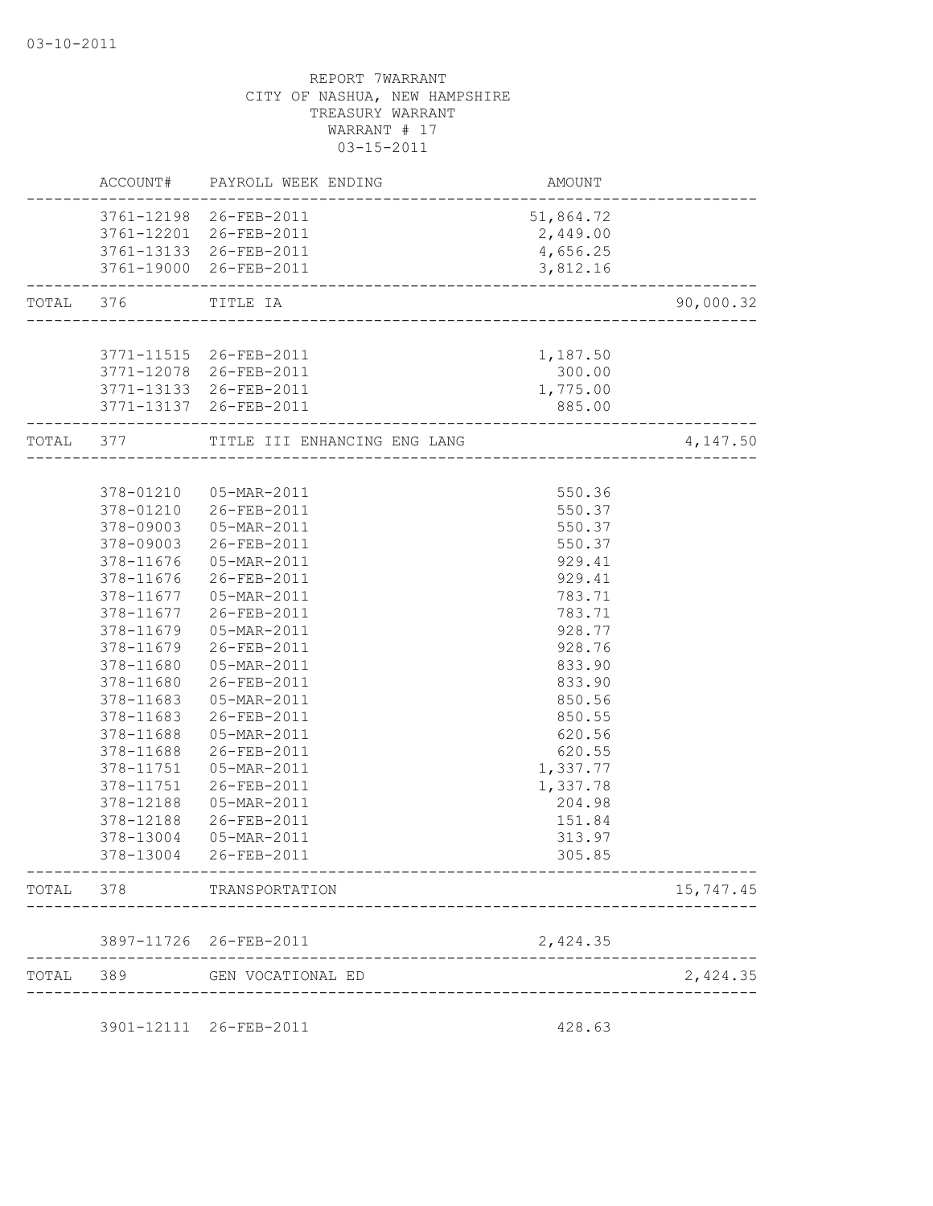03-10-2011

REPORT 7WARRANT
CITY OF NASHUA, NEW HAMPSHIRE
TREASURY WARRANT
WARRANT # 17
03-15-2011

| | ACCOUNT# | PAYROLL WEEK ENDING | AMOUNT | |
|---|---|---|---|---|
| | 3761-12198 | 26-FEB-2011 | 51,864.72 | |
| | 3761-12201 | 26-FEB-2011 | 2,449.00 | |
| | 3761-13133 | 26-FEB-2011 | 4,656.25 | |
| | 3761-19000 | 26-FEB-2011 | 3,812.16 | |
| TOTAL | 376 | TITLE IA | | 90,000.32 |
| | 3771-11515 | 26-FEB-2011 | 1,187.50 | |
| | 3771-12078 | 26-FEB-2011 | 300.00 | |
| | 3771-13133 | 26-FEB-2011 | 1,775.00 | |
| | 3771-13137 | 26-FEB-2011 | 885.00 | |
| TOTAL | 377 | TITLE III ENHANCING ENG LANG | | 4,147.50 |
| | 378-01210 | 05-MAR-2011 | 550.36 | |
| | 378-01210 | 26-FEB-2011 | 550.37 | |
| | 378-09003 | 05-MAR-2011 | 550.37 | |
| | 378-09003 | 26-FEB-2011 | 550.37 | |
| | 378-11676 | 05-MAR-2011 | 929.41 | |
| | 378-11676 | 26-FEB-2011 | 929.41 | |
| | 378-11677 | 05-MAR-2011 | 783.71 | |
| | 378-11677 | 26-FEB-2011 | 783.71 | |
| | 378-11679 | 05-MAR-2011 | 928.77 | |
| | 378-11679 | 26-FEB-2011 | 928.76 | |
| | 378-11680 | 05-MAR-2011 | 833.90 | |
| | 378-11680 | 26-FEB-2011 | 833.90 | |
| | 378-11683 | 05-MAR-2011 | 850.56 | |
| | 378-11683 | 26-FEB-2011 | 850.55 | |
| | 378-11688 | 05-MAR-2011 | 620.56 | |
| | 378-11688 | 26-FEB-2011 | 620.55 | |
| | 378-11751 | 05-MAR-2011 | 1,337.77 | |
| | 378-11751 | 26-FEB-2011 | 1,337.78 | |
| | 378-12188 | 05-MAR-2011 | 204.98 | |
| | 378-12188 | 26-FEB-2011 | 151.84 | |
| | 378-13004 | 05-MAR-2011 | 313.97 | |
| | 378-13004 | 26-FEB-2011 | 305.85 | |
| TOTAL | 378 | TRANSPORTATION | | 15,747.45 |
| | 3897-11726 | 26-FEB-2011 | 2,424.35 | |
| TOTAL | 389 | GEN VOCATIONAL ED | | 2,424.35 |
| | 3901-12111 | 26-FEB-2011 | 428.63 | |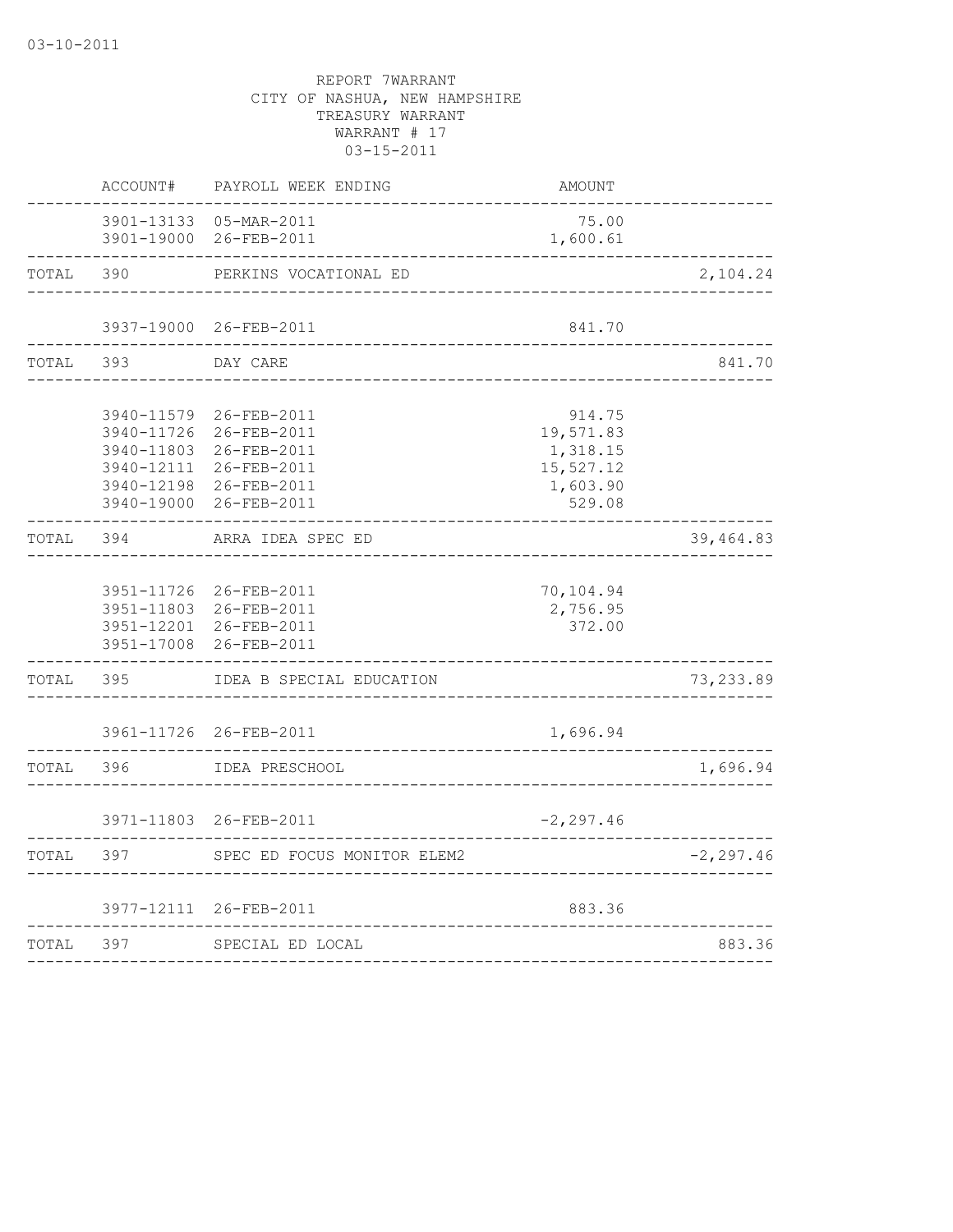03-10-2011

REPORT 7WARRANT
CITY OF NASHUA, NEW HAMPSHIRE
TREASURY WARRANT
WARRANT # 17
03-15-2011

| | ACCOUNT# | PAYROLL WEEK ENDING | AMOUNT | |
|---|---|---|---|---|
| | 3901-13133 | 05-MAR-2011 | 75.00 | |
| | 3901-19000 | 26-FEB-2011 | 1,600.61 | |
| TOTAL | 390 | PERKINS VOCATIONAL ED | | 2,104.24 |
| | 3937-19000 | 26-FEB-2011 | 841.70 | |
| TOTAL | 393 | DAY CARE | | 841.70 |
| | 3940-11579 | 26-FEB-2011 | 914.75 | |
| | 3940-11726 | 26-FEB-2011 | 19,571.83 | |
| | 3940-11803 | 26-FEB-2011 | 1,318.15 | |
| | 3940-12111 | 26-FEB-2011 | 15,527.12 | |
| | 3940-12198 | 26-FEB-2011 | 1,603.90 | |
| | 3940-19000 | 26-FEB-2011 | 529.08 | |
| TOTAL | 394 | ARRA IDEA SPEC ED | | 39,464.83 |
| | 3951-11726 | 26-FEB-2011 | 70,104.94 | |
| | 3951-11803 | 26-FEB-2011 | 2,756.95 | |
| | 3951-12201 | 26-FEB-2011 | 372.00 | |
| | 3951-17008 | 26-FEB-2011 | | |
| TOTAL | 395 | IDEA B SPECIAL EDUCATION | | 73,233.89 |
| | 3961-11726 | 26-FEB-2011 | 1,696.94 | |
| TOTAL | 396 | IDEA PRESCHOOL | | 1,696.94 |
| | 3971-11803 | 26-FEB-2011 | -2,297.46 | |
| TOTAL | 397 | SPEC ED FOCUS MONITOR ELEM2 | | -2,297.46 |
| | 3977-12111 | 26-FEB-2011 | 883.36 | |
| TOTAL | 397 | SPECIAL ED LOCAL | | 883.36 |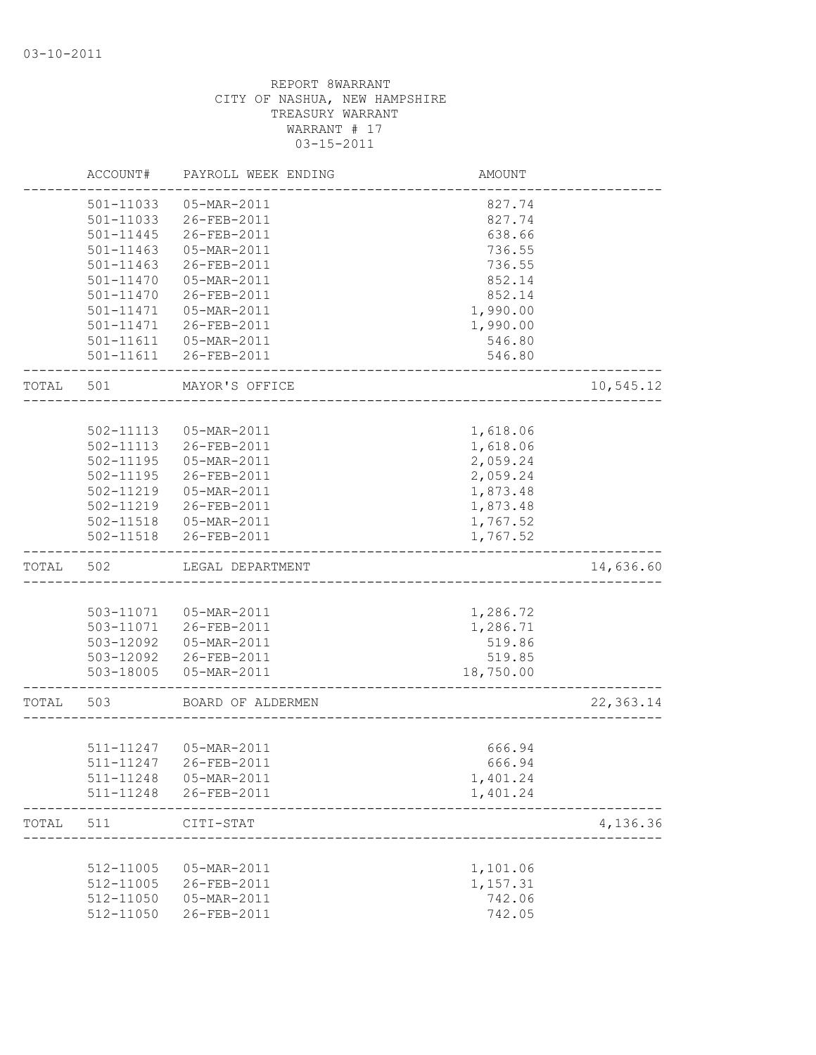03-10-2011

REPORT 8WARRANT
CITY OF NASHUA, NEW HAMPSHIRE
TREASURY WARRANT
WARRANT # 17
03-15-2011

| | ACCOUNT# | PAYROLL WEEK ENDING | AMOUNT | |
|---|---|---|---|---|
| | 501-11033 | 05-MAR-2011 | 827.74 | |
| | 501-11033 | 26-FEB-2011 | 827.74 | |
| | 501-11445 | 26-FEB-2011 | 638.66 | |
| | 501-11463 | 05-MAR-2011 | 736.55 | |
| | 501-11463 | 26-FEB-2011 | 736.55 | |
| | 501-11470 | 05-MAR-2011 | 852.14 | |
| | 501-11470 | 26-FEB-2011 | 852.14 | |
| | 501-11471 | 05-MAR-2011 | 1,990.00 | |
| | 501-11471 | 26-FEB-2011 | 1,990.00 | |
| | 501-11611 | 05-MAR-2011 | 546.80 | |
| | 501-11611 | 26-FEB-2011 | 546.80 | |
| TOTAL | 501 | MAYOR'S OFFICE | | 10,545.12 |
| | 502-11113 | 05-MAR-2011 | 1,618.06 | |
| | 502-11113 | 26-FEB-2011 | 1,618.06 | |
| | 502-11195 | 05-MAR-2011 | 2,059.24 | |
| | 502-11195 | 26-FEB-2011 | 2,059.24 | |
| | 502-11219 | 05-MAR-2011 | 1,873.48 | |
| | 502-11219 | 26-FEB-2011 | 1,873.48 | |
| | 502-11518 | 05-MAR-2011 | 1,767.52 | |
| | 502-11518 | 26-FEB-2011 | 1,767.52 | |
| TOTAL | 502 | LEGAL DEPARTMENT | | 14,636.60 |
| | 503-11071 | 05-MAR-2011 | 1,286.72 | |
| | 503-11071 | 26-FEB-2011 | 1,286.71 | |
| | 503-12092 | 05-MAR-2011 | 519.86 | |
| | 503-12092 | 26-FEB-2011 | 519.85 | |
| | 503-18005 | 05-MAR-2011 | 18,750.00 | |
| TOTAL | 503 | BOARD OF ALDERMEN | | 22,363.14 |
| | 511-11247 | 05-MAR-2011 | 666.94 | |
| | 511-11247 | 26-FEB-2011 | 666.94 | |
| | 511-11248 | 05-MAR-2011 | 1,401.24 | |
| | 511-11248 | 26-FEB-2011 | 1,401.24 | |
| TOTAL | 511 | CITI-STAT | | 4,136.36 |
| | 512-11005 | 05-MAR-2011 | 1,101.06 | |
| | 512-11005 | 26-FEB-2011 | 1,157.31 | |
| | 512-11050 | 05-MAR-2011 | 742.06 | |
| | 512-11050 | 26-FEB-2011 | 742.05 | |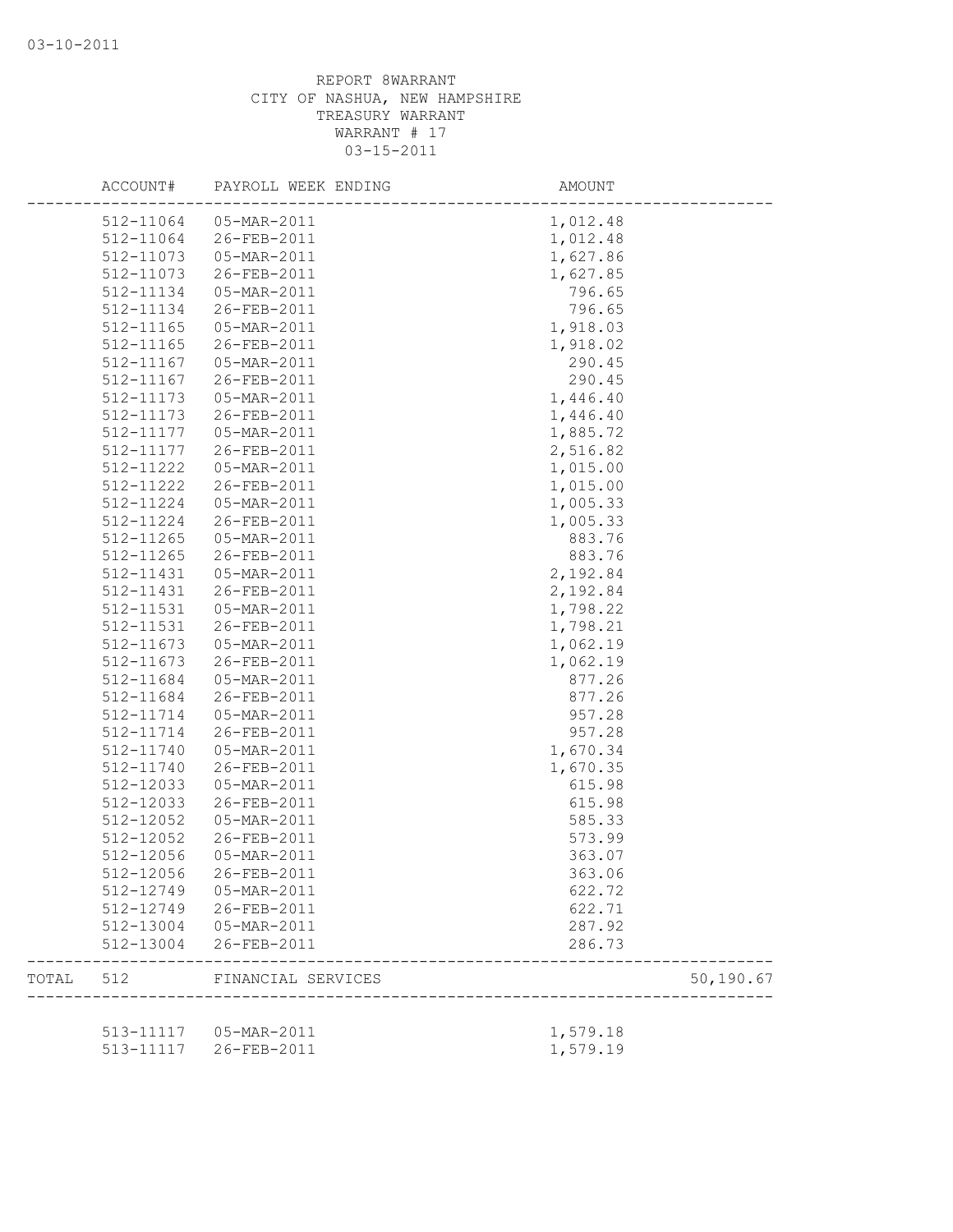REPORT 8WARRANT
CITY OF NASHUA, NEW HAMPSHIRE
TREASURY WARRANT
WARRANT # 17
03-15-2011

| | ACCOUNT# | PAYROLL WEEK ENDING | AMOUNT | |
|---|---|---|---|---|
| | 512-11064 | 05-MAR-2011 | 1,012.48 | |
| | 512-11064 | 26-FEB-2011 | 1,012.48 | |
| | 512-11073 | 05-MAR-2011 | 1,627.86 | |
| | 512-11073 | 26-FEB-2011 | 1,627.85 | |
| | 512-11134 | 05-MAR-2011 | 796.65 | |
| | 512-11134 | 26-FEB-2011 | 796.65 | |
| | 512-11165 | 05-MAR-2011 | 1,918.03 | |
| | 512-11165 | 26-FEB-2011 | 1,918.02 | |
| | 512-11167 | 05-MAR-2011 | 290.45 | |
| | 512-11167 | 26-FEB-2011 | 290.45 | |
| | 512-11173 | 05-MAR-2011 | 1,446.40 | |
| | 512-11173 | 26-FEB-2011 | 1,446.40 | |
| | 512-11177 | 05-MAR-2011 | 1,885.72 | |
| | 512-11177 | 26-FEB-2011 | 2,516.82 | |
| | 512-11222 | 05-MAR-2011 | 1,015.00 | |
| | 512-11222 | 26-FEB-2011 | 1,015.00 | |
| | 512-11224 | 05-MAR-2011 | 1,005.33 | |
| | 512-11224 | 26-FEB-2011 | 1,005.33 | |
| | 512-11265 | 05-MAR-2011 | 883.76 | |
| | 512-11265 | 26-FEB-2011 | 883.76 | |
| | 512-11431 | 05-MAR-2011 | 2,192.84 | |
| | 512-11431 | 26-FEB-2011 | 2,192.84 | |
| | 512-11531 | 05-MAR-2011 | 1,798.22 | |
| | 512-11531 | 26-FEB-2011 | 1,798.21 | |
| | 512-11673 | 05-MAR-2011 | 1,062.19 | |
| | 512-11673 | 26-FEB-2011 | 1,062.19 | |
| | 512-11684 | 05-MAR-2011 | 877.26 | |
| | 512-11684 | 26-FEB-2011 | 877.26 | |
| | 512-11714 | 05-MAR-2011 | 957.28 | |
| | 512-11714 | 26-FEB-2011 | 957.28 | |
| | 512-11740 | 05-MAR-2011 | 1,670.34 | |
| | 512-11740 | 26-FEB-2011 | 1,670.35 | |
| | 512-12033 | 05-MAR-2011 | 615.98 | |
| | 512-12033 | 26-FEB-2011 | 615.98 | |
| | 512-12052 | 05-MAR-2011 | 585.33 | |
| | 512-12052 | 26-FEB-2011 | 573.99 | |
| | 512-12056 | 05-MAR-2011 | 363.07 | |
| | 512-12056 | 26-FEB-2011 | 363.06 | |
| | 512-12749 | 05-MAR-2011 | 622.72 | |
| | 512-12749 | 26-FEB-2011 | 622.71 | |
| | 512-13004 | 05-MAR-2011 | 287.92 | |
| | 512-13004 | 26-FEB-2011 | 286.73 | |
| TOTAL | 512 | FINANCIAL SERVICES | | 50,190.67 |
| | 513-11117 | 05-MAR-2011 | 1,579.18 | |
| | 513-11117 | 26-FEB-2011 | 1,579.19 | |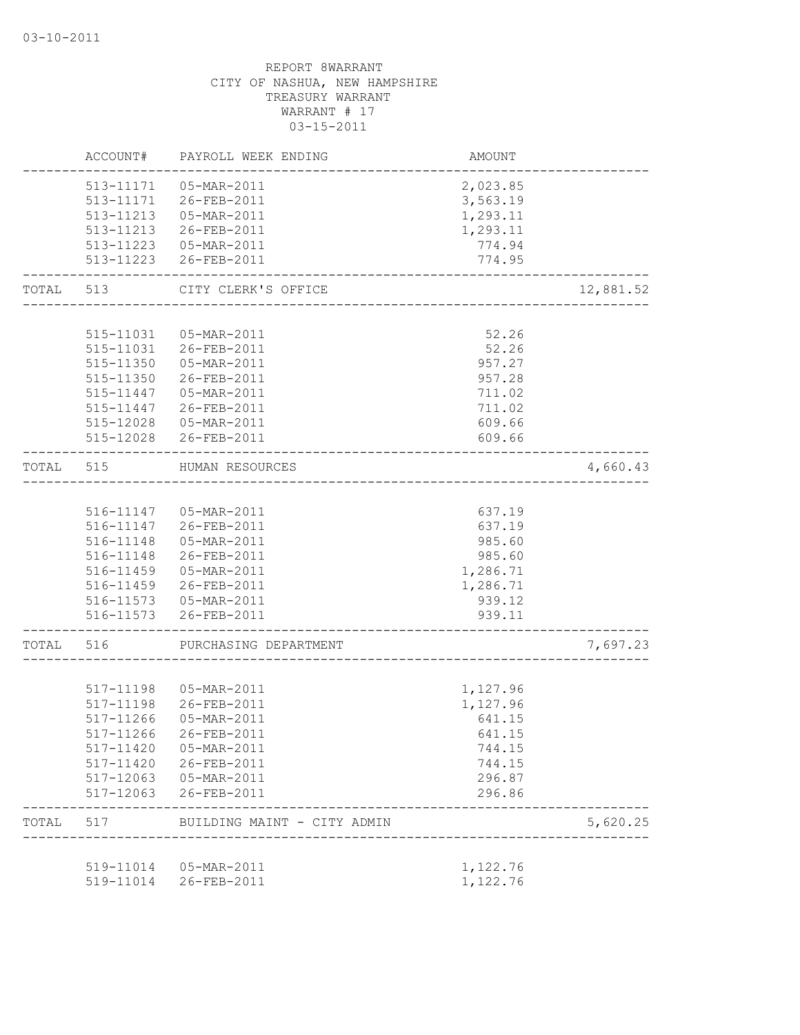03-10-2011

REPORT 8WARRANT
CITY OF NASHUA, NEW HAMPSHIRE
TREASURY WARRANT
WARRANT # 17
03-15-2011

| | ACCOUNT# | PAYROLL WEEK ENDING | AMOUNT | |
|---|---|---|---|---|
| | 513-11171 | 05-MAR-2011 | 2,023.85 | |
| | 513-11171 | 26-FEB-2011 | 3,563.19 | |
| | 513-11213 | 05-MAR-2011 | 1,293.11 | |
| | 513-11213 | 26-FEB-2011 | 1,293.11 | |
| | 513-11223 | 05-MAR-2011 | 774.94 | |
| | 513-11223 | 26-FEB-2011 | 774.95 | |
| TOTAL | 513 | CITY CLERK'S OFFICE | | 12,881.52 |
| | 515-11031 | 05-MAR-2011 | 52.26 | |
| | 515-11031 | 26-FEB-2011 | 52.26 | |
| | 515-11350 | 05-MAR-2011 | 957.27 | |
| | 515-11350 | 26-FEB-2011 | 957.28 | |
| | 515-11447 | 05-MAR-2011 | 711.02 | |
| | 515-11447 | 26-FEB-2011 | 711.02 | |
| | 515-12028 | 05-MAR-2011 | 609.66 | |
| | 515-12028 | 26-FEB-2011 | 609.66 | |
| TOTAL | 515 | HUMAN RESOURCES | | 4,660.43 |
| | 516-11147 | 05-MAR-2011 | 637.19 | |
| | 516-11147 | 26-FEB-2011 | 637.19 | |
| | 516-11148 | 05-MAR-2011 | 985.60 | |
| | 516-11148 | 26-FEB-2011 | 985.60 | |
| | 516-11459 | 05-MAR-2011 | 1,286.71 | |
| | 516-11459 | 26-FEB-2011 | 1,286.71 | |
| | 516-11573 | 05-MAR-2011 | 939.12 | |
| | 516-11573 | 26-FEB-2011 | 939.11 | |
| TOTAL | 516 | PURCHASING DEPARTMENT | | 7,697.23 |
| | 517-11198 | 05-MAR-2011 | 1,127.96 | |
| | 517-11198 | 26-FEB-2011 | 1,127.96 | |
| | 517-11266 | 05-MAR-2011 | 641.15 | |
| | 517-11266 | 26-FEB-2011 | 641.15 | |
| | 517-11420 | 05-MAR-2011 | 744.15 | |
| | 517-11420 | 26-FEB-2011 | 744.15 | |
| | 517-12063 | 05-MAR-2011 | 296.87 | |
| | 517-12063 | 26-FEB-2011 | 296.86 | |
| TOTAL | 517 | BUILDING MAINT - CITY ADMIN | | 5,620.25 |
| | 519-11014 | 05-MAR-2011 | 1,122.76 | |
| | 519-11014 | 26-FEB-2011 | 1,122.76 | |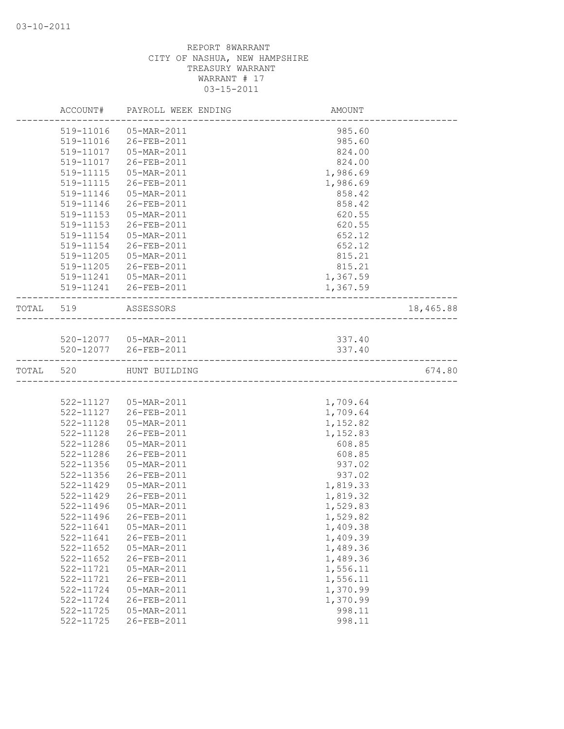03-10-2011

REPORT 8WARRANT
CITY OF NASHUA, NEW HAMPSHIRE
TREASURY WARRANT
WARRANT # 17
03-15-2011

| | ACCOUNT# | PAYROLL WEEK ENDING | AMOUNT | |
|---|---|---|---|---|
| | 519-11016 | 05-MAR-2011 | 985.60 | |
| | 519-11016 | 26-FEB-2011 | 985.60 | |
| | 519-11017 | 05-MAR-2011 | 824.00 | |
| | 519-11017 | 26-FEB-2011 | 824.00 | |
| | 519-11115 | 05-MAR-2011 | 1,986.69 | |
| | 519-11115 | 26-FEB-2011 | 1,986.69 | |
| | 519-11146 | 05-MAR-2011 | 858.42 | |
| | 519-11146 | 26-FEB-2011 | 858.42 | |
| | 519-11153 | 05-MAR-2011 | 620.55 | |
| | 519-11153 | 26-FEB-2011 | 620.55 | |
| | 519-11154 | 05-MAR-2011 | 652.12 | |
| | 519-11154 | 26-FEB-2011 | 652.12 | |
| | 519-11205 | 05-MAR-2011 | 815.21 | |
| | 519-11205 | 26-FEB-2011 | 815.21 | |
| | 519-11241 | 05-MAR-2011 | 1,367.59 | |
| | 519-11241 | 26-FEB-2011 | 1,367.59 | |
| TOTAL | 519 | ASSESSORS | | 18,465.88 |
| | 520-12077 | 05-MAR-2011 | 337.40 | |
| | 520-12077 | 26-FEB-2011 | 337.40 | |
| TOTAL | 520 | HUNT BUILDING | | 674.80 |
| | 522-11127 | 05-MAR-2011 | 1,709.64 | |
| | 522-11127 | 26-FEB-2011 | 1,709.64 | |
| | 522-11128 | 05-MAR-2011 | 1,152.82 | |
| | 522-11128 | 26-FEB-2011 | 1,152.83 | |
| | 522-11286 | 05-MAR-2011 | 608.85 | |
| | 522-11286 | 26-FEB-2011 | 608.85 | |
| | 522-11356 | 05-MAR-2011 | 937.02 | |
| | 522-11356 | 26-FEB-2011 | 937.02 | |
| | 522-11429 | 05-MAR-2011 | 1,819.33 | |
| | 522-11429 | 26-FEB-2011 | 1,819.32 | |
| | 522-11496 | 05-MAR-2011 | 1,529.83 | |
| | 522-11496 | 26-FEB-2011 | 1,529.82 | |
| | 522-11641 | 05-MAR-2011 | 1,409.38 | |
| | 522-11641 | 26-FEB-2011 | 1,409.39 | |
| | 522-11652 | 05-MAR-2011 | 1,489.36 | |
| | 522-11652 | 26-FEB-2011 | 1,489.36 | |
| | 522-11721 | 05-MAR-2011 | 1,556.11 | |
| | 522-11721 | 26-FEB-2011 | 1,556.11 | |
| | 522-11724 | 05-MAR-2011 | 1,370.99 | |
| | 522-11724 | 26-FEB-2011 | 1,370.99 | |
| | 522-11725 | 05-MAR-2011 | 998.11 | |
| | 522-11725 | 26-FEB-2011 | 998.11 | |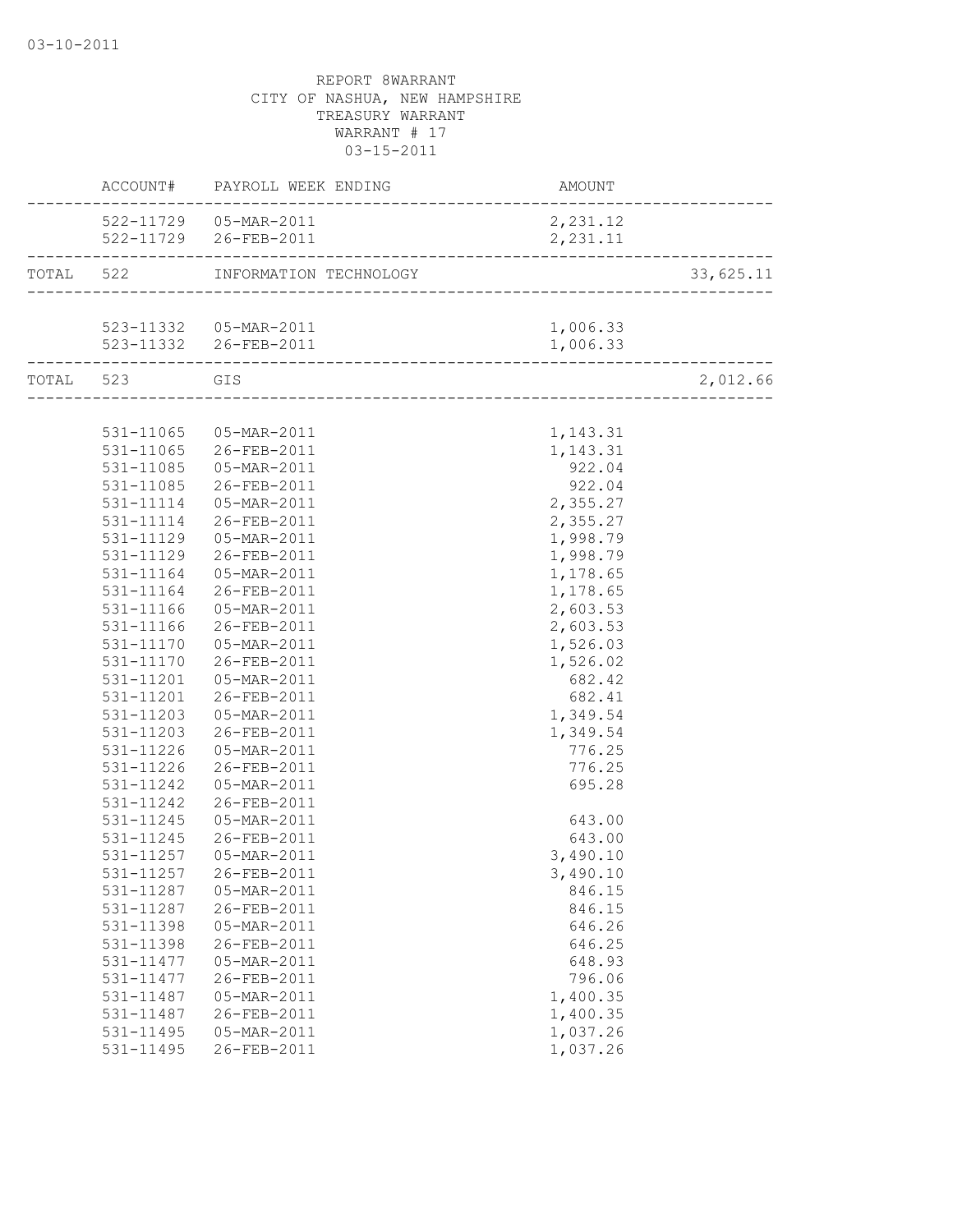REPORT 8WARRANT
CITY OF NASHUA, NEW HAMPSHIRE
TREASURY WARRANT
WARRANT # 17
03-15-2011

| | ACCOUNT# | PAYROLL WEEK ENDING | AMOUNT | |
|---|---|---|---|---|
| | 522-11729 | 05-MAR-2011 | 2,231.12 | |
| | 522-11729 | 26-FEB-2011 | 2,231.11 | |
| TOTAL | 522 | INFORMATION TECHNOLOGY | | 33,625.11 |
| | 523-11332 | 05-MAR-2011 | 1,006.33 | |
| | 523-11332 | 26-FEB-2011 | 1,006.33 | |
| TOTAL | 523 | GIS | | 2,012.66 |
| | 531-11065 | 05-MAR-2011 | 1,143.31 | |
| | 531-11065 | 26-FEB-2011 | 1,143.31 | |
| | 531-11085 | 05-MAR-2011 | 922.04 | |
| | 531-11085 | 26-FEB-2011 | 922.04 | |
| | 531-11114 | 05-MAR-2011 | 2,355.27 | |
| | 531-11114 | 26-FEB-2011 | 2,355.27 | |
| | 531-11129 | 05-MAR-2011 | 1,998.79 | |
| | 531-11129 | 26-FEB-2011 | 1,998.79 | |
| | 531-11164 | 05-MAR-2011 | 1,178.65 | |
| | 531-11164 | 26-FEB-2011 | 1,178.65 | |
| | 531-11166 | 05-MAR-2011 | 2,603.53 | |
| | 531-11166 | 26-FEB-2011 | 2,603.53 | |
| | 531-11170 | 05-MAR-2011 | 1,526.03 | |
| | 531-11170 | 26-FEB-2011 | 1,526.02 | |
| | 531-11201 | 05-MAR-2011 | 682.42 | |
| | 531-11201 | 26-FEB-2011 | 682.41 | |
| | 531-11203 | 05-MAR-2011 | 1,349.54 | |
| | 531-11203 | 26-FEB-2011 | 1,349.54 | |
| | 531-11226 | 05-MAR-2011 | 776.25 | |
| | 531-11226 | 26-FEB-2011 | 776.25 | |
| | 531-11242 | 05-MAR-2011 | 695.28 | |
| | 531-11242 | 26-FEB-2011 | | |
| | 531-11245 | 05-MAR-2011 | 643.00 | |
| | 531-11245 | 26-FEB-2011 | 643.00 | |
| | 531-11257 | 05-MAR-2011 | 3,490.10 | |
| | 531-11257 | 26-FEB-2011 | 3,490.10 | |
| | 531-11287 | 05-MAR-2011 | 846.15 | |
| | 531-11287 | 26-FEB-2011 | 846.15 | |
| | 531-11398 | 05-MAR-2011 | 646.26 | |
| | 531-11398 | 26-FEB-2011 | 646.25 | |
| | 531-11477 | 05-MAR-2011 | 648.93 | |
| | 531-11477 | 26-FEB-2011 | 796.06 | |
| | 531-11487 | 05-MAR-2011 | 1,400.35 | |
| | 531-11487 | 26-FEB-2011 | 1,400.35 | |
| | 531-11495 | 05-MAR-2011 | 1,037.26 | |
| | 531-11495 | 26-FEB-2011 | 1,037.26 | |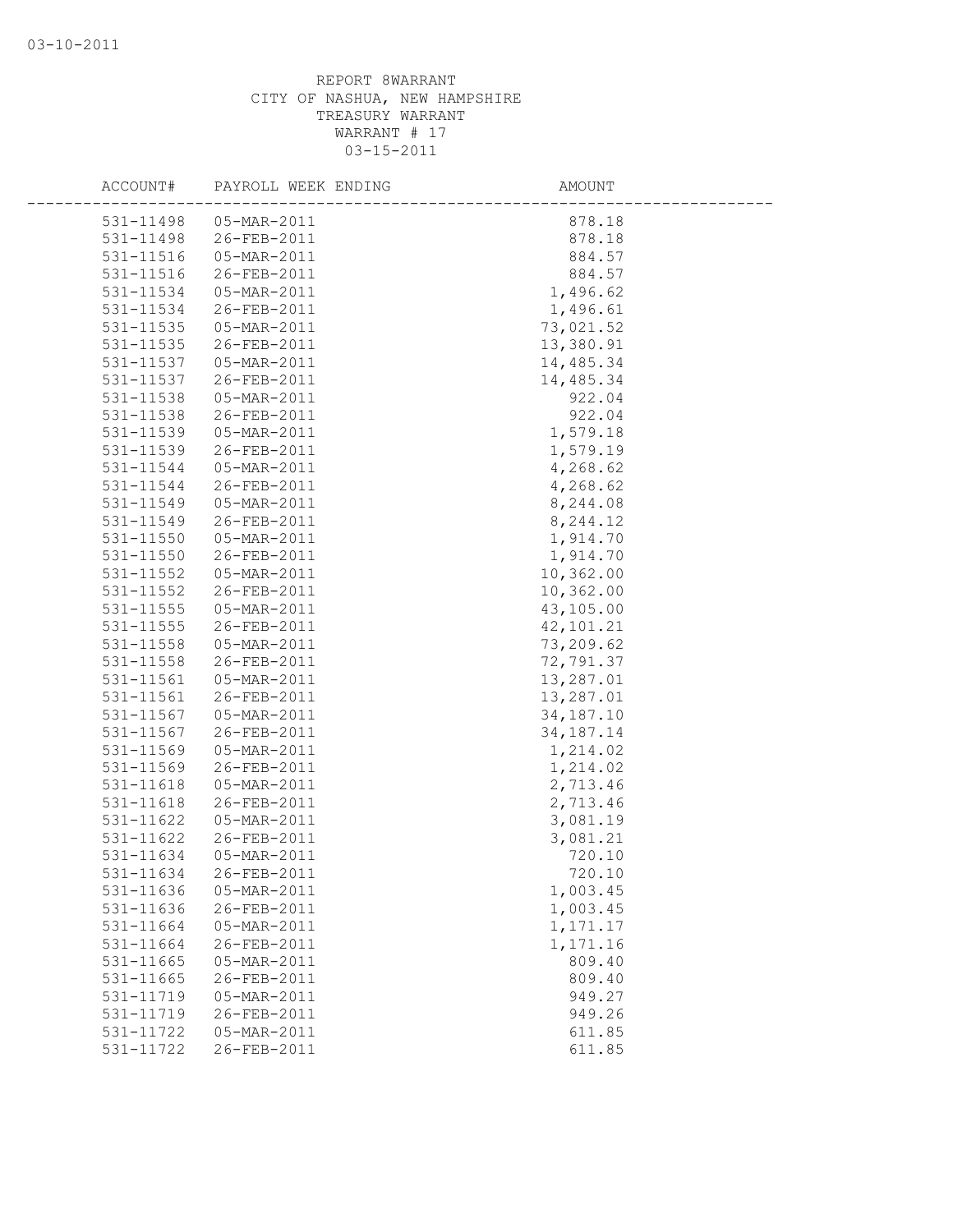REPORT 8WARRANT
CITY OF NASHUA, NEW HAMPSHIRE
TREASURY WARRANT
WARRANT # 17
03-15-2011

| ACCOUNT# | PAYROLL WEEK ENDING | AMOUNT |
|---|---|---|
| 531-11498 | 05-MAR-2011 | 878.18 |
| 531-11498 | 26-FEB-2011 | 878.18 |
| 531-11516 | 05-MAR-2011 | 884.57 |
| 531-11516 | 26-FEB-2011 | 884.57 |
| 531-11534 | 05-MAR-2011 | 1,496.62 |
| 531-11534 | 26-FEB-2011 | 1,496.61 |
| 531-11535 | 05-MAR-2011 | 73,021.52 |
| 531-11535 | 26-FEB-2011 | 13,380.91 |
| 531-11537 | 05-MAR-2011 | 14,485.34 |
| 531-11537 | 26-FEB-2011 | 14,485.34 |
| 531-11538 | 05-MAR-2011 | 922.04 |
| 531-11538 | 26-FEB-2011 | 922.04 |
| 531-11539 | 05-MAR-2011 | 1,579.18 |
| 531-11539 | 26-FEB-2011 | 1,579.19 |
| 531-11544 | 05-MAR-2011 | 4,268.62 |
| 531-11544 | 26-FEB-2011 | 4,268.62 |
| 531-11549 | 05-MAR-2011 | 8,244.08 |
| 531-11549 | 26-FEB-2011 | 8,244.12 |
| 531-11550 | 05-MAR-2011 | 1,914.70 |
| 531-11550 | 26-FEB-2011 | 1,914.70 |
| 531-11552 | 05-MAR-2011 | 10,362.00 |
| 531-11552 | 26-FEB-2011 | 10,362.00 |
| 531-11555 | 05-MAR-2011 | 43,105.00 |
| 531-11555 | 26-FEB-2011 | 42,101.21 |
| 531-11558 | 05-MAR-2011 | 73,209.62 |
| 531-11558 | 26-FEB-2011 | 72,791.37 |
| 531-11561 | 05-MAR-2011 | 13,287.01 |
| 531-11561 | 26-FEB-2011 | 13,287.01 |
| 531-11567 | 05-MAR-2011 | 34,187.10 |
| 531-11567 | 26-FEB-2011 | 34,187.14 |
| 531-11569 | 05-MAR-2011 | 1,214.02 |
| 531-11569 | 26-FEB-2011 | 1,214.02 |
| 531-11618 | 05-MAR-2011 | 2,713.46 |
| 531-11618 | 26-FEB-2011 | 2,713.46 |
| 531-11622 | 05-MAR-2011 | 3,081.19 |
| 531-11622 | 26-FEB-2011 | 3,081.21 |
| 531-11634 | 05-MAR-2011 | 720.10 |
| 531-11634 | 26-FEB-2011 | 720.10 |
| 531-11636 | 05-MAR-2011 | 1,003.45 |
| 531-11636 | 26-FEB-2011 | 1,003.45 |
| 531-11664 | 05-MAR-2011 | 1,171.17 |
| 531-11664 | 26-FEB-2011 | 1,171.16 |
| 531-11665 | 05-MAR-2011 | 809.40 |
| 531-11665 | 26-FEB-2011 | 809.40 |
| 531-11719 | 05-MAR-2011 | 949.27 |
| 531-11719 | 26-FEB-2011 | 949.26 |
| 531-11722 | 05-MAR-2011 | 611.85 |
| 531-11722 | 26-FEB-2011 | 611.85 |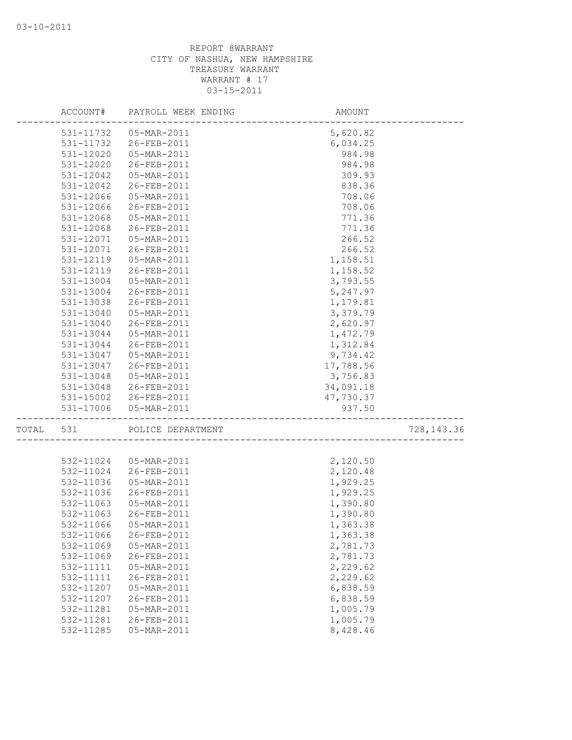REPORT 8WARRANT
CITY OF NASHUA, NEW HAMPSHIRE
TREASURY WARRANT
WARRANT # 17
03-15-2011

| ACCOUNT# | PAYROLL WEEK ENDING | AMOUNT | |
|---|---|---|---|
| 531-11732 | 05-MAR-2011 | 5,620.82 | |
| 531-11732 | 26-FEB-2011 | 6,034.25 | |
| 531-12020 | 05-MAR-2011 | 984.98 | |
| 531-12020 | 26-FEB-2011 | 984.98 | |
| 531-12042 | 05-MAR-2011 | 309.93 | |
| 531-12042 | 26-FEB-2011 | 838.36 | |
| 531-12066 | 05-MAR-2011 | 708.06 | |
| 531-12066 | 26-FEB-2011 | 708.06 | |
| 531-12068 | 05-MAR-2011 | 771.36 | |
| 531-12068 | 26-FEB-2011 | 771.36 | |
| 531-12071 | 05-MAR-2011 | 266.52 | |
| 531-12071 | 26-FEB-2011 | 266.52 | |
| 531-12119 | 05-MAR-2011 | 1,158.51 | |
| 531-12119 | 26-FEB-2011 | 1,158.52 | |
| 531-13004 | 05-MAR-2011 | 3,793.55 | |
| 531-13004 | 26-FEB-2011 | 5,247.97 | |
| 531-13038 | 26-FEB-2011 | 1,179.81 | |
| 531-13040 | 05-MAR-2011 | 3,379.79 | |
| 531-13040 | 26-FEB-2011 | 2,620.97 | |
| 531-13044 | 05-MAR-2011 | 1,472.79 | |
| 531-13044 | 26-FEB-2011 | 1,312.84 | |
| 531-13047 | 05-MAR-2011 | 9,734.42 | |
| 531-13047 | 26-FEB-2011 | 17,788.56 | |
| 531-13048 | 05-MAR-2011 | 3,756.83 | |
| 531-13048 | 26-FEB-2011 | 34,091.18 | |
| 531-15002 | 26-FEB-2011 | 47,730.37 | |
| 531-17006 | 05-MAR-2011 | 937.50 | |
| TOTAL 531 | POLICE DEPARTMENT | | 728,143.36 |
| 532-11024 | 05-MAR-2011 | 2,120.50 | |
| 532-11024 | 26-FEB-2011 | 2,120.48 | |
| 532-11036 | 05-MAR-2011 | 1,929.25 | |
| 532-11036 | 26-FEB-2011 | 1,929.25 | |
| 532-11063 | 05-MAR-2011 | 1,390.80 | |
| 532-11063 | 26-FEB-2011 | 1,390.80 | |
| 532-11066 | 05-MAR-2011 | 1,363.38 | |
| 532-11066 | 26-FEB-2011 | 1,363.38 | |
| 532-11069 | 05-MAR-2011 | 2,781.73 | |
| 532-11069 | 26-FEB-2011 | 2,781.73 | |
| 532-11111 | 05-MAR-2011 | 2,229.62 | |
| 532-11111 | 26-FEB-2011 | 2,229.62 | |
| 532-11207 | 05-MAR-2011 | 6,838.59 | |
| 532-11207 | 26-FEB-2011 | 6,838.59 | |
| 532-11281 | 05-MAR-2011 | 1,005.79 | |
| 532-11281 | 26-FEB-2011 | 1,005.79 | |
| 532-11285 | 05-MAR-2011 | 8,428.46 | |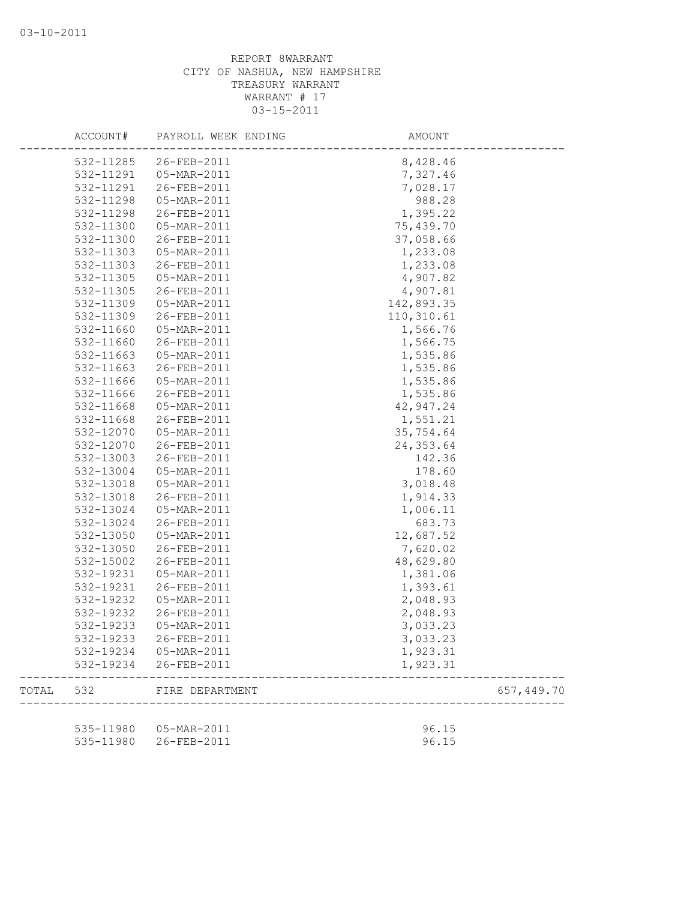REPORT 8WARRANT
CITY OF NASHUA, NEW HAMPSHIRE
TREASURY WARRANT
WARRANT # 17
03-15-2011

| ACCOUNT# | PAYROLL WEEK ENDING | AMOUNT | |
|---|---|---|---|
| 532-11285 | 26-FEB-2011 | 8,428.46 | |
| 532-11291 | 05-MAR-2011 | 7,327.46 | |
| 532-11291 | 26-FEB-2011 | 7,028.17 | |
| 532-11298 | 05-MAR-2011 | 988.28 | |
| 532-11298 | 26-FEB-2011 | 1,395.22 | |
| 532-11300 | 05-MAR-2011 | 75,439.70 | |
| 532-11300 | 26-FEB-2011 | 37,058.66 | |
| 532-11303 | 05-MAR-2011 | 1,233.08 | |
| 532-11303 | 26-FEB-2011 | 1,233.08 | |
| 532-11305 | 05-MAR-2011 | 4,907.82 | |
| 532-11305 | 26-FEB-2011 | 4,907.81 | |
| 532-11309 | 05-MAR-2011 | 142,893.35 | |
| 532-11309 | 26-FEB-2011 | 110,310.61 | |
| 532-11660 | 05-MAR-2011 | 1,566.76 | |
| 532-11660 | 26-FEB-2011 | 1,566.75 | |
| 532-11663 | 05-MAR-2011 | 1,535.86 | |
| 532-11663 | 26-FEB-2011 | 1,535.86 | |
| 532-11666 | 05-MAR-2011 | 1,535.86 | |
| 532-11666 | 26-FEB-2011 | 1,535.86 | |
| 532-11668 | 05-MAR-2011 | 42,947.24 | |
| 532-11668 | 26-FEB-2011 | 1,551.21 | |
| 532-12070 | 05-MAR-2011 | 35,754.64 | |
| 532-12070 | 26-FEB-2011 | 24,353.64 | |
| 532-13003 | 26-FEB-2011 | 142.36 | |
| 532-13004 | 05-MAR-2011 | 178.60 | |
| 532-13018 | 05-MAR-2011 | 3,018.48 | |
| 532-13018 | 26-FEB-2011 | 1,914.33 | |
| 532-13024 | 05-MAR-2011 | 1,006.11 | |
| 532-13024 | 26-FEB-2011 | 683.73 | |
| 532-13050 | 05-MAR-2011 | 12,687.52 | |
| 532-13050 | 26-FEB-2011 | 7,620.02 | |
| 532-15002 | 26-FEB-2011 | 48,629.80 | |
| 532-19231 | 05-MAR-2011 | 1,381.06 | |
| 532-19231 | 26-FEB-2011 | 1,393.61 | |
| 532-19232 | 05-MAR-2011 | 2,048.93 | |
| 532-19232 | 26-FEB-2011 | 2,048.93 | |
| 532-19233 | 05-MAR-2011 | 3,033.23 | |
| 532-19233 | 26-FEB-2011 | 3,033.23 | |
| 532-19234 | 05-MAR-2011 | 1,923.31 | |
| 532-19234 | 26-FEB-2011 | 1,923.31 | |
| TOTAL 532 | FIRE DEPARTMENT | | 657,449.70 |
| 535-11980 | 05-MAR-2011 | 96.15 | |
| 535-11980 | 26-FEB-2011 | 96.15 | |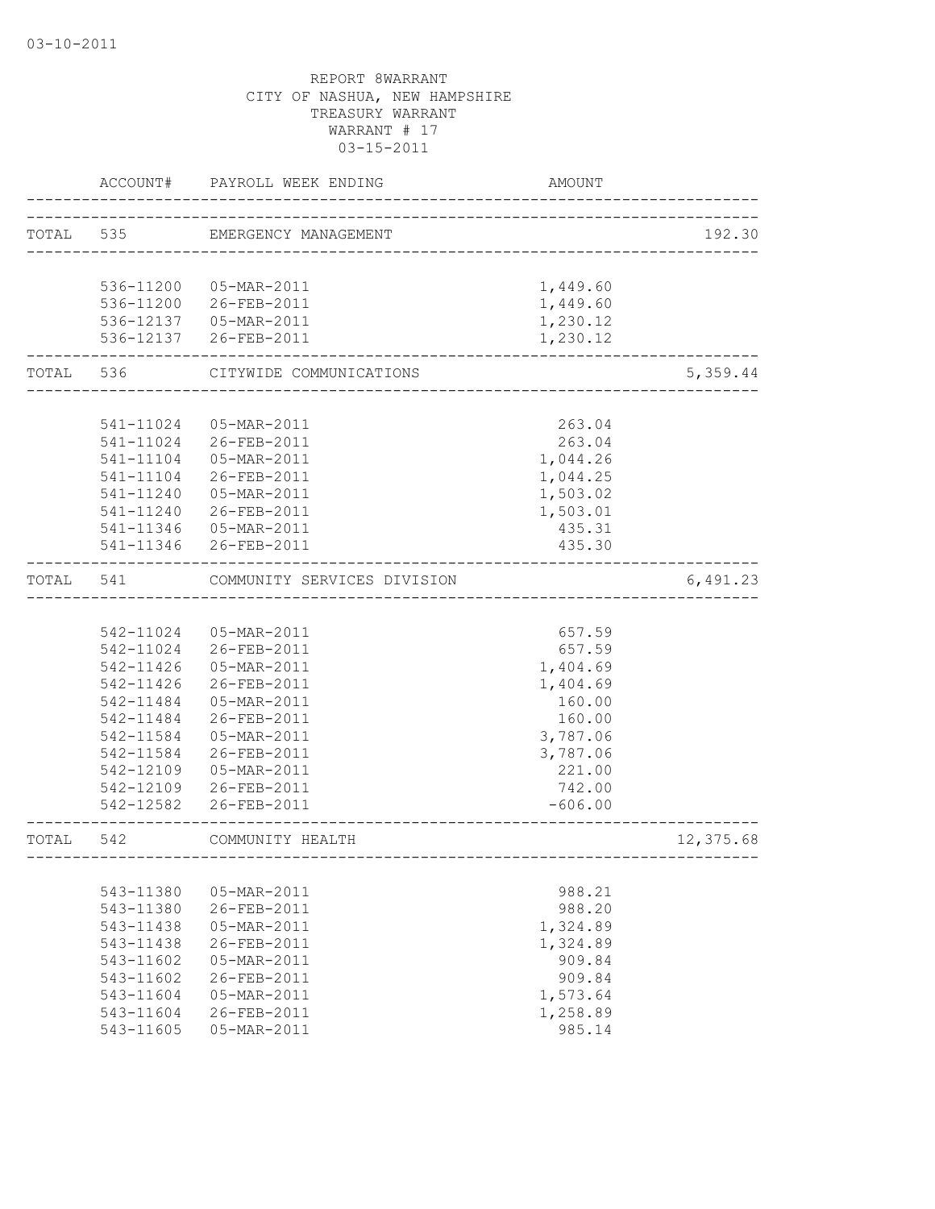03-10-2011

REPORT 8WARRANT
CITY OF NASHUA, NEW HAMPSHIRE
TREASURY WARRANT
WARRANT # 17
03-15-2011

| | ACCOUNT# | PAYROLL WEEK ENDING | AMOUNT | |
|---|---|---|---|---|
| TOTAL | 535 | EMERGENCY MANAGEMENT | | 192.30 |
| | 536-11200 | 05-MAR-2011 | 1,449.60 | |
| | 536-11200 | 26-FEB-2011 | 1,449.60 | |
| | 536-12137 | 05-MAR-2011 | 1,230.12 | |
| | 536-12137 | 26-FEB-2011 | 1,230.12 | |
| TOTAL | 536 | CITYWIDE COMMUNICATIONS | | 5,359.44 |
| | 541-11024 | 05-MAR-2011 | 263.04 | |
| | 541-11024 | 26-FEB-2011 | 263.04 | |
| | 541-11104 | 05-MAR-2011 | 1,044.26 | |
| | 541-11104 | 26-FEB-2011 | 1,044.25 | |
| | 541-11240 | 05-MAR-2011 | 1,503.02 | |
| | 541-11240 | 26-FEB-2011 | 1,503.01 | |
| | 541-11346 | 05-MAR-2011 | 435.31 | |
| | 541-11346 | 26-FEB-2011 | 435.30 | |
| TOTAL | 541 | COMMUNITY SERVICES DIVISION | | 6,491.23 |
| | 542-11024 | 05-MAR-2011 | 657.59 | |
| | 542-11024 | 26-FEB-2011 | 657.59 | |
| | 542-11426 | 05-MAR-2011 | 1,404.69 | |
| | 542-11426 | 26-FEB-2011 | 1,404.69 | |
| | 542-11484 | 05-MAR-2011 | 160.00 | |
| | 542-11484 | 26-FEB-2011 | 160.00 | |
| | 542-11584 | 05-MAR-2011 | 3,787.06 | |
| | 542-11584 | 26-FEB-2011 | 3,787.06 | |
| | 542-12109 | 05-MAR-2011 | 221.00 | |
| | 542-12109 | 26-FEB-2011 | 742.00 | |
| | 542-12582 | 26-FEB-2011 | -606.00 | |
| TOTAL | 542 | COMMUNITY HEALTH | | 12,375.68 |
| | 543-11380 | 05-MAR-2011 | 988.21 | |
| | 543-11380 | 26-FEB-2011 | 988.20 | |
| | 543-11438 | 05-MAR-2011 | 1,324.89 | |
| | 543-11438 | 26-FEB-2011 | 1,324.89 | |
| | 543-11602 | 05-MAR-2011 | 909.84 | |
| | 543-11602 | 26-FEB-2011 | 909.84 | |
| | 543-11604 | 05-MAR-2011 | 1,573.64 | |
| | 543-11604 | 26-FEB-2011 | 1,258.89 | |
| | 543-11605 | 05-MAR-2011 | 985.14 | |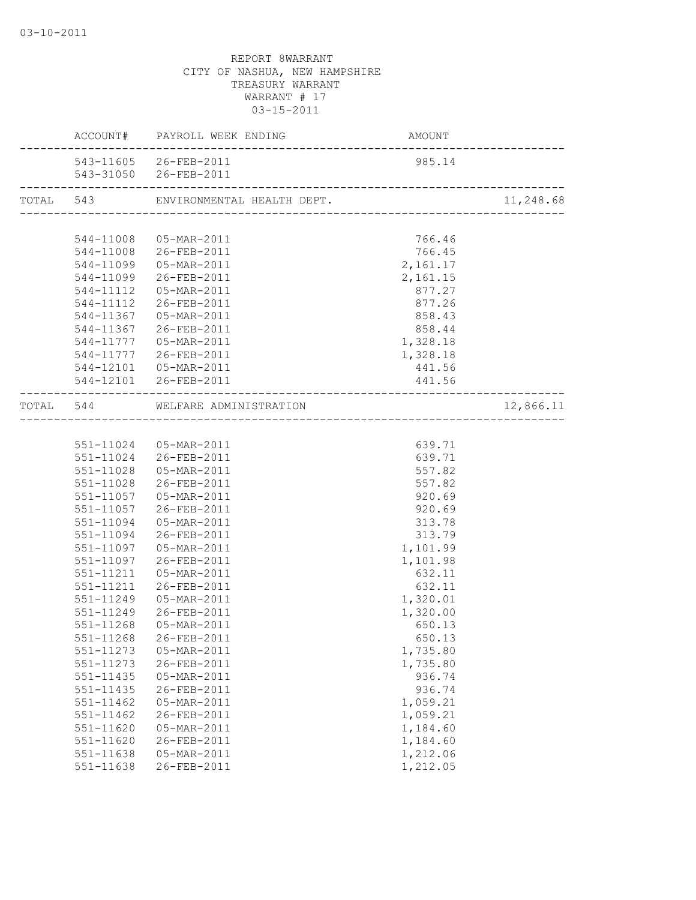REPORT 8WARRANT
CITY OF NASHUA, NEW HAMPSHIRE
TREASURY WARRANT
WARRANT # 17
03-15-2011

| | ACCOUNT# | PAYROLL WEEK ENDING | AMOUNT | |
|---|---|---|---|---|
| | 543-11605 | 26-FEB-2011 | 985.14 | |
| | 543-31050 | 26-FEB-2011 | | |
| TOTAL | 543 | ENVIRONMENTAL HEALTH DEPT. | | 11,248.68 |
| | 544-11008 | 05-MAR-2011 | 766.46 | |
| | 544-11008 | 26-FEB-2011 | 766.45 | |
| | 544-11099 | 05-MAR-2011 | 2,161.17 | |
| | 544-11099 | 26-FEB-2011 | 2,161.15 | |
| | 544-11112 | 05-MAR-2011 | 877.27 | |
| | 544-11112 | 26-FEB-2011 | 877.26 | |
| | 544-11367 | 05-MAR-2011 | 858.43 | |
| | 544-11367 | 26-FEB-2011 | 858.44 | |
| | 544-11777 | 05-MAR-2011 | 1,328.18 | |
| | 544-11777 | 26-FEB-2011 | 1,328.18 | |
| | 544-12101 | 05-MAR-2011 | 441.56 | |
| | 544-12101 | 26-FEB-2011 | 441.56 | |
| TOTAL | 544 | WELFARE ADMINISTRATION | | 12,866.11 |
| | 551-11024 | 05-MAR-2011 | 639.71 | |
| | 551-11024 | 26-FEB-2011 | 639.71 | |
| | 551-11028 | 05-MAR-2011 | 557.82 | |
| | 551-11028 | 26-FEB-2011 | 557.82 | |
| | 551-11057 | 05-MAR-2011 | 920.69 | |
| | 551-11057 | 26-FEB-2011 | 920.69 | |
| | 551-11094 | 05-MAR-2011 | 313.78 | |
| | 551-11094 | 26-FEB-2011 | 313.79 | |
| | 551-11097 | 05-MAR-2011 | 1,101.99 | |
| | 551-11097 | 26-FEB-2011 | 1,101.98 | |
| | 551-11211 | 05-MAR-2011 | 632.11 | |
| | 551-11211 | 26-FEB-2011 | 632.11 | |
| | 551-11249 | 05-MAR-2011 | 1,320.01 | |
| | 551-11249 | 26-FEB-2011 | 1,320.00 | |
| | 551-11268 | 05-MAR-2011 | 650.13 | |
| | 551-11268 | 26-FEB-2011 | 650.13 | |
| | 551-11273 | 05-MAR-2011 | 1,735.80 | |
| | 551-11273 | 26-FEB-2011 | 1,735.80 | |
| | 551-11435 | 05-MAR-2011 | 936.74 | |
| | 551-11435 | 26-FEB-2011 | 936.74 | |
| | 551-11462 | 05-MAR-2011 | 1,059.21 | |
| | 551-11462 | 26-FEB-2011 | 1,059.21 | |
| | 551-11620 | 05-MAR-2011 | 1,184.60 | |
| | 551-11620 | 26-FEB-2011 | 1,184.60 | |
| | 551-11638 | 05-MAR-2011 | 1,212.06 | |
| | 551-11638 | 26-FEB-2011 | 1,212.05 | |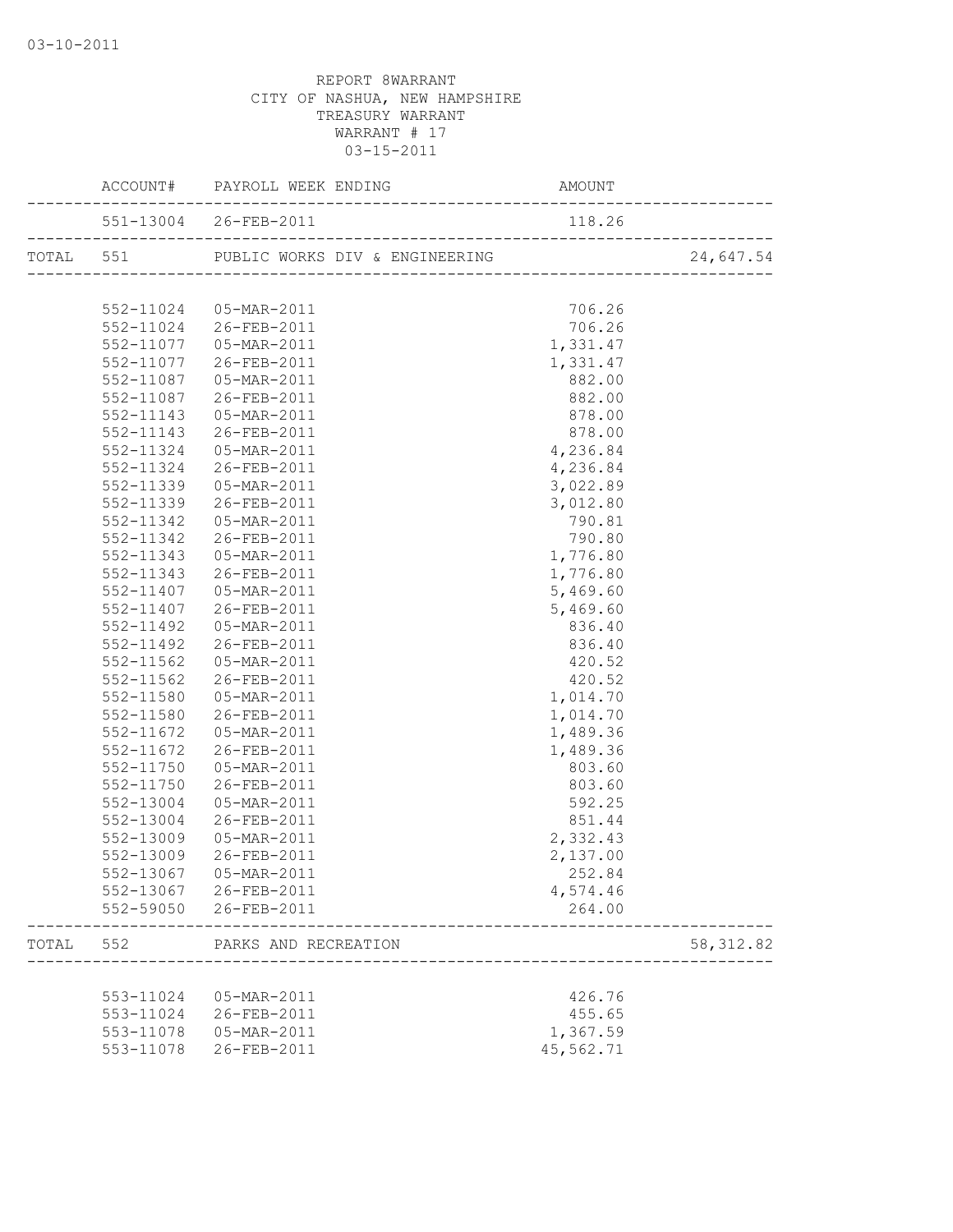REPORT 8WARRANT
CITY OF NASHUA, NEW HAMPSHIRE
TREASURY WARRANT
WARRANT # 17
03-15-2011

| | ACCOUNT# | PAYROLL WEEK ENDING | AMOUNT | |
|---|---|---|---|---|
| | 551-13004 | 26-FEB-2011 | 118.26 | |
| TOTAL | 551 | PUBLIC WORKS DIV & ENGINEERING | | 24,647.54 |
| | 552-11024 | 05-MAR-2011 | 706.26 | |
| | 552-11024 | 26-FEB-2011 | 706.26 | |
| | 552-11077 | 05-MAR-2011 | 1,331.47 | |
| | 552-11077 | 26-FEB-2011 | 1,331.47 | |
| | 552-11087 | 05-MAR-2011 | 882.00 | |
| | 552-11087 | 26-FEB-2011 | 882.00 | |
| | 552-11143 | 05-MAR-2011 | 878.00 | |
| | 552-11143 | 26-FEB-2011 | 878.00 | |
| | 552-11324 | 05-MAR-2011 | 4,236.84 | |
| | 552-11324 | 26-FEB-2011 | 4,236.84 | |
| | 552-11339 | 05-MAR-2011 | 3,022.89 | |
| | 552-11339 | 26-FEB-2011 | 3,012.80 | |
| | 552-11342 | 05-MAR-2011 | 790.81 | |
| | 552-11342 | 26-FEB-2011 | 790.80 | |
| | 552-11343 | 05-MAR-2011 | 1,776.80 | |
| | 552-11343 | 26-FEB-2011 | 1,776.80 | |
| | 552-11407 | 05-MAR-2011 | 5,469.60 | |
| | 552-11407 | 26-FEB-2011 | 5,469.60 | |
| | 552-11492 | 05-MAR-2011 | 836.40 | |
| | 552-11492 | 26-FEB-2011 | 836.40 | |
| | 552-11562 | 05-MAR-2011 | 420.52 | |
| | 552-11562 | 26-FEB-2011 | 420.52 | |
| | 552-11580 | 05-MAR-2011 | 1,014.70 | |
| | 552-11580 | 26-FEB-2011 | 1,014.70 | |
| | 552-11672 | 05-MAR-2011 | 1,489.36 | |
| | 552-11672 | 26-FEB-2011 | 1,489.36 | |
| | 552-11750 | 05-MAR-2011 | 803.60 | |
| | 552-11750 | 26-FEB-2011 | 803.60 | |
| | 552-13004 | 05-MAR-2011 | 592.25 | |
| | 552-13004 | 26-FEB-2011 | 851.44 | |
| | 552-13009 | 05-MAR-2011 | 2,332.43 | |
| | 552-13009 | 26-FEB-2011 | 2,137.00 | |
| | 552-13067 | 05-MAR-2011 | 252.84 | |
| | 552-13067 | 26-FEB-2011 | 4,574.46 | |
| | 552-59050 | 26-FEB-2011 | 264.00 | |
| TOTAL | 552 | PARKS AND RECREATION | | 58,312.82 |
| | 553-11024 | 05-MAR-2011 | 426.76 | |
| | 553-11024 | 26-FEB-2011 | 455.65 | |
| | 553-11078 | 05-MAR-2011 | 1,367.59 | |
| | 553-11078 | 26-FEB-2011 | 45,562.71 | |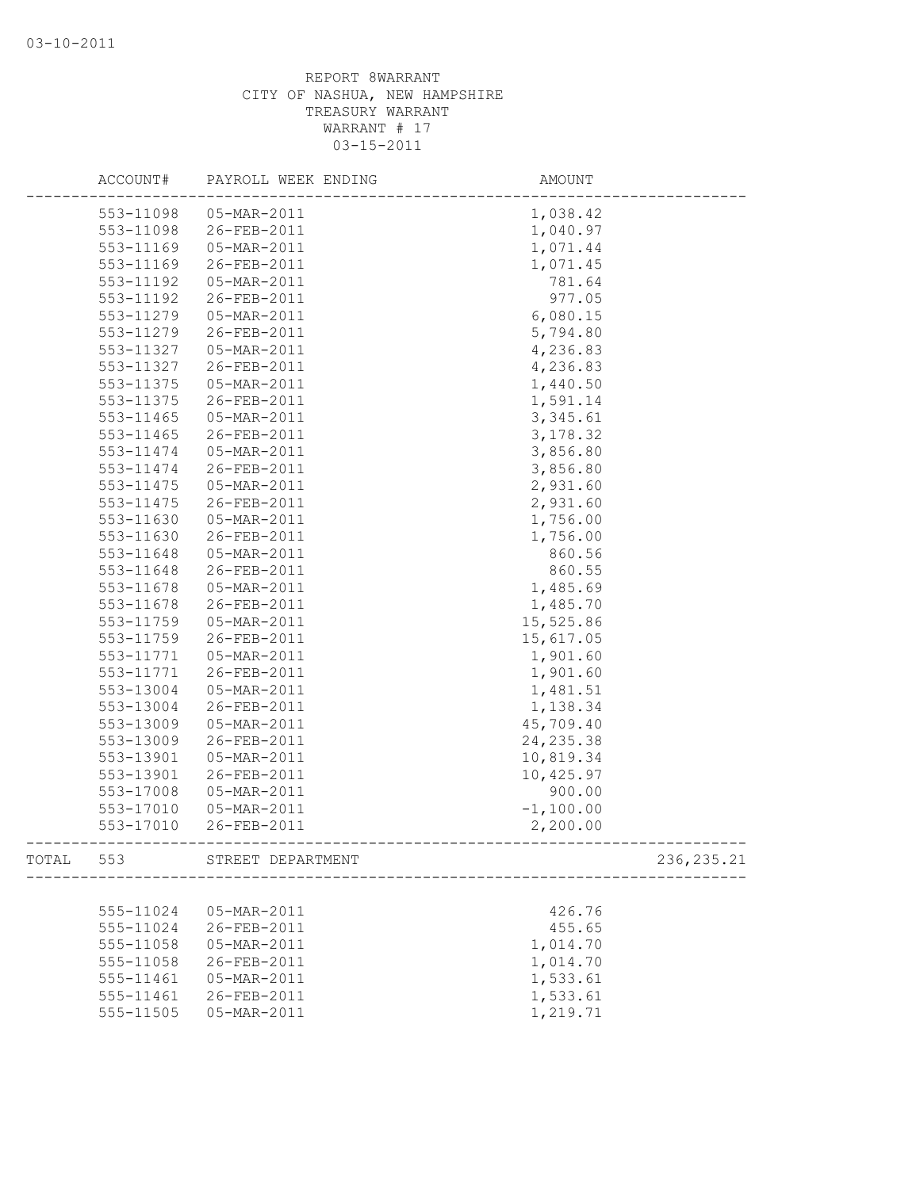REPORT 8WARRANT
CITY OF NASHUA, NEW HAMPSHIRE
TREASURY WARRANT
WARRANT # 17
03-15-2011

| ACCOUNT# | PAYROLL WEEK ENDING | AMOUNT | |
|---|---|---|---|
| 553-11098 | 05-MAR-2011 | 1,038.42 | |
| 553-11098 | 26-FEB-2011 | 1,040.97 | |
| 553-11169 | 05-MAR-2011 | 1,071.44 | |
| 553-11169 | 26-FEB-2011 | 1,071.45 | |
| 553-11192 | 05-MAR-2011 | 781.64 | |
| 553-11192 | 26-FEB-2011 | 977.05 | |
| 553-11279 | 05-MAR-2011 | 6,080.15 | |
| 553-11279 | 26-FEB-2011 | 5,794.80 | |
| 553-11327 | 05-MAR-2011 | 4,236.83 | |
| 553-11327 | 26-FEB-2011 | 4,236.83 | |
| 553-11375 | 05-MAR-2011 | 1,440.50 | |
| 553-11375 | 26-FEB-2011 | 1,591.14 | |
| 553-11465 | 05-MAR-2011 | 3,345.61 | |
| 553-11465 | 26-FEB-2011 | 3,178.32 | |
| 553-11474 | 05-MAR-2011 | 3,856.80 | |
| 553-11474 | 26-FEB-2011 | 3,856.80 | |
| 553-11475 | 05-MAR-2011 | 2,931.60 | |
| 553-11475 | 26-FEB-2011 | 2,931.60 | |
| 553-11630 | 05-MAR-2011 | 1,756.00 | |
| 553-11630 | 26-FEB-2011 | 1,756.00 | |
| 553-11648 | 05-MAR-2011 | 860.56 | |
| 553-11648 | 26-FEB-2011 | 860.55 | |
| 553-11678 | 05-MAR-2011 | 1,485.69 | |
| 553-11678 | 26-FEB-2011 | 1,485.70 | |
| 553-11759 | 05-MAR-2011 | 15,525.86 | |
| 553-11759 | 26-FEB-2011 | 15,617.05 | |
| 553-11771 | 05-MAR-2011 | 1,901.60 | |
| 553-11771 | 26-FEB-2011 | 1,901.60 | |
| 553-13004 | 05-MAR-2011 | 1,481.51 | |
| 553-13004 | 26-FEB-2011 | 1,138.34 | |
| 553-13009 | 05-MAR-2011 | 45,709.40 | |
| 553-13009 | 26-FEB-2011 | 24,235.38 | |
| 553-13901 | 05-MAR-2011 | 10,819.34 | |
| 553-13901 | 26-FEB-2011 | 10,425.97 | |
| 553-17008 | 05-MAR-2011 | 900.00 | |
| 553-17010 | 05-MAR-2011 | -1,100.00 | |
| 553-17010 | 26-FEB-2011 | 2,200.00 | |
| TOTAL 553 | STREET DEPARTMENT | | 236,235.21 |
| 555-11024 | 05-MAR-2011 | 426.76 | |
| 555-11024 | 26-FEB-2011 | 455.65 | |
| 555-11058 | 05-MAR-2011 | 1,014.70 | |
| 555-11058 | 26-FEB-2011 | 1,014.70 | |
| 555-11461 | 05-MAR-2011 | 1,533.61 | |
| 555-11461 | 26-FEB-2011 | 1,533.61 | |
| 555-11505 | 05-MAR-2011 | 1,219.71 | |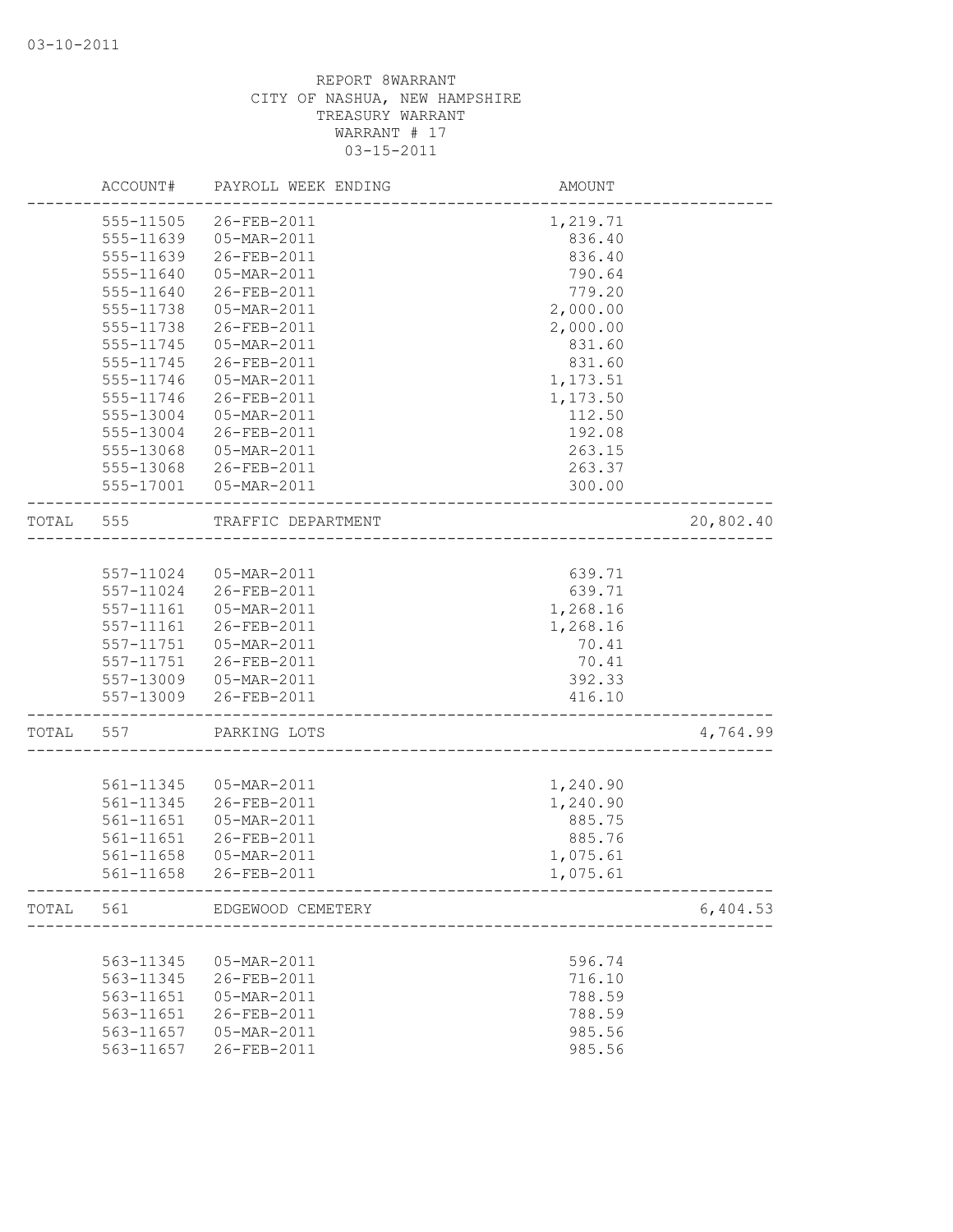03-10-2011

REPORT 8WARRANT
CITY OF NASHUA, NEW HAMPSHIRE
TREASURY WARRANT
WARRANT # 17
03-15-2011

| | ACCOUNT# | PAYROLL WEEK ENDING | AMOUNT | |
|---|---|---|---|---|
| | 555-11505 | 26-FEB-2011 | 1,219.71 | |
| | 555-11639 | 05-MAR-2011 | 836.40 | |
| | 555-11639 | 26-FEB-2011 | 836.40 | |
| | 555-11640 | 05-MAR-2011 | 790.64 | |
| | 555-11640 | 26-FEB-2011 | 779.20 | |
| | 555-11738 | 05-MAR-2011 | 2,000.00 | |
| | 555-11738 | 26-FEB-2011 | 2,000.00 | |
| | 555-11745 | 05-MAR-2011 | 831.60 | |
| | 555-11745 | 26-FEB-2011 | 831.60 | |
| | 555-11746 | 05-MAR-2011 | 1,173.51 | |
| | 555-11746 | 26-FEB-2011 | 1,173.50 | |
| | 555-13004 | 05-MAR-2011 | 112.50 | |
| | 555-13004 | 26-FEB-2011 | 192.08 | |
| | 555-13068 | 05-MAR-2011 | 263.15 | |
| | 555-13068 | 26-FEB-2011 | 263.37 | |
| | 555-17001 | 05-MAR-2011 | 300.00 | |
| TOTAL | 555 | TRAFFIC DEPARTMENT | | 20,802.40 |
| | 557-11024 | 05-MAR-2011 | 639.71 | |
| | 557-11024 | 26-FEB-2011 | 639.71 | |
| | 557-11161 | 05-MAR-2011 | 1,268.16 | |
| | 557-11161 | 26-FEB-2011 | 1,268.16 | |
| | 557-11751 | 05-MAR-2011 | 70.41 | |
| | 557-11751 | 26-FEB-2011 | 70.41 | |
| | 557-13009 | 05-MAR-2011 | 392.33 | |
| | 557-13009 | 26-FEB-2011 | 416.10 | |
| TOTAL | 557 | PARKING LOTS | | 4,764.99 |
| | 561-11345 | 05-MAR-2011 | 1,240.90 | |
| | 561-11345 | 26-FEB-2011 | 1,240.90 | |
| | 561-11651 | 05-MAR-2011 | 885.75 | |
| | 561-11651 | 26-FEB-2011 | 885.76 | |
| | 561-11658 | 05-MAR-2011 | 1,075.61 | |
| | 561-11658 | 26-FEB-2011 | 1,075.61 | |
| TOTAL | 561 | EDGEWOOD CEMETERY | | 6,404.53 |
| | 563-11345 | 05-MAR-2011 | 596.74 | |
| | 563-11345 | 26-FEB-2011 | 716.10 | |
| | 563-11651 | 05-MAR-2011 | 788.59 | |
| | 563-11651 | 26-FEB-2011 | 788.59 | |
| | 563-11657 | 05-MAR-2011 | 985.56 | |
| | 563-11657 | 26-FEB-2011 | 985.56 | |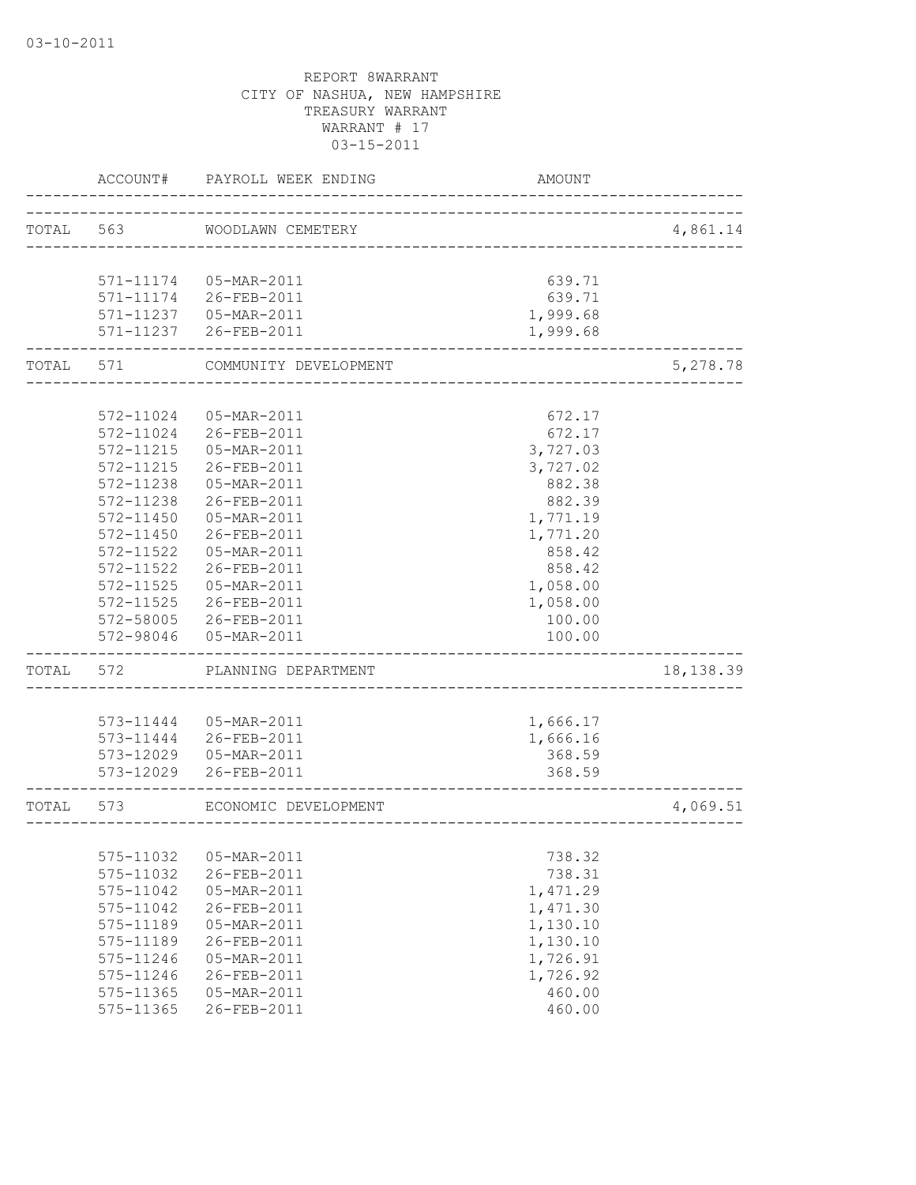03-10-2011

REPORT 8WARRANT
CITY OF NASHUA, NEW HAMPSHIRE
TREASURY WARRANT
WARRANT # 17
03-15-2011

| | ACCOUNT# | PAYROLL WEEK ENDING | AMOUNT | |
|---|---|---|---|---|
| TOTAL | 563 | WOODLAWN CEMETERY | | 4,861.14 |
| | 571-11174 | 05-MAR-2011 | 639.71 | |
| | 571-11174 | 26-FEB-2011 | 639.71 | |
| | 571-11237 | 05-MAR-2011 | 1,999.68 | |
| | 571-11237 | 26-FEB-2011 | 1,999.68 | |
| TOTAL | 571 | COMMUNITY DEVELOPMENT | | 5,278.78 |
| | 572-11024 | 05-MAR-2011 | 672.17 | |
| | 572-11024 | 26-FEB-2011 | 672.17 | |
| | 572-11215 | 05-MAR-2011 | 3,727.03 | |
| | 572-11215 | 26-FEB-2011 | 3,727.02 | |
| | 572-11238 | 05-MAR-2011 | 882.38 | |
| | 572-11238 | 26-FEB-2011 | 882.39 | |
| | 572-11450 | 05-MAR-2011 | 1,771.19 | |
| | 572-11450 | 26-FEB-2011 | 1,771.20 | |
| | 572-11522 | 05-MAR-2011 | 858.42 | |
| | 572-11522 | 26-FEB-2011 | 858.42 | |
| | 572-11525 | 05-MAR-2011 | 1,058.00 | |
| | 572-11525 | 26-FEB-2011 | 1,058.00 | |
| | 572-58005 | 26-FEB-2011 | 100.00 | |
| | 572-98046 | 05-MAR-2011 | 100.00 | |
| TOTAL | 572 | PLANNING DEPARTMENT | | 18,138.39 |
| | 573-11444 | 05-MAR-2011 | 1,666.17 | |
| | 573-11444 | 26-FEB-2011 | 1,666.16 | |
| | 573-12029 | 05-MAR-2011 | 368.59 | |
| | 573-12029 | 26-FEB-2011 | 368.59 | |
| TOTAL | 573 | ECONOMIC DEVELOPMENT | | 4,069.51 |
| | 575-11032 | 05-MAR-2011 | 738.32 | |
| | 575-11032 | 26-FEB-2011 | 738.31 | |
| | 575-11042 | 05-MAR-2011 | 1,471.29 | |
| | 575-11042 | 26-FEB-2011 | 1,471.30 | |
| | 575-11189 | 05-MAR-2011 | 1,130.10 | |
| | 575-11189 | 26-FEB-2011 | 1,130.10 | |
| | 575-11246 | 05-MAR-2011 | 1,726.91 | |
| | 575-11246 | 26-FEB-2011 | 1,726.92 | |
| | 575-11365 | 05-MAR-2011 | 460.00 | |
| | 575-11365 | 26-FEB-2011 | 460.00 | |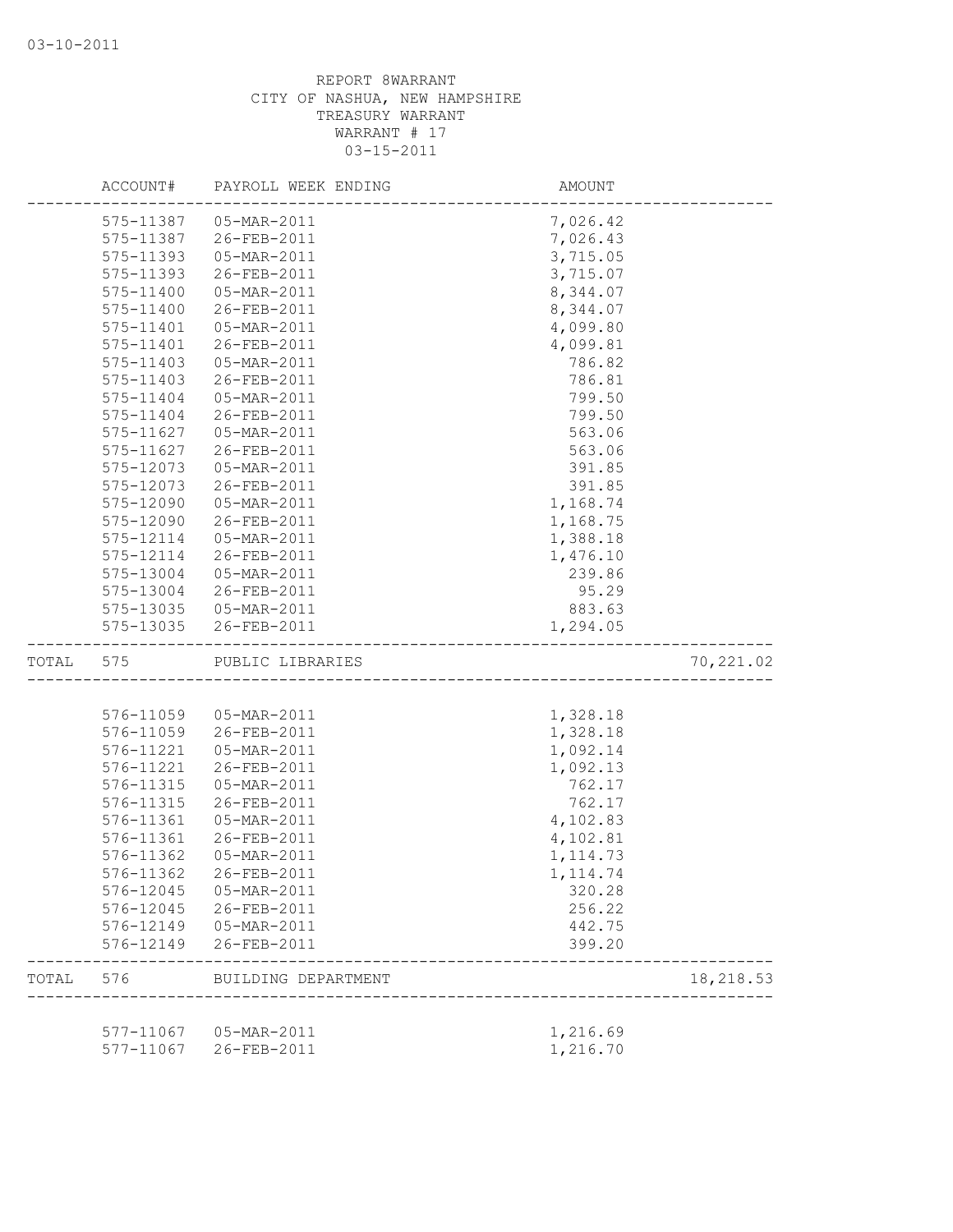REPORT 8WARRANT
CITY OF NASHUA, NEW HAMPSHIRE
TREASURY WARRANT
WARRANT # 17
03-15-2011

| | ACCOUNT# | PAYROLL WEEK ENDING | AMOUNT | |
|---|---|---|---|---|
| | 575-11387 | 05-MAR-2011 | 7,026.42 | |
| | 575-11387 | 26-FEB-2011 | 7,026.43 | |
| | 575-11393 | 05-MAR-2011 | 3,715.05 | |
| | 575-11393 | 26-FEB-2011 | 3,715.07 | |
| | 575-11400 | 05-MAR-2011 | 8,344.07 | |
| | 575-11400 | 26-FEB-2011 | 8,344.07 | |
| | 575-11401 | 05-MAR-2011 | 4,099.80 | |
| | 575-11401 | 26-FEB-2011 | 4,099.81 | |
| | 575-11403 | 05-MAR-2011 | 786.82 | |
| | 575-11403 | 26-FEB-2011 | 786.81 | |
| | 575-11404 | 05-MAR-2011 | 799.50 | |
| | 575-11404 | 26-FEB-2011 | 799.50 | |
| | 575-11627 | 05-MAR-2011 | 563.06 | |
| | 575-11627 | 26-FEB-2011 | 563.06 | |
| | 575-12073 | 05-MAR-2011 | 391.85 | |
| | 575-12073 | 26-FEB-2011 | 391.85 | |
| | 575-12090 | 05-MAR-2011 | 1,168.74 | |
| | 575-12090 | 26-FEB-2011 | 1,168.75 | |
| | 575-12114 | 05-MAR-2011 | 1,388.18 | |
| | 575-12114 | 26-FEB-2011 | 1,476.10 | |
| | 575-13004 | 05-MAR-2011 | 239.86 | |
| | 575-13004 | 26-FEB-2011 | 95.29 | |
| | 575-13035 | 05-MAR-2011 | 883.63 | |
| | 575-13035 | 26-FEB-2011 | 1,294.05 | |
| TOTAL | 575 | PUBLIC LIBRARIES | | 70,221.02 |
| | 576-11059 | 05-MAR-2011 | 1,328.18 | |
| | 576-11059 | 26-FEB-2011 | 1,328.18 | |
| | 576-11221 | 05-MAR-2011 | 1,092.14 | |
| | 576-11221 | 26-FEB-2011 | 1,092.13 | |
| | 576-11315 | 05-MAR-2011 | 762.17 | |
| | 576-11315 | 26-FEB-2011 | 762.17 | |
| | 576-11361 | 05-MAR-2011 | 4,102.83 | |
| | 576-11361 | 26-FEB-2011 | 4,102.81 | |
| | 576-11362 | 05-MAR-2011 | 1,114.73 | |
| | 576-11362 | 26-FEB-2011 | 1,114.74 | |
| | 576-12045 | 05-MAR-2011 | 320.28 | |
| | 576-12045 | 26-FEB-2011 | 256.22 | |
| | 576-12149 | 05-MAR-2011 | 442.75 | |
| | 576-12149 | 26-FEB-2011 | 399.20 | |
| TOTAL | 576 | BUILDING DEPARTMENT | | 18,218.53 |
| | 577-11067 | 05-MAR-2011 | 1,216.69 | |
| | 577-11067 | 26-FEB-2011 | 1,216.70 | |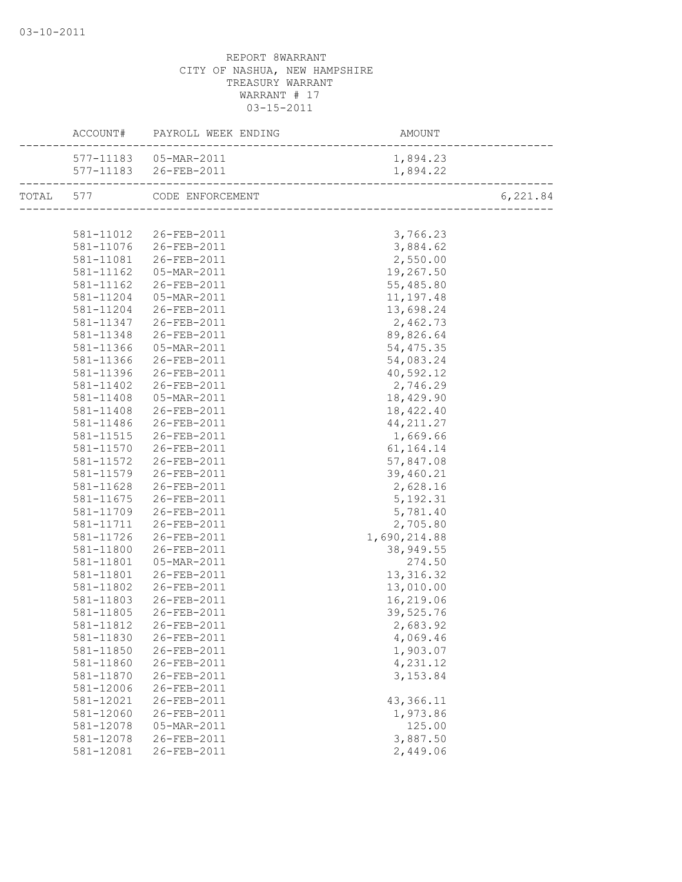REPORT 8WARRANT
CITY OF NASHUA, NEW HAMPSHIRE
TREASURY WARRANT
WARRANT # 17
03-15-2011

| | ACCOUNT# | PAYROLL WEEK ENDING | AMOUNT | |
|---|---|---|---|---|
| | 577-11183 | 05-MAR-2011 | 1,894.23 | |
| | 577-11183 | 26-FEB-2011 | 1,894.22 | |
| TOTAL | 577 | CODE ENFORCEMENT | | 6,221.84 |
| | 581-11012 | 26-FEB-2011 | 3,766.23 | |
| | 581-11076 | 26-FEB-2011 | 3,884.62 | |
| | 581-11081 | 26-FEB-2011 | 2,550.00 | |
| | 581-11162 | 05-MAR-2011 | 19,267.50 | |
| | 581-11162 | 26-FEB-2011 | 55,485.80 | |
| | 581-11204 | 05-MAR-2011 | 11,197.48 | |
| | 581-11204 | 26-FEB-2011 | 13,698.24 | |
| | 581-11347 | 26-FEB-2011 | 2,462.73 | |
| | 581-11348 | 26-FEB-2011 | 89,826.64 | |
| | 581-11366 | 05-MAR-2011 | 54,475.35 | |
| | 581-11366 | 26-FEB-2011 | 54,083.24 | |
| | 581-11396 | 26-FEB-2011 | 40,592.12 | |
| | 581-11402 | 26-FEB-2011 | 2,746.29 | |
| | 581-11408 | 05-MAR-2011 | 18,429.90 | |
| | 581-11408 | 26-FEB-2011 | 18,422.40 | |
| | 581-11486 | 26-FEB-2011 | 44,211.27 | |
| | 581-11515 | 26-FEB-2011 | 1,669.66 | |
| | 581-11570 | 26-FEB-2011 | 61,164.14 | |
| | 581-11572 | 26-FEB-2011 | 57,847.08 | |
| | 581-11579 | 26-FEB-2011 | 39,460.21 | |
| | 581-11628 | 26-FEB-2011 | 2,628.16 | |
| | 581-11675 | 26-FEB-2011 | 5,192.31 | |
| | 581-11709 | 26-FEB-2011 | 5,781.40 | |
| | 581-11711 | 26-FEB-2011 | 2,705.80 | |
| | 581-11726 | 26-FEB-2011 | 1,690,214.88 | |
| | 581-11800 | 26-FEB-2011 | 38,949.55 | |
| | 581-11801 | 05-MAR-2011 | 274.50 | |
| | 581-11801 | 26-FEB-2011 | 13,316.32 | |
| | 581-11802 | 26-FEB-2011 | 13,010.00 | |
| | 581-11803 | 26-FEB-2011 | 16,219.06 | |
| | 581-11805 | 26-FEB-2011 | 39,525.76 | |
| | 581-11812 | 26-FEB-2011 | 2,683.92 | |
| | 581-11830 | 26-FEB-2011 | 4,069.46 | |
| | 581-11850 | 26-FEB-2011 | 1,903.07 | |
| | 581-11860 | 26-FEB-2011 | 4,231.12 | |
| | 581-11870 | 26-FEB-2011 | 3,153.84 | |
| | 581-12006 | 26-FEB-2011 | | |
| | 581-12021 | 26-FEB-2011 | 43,366.11 | |
| | 581-12060 | 26-FEB-2011 | 1,973.86 | |
| | 581-12078 | 05-MAR-2011 | 125.00 | |
| | 581-12078 | 26-FEB-2011 | 3,887.50 | |
| | 581-12081 | 26-FEB-2011 | 2,449.06 | |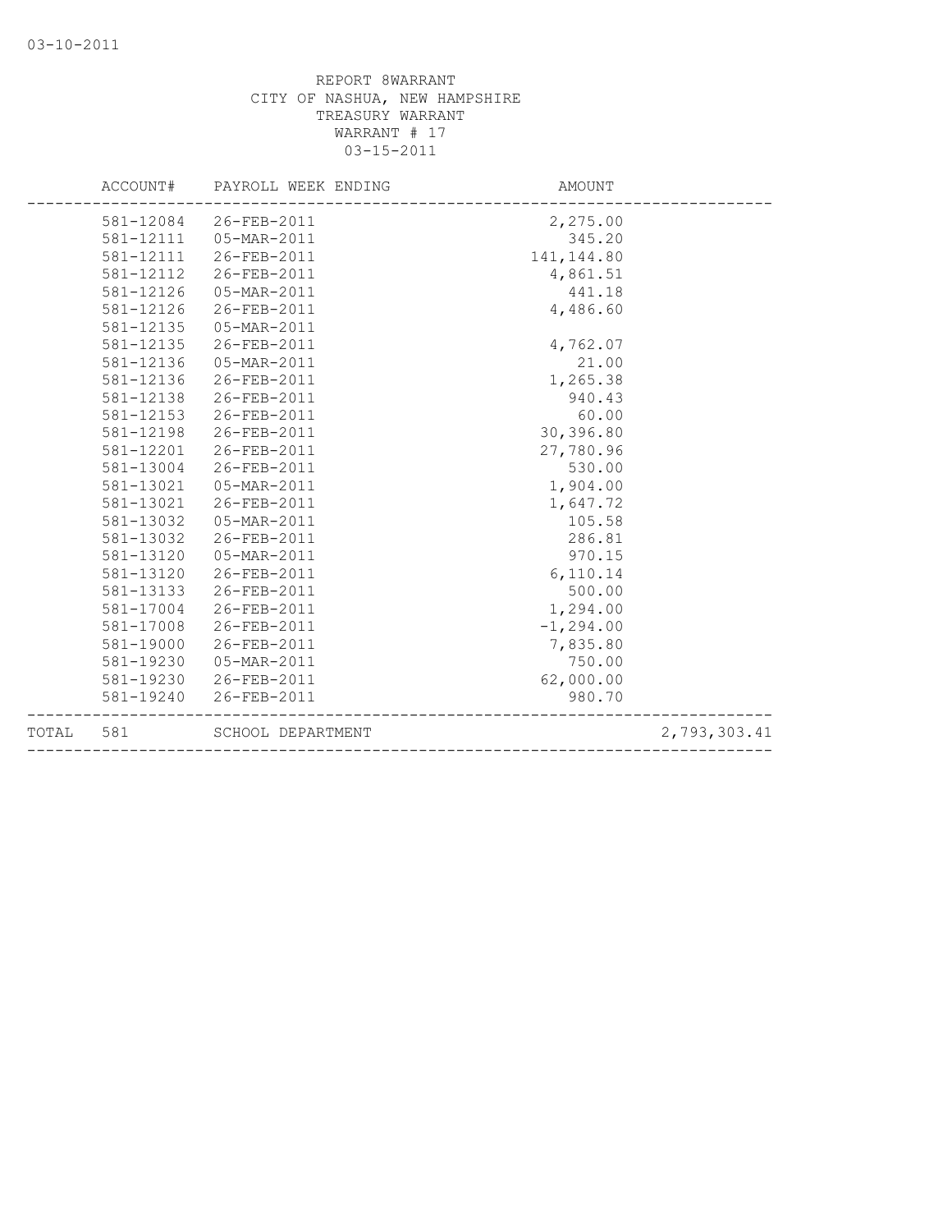REPORT 8WARRANT
CITY OF NASHUA, NEW HAMPSHIRE
TREASURY WARRANT
WARRANT # 17
03-15-2011

| | ACCOUNT# | PAYROLL WEEK ENDING | AMOUNT | |
|---|---|---|---|---|
| | 581-12084 | 26-FEB-2011 | 2,275.00 | |
| | 581-12111 | 05-MAR-2011 | 345.20 | |
| | 581-12111 | 26-FEB-2011 | 141,144.80 | |
| | 581-12112 | 26-FEB-2011 | 4,861.51 | |
| | 581-12126 | 05-MAR-2011 | 441.18 | |
| | 581-12126 | 26-FEB-2011 | 4,486.60 | |
| | 581-12135 | 05-MAR-2011 | | |
| | 581-12135 | 26-FEB-2011 | 4,762.07 | |
| | 581-12136 | 05-MAR-2011 | 21.00 | |
| | 581-12136 | 26-FEB-2011 | 1,265.38 | |
| | 581-12138 | 26-FEB-2011 | 940.43 | |
| | 581-12153 | 26-FEB-2011 | 60.00 | |
| | 581-12198 | 26-FEB-2011 | 30,396.80 | |
| | 581-12201 | 26-FEB-2011 | 27,780.96 | |
| | 581-13004 | 26-FEB-2011 | 530.00 | |
| | 581-13021 | 05-MAR-2011 | 1,904.00 | |
| | 581-13021 | 26-FEB-2011 | 1,647.72 | |
| | 581-13032 | 05-MAR-2011 | 105.58 | |
| | 581-13032 | 26-FEB-2011 | 286.81 | |
| | 581-13120 | 05-MAR-2011 | 970.15 | |
| | 581-13120 | 26-FEB-2011 | 6,110.14 | |
| | 581-13133 | 26-FEB-2011 | 500.00 | |
| | 581-17004 | 26-FEB-2011 | 1,294.00 | |
| | 581-17008 | 26-FEB-2011 | -1,294.00 | |
| | 581-19000 | 26-FEB-2011 | 7,835.80 | |
| | 581-19230 | 05-MAR-2011 | 750.00 | |
| | 581-19230 | 26-FEB-2011 | 62,000.00 | |
| | 581-19240 | 26-FEB-2011 | 980.70 | |
| TOTAL | 581 | SCHOOL DEPARTMENT | | 2,793,303.41 |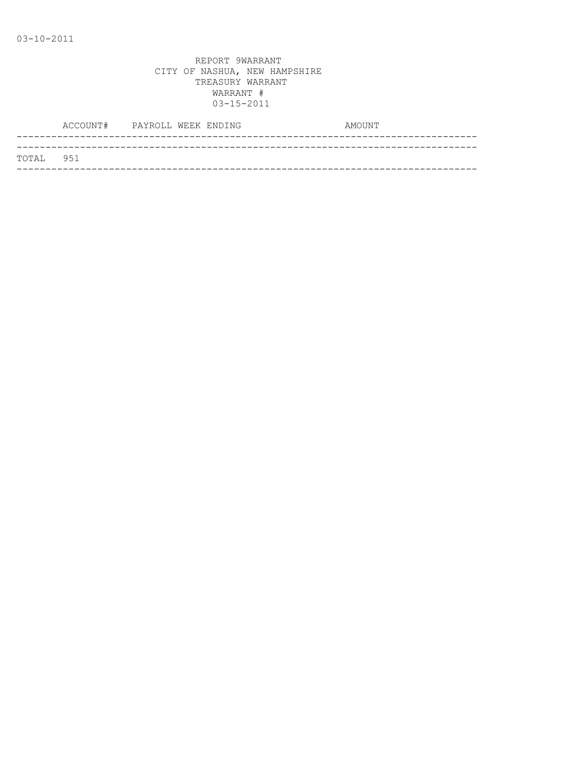03-10-2011

REPORT 9WARRANT
CITY OF NASHUA, NEW HAMPSHIRE
TREASURY WARRANT
WARRANT #
03-15-2011

| | ACCOUNT# | PAYROLL WEEK ENDING | AMOUNT |
|---|---|---|---|
| TOTAL | 951 | | |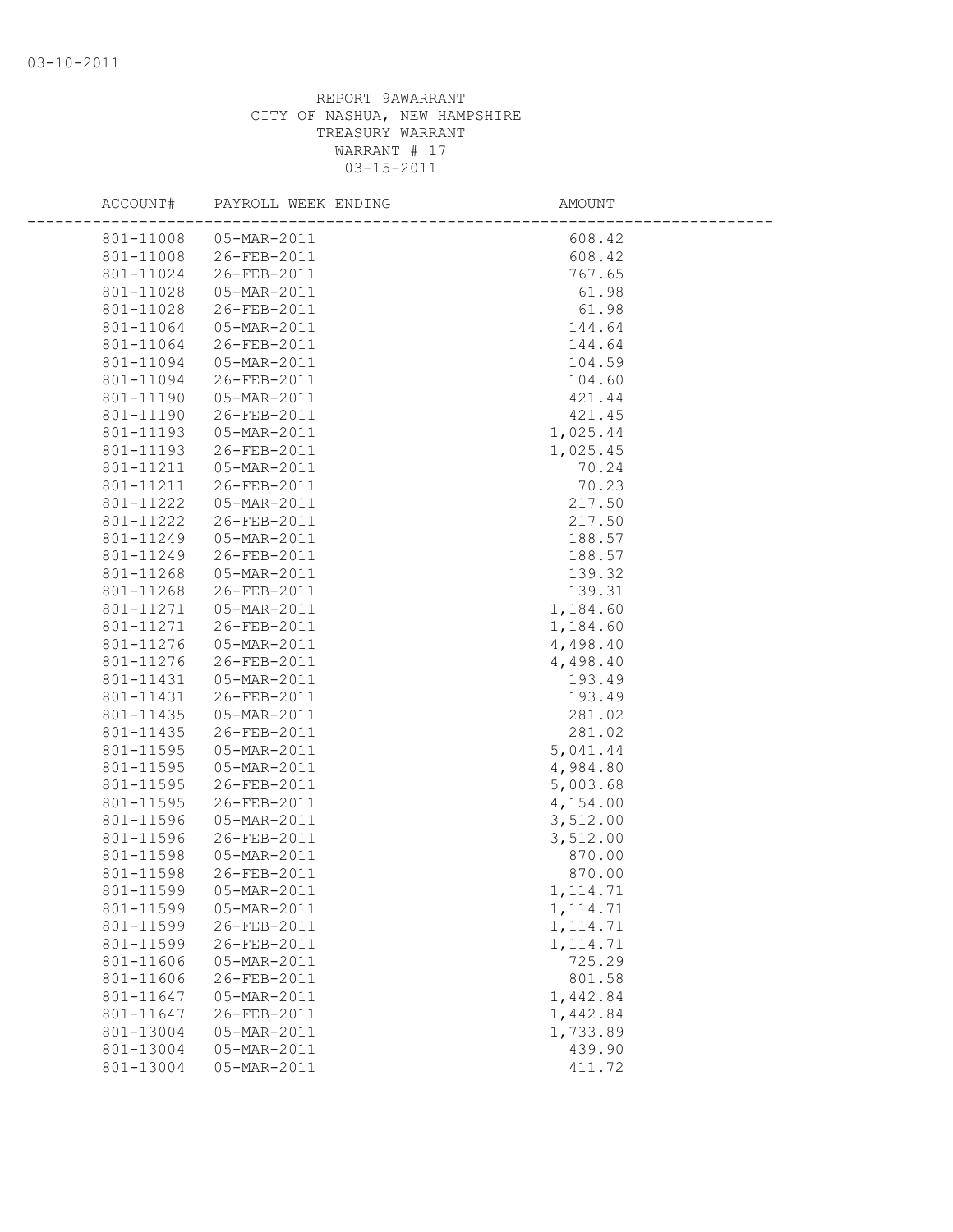REPORT 9AWARRANT
CITY OF NASHUA, NEW HAMPSHIRE
TREASURY WARRANT
WARRANT # 17
03-15-2011

| ACCOUNT# | PAYROLL WEEK ENDING | AMOUNT |
|---|---|---|
| 801-11008 | 05-MAR-2011 | 608.42 |
| 801-11008 | 26-FEB-2011 | 608.42 |
| 801-11024 | 26-FEB-2011 | 767.65 |
| 801-11028 | 05-MAR-2011 | 61.98 |
| 801-11028 | 26-FEB-2011 | 61.98 |
| 801-11064 | 05-MAR-2011 | 144.64 |
| 801-11064 | 26-FEB-2011 | 144.64 |
| 801-11094 | 05-MAR-2011 | 104.59 |
| 801-11094 | 26-FEB-2011 | 104.60 |
| 801-11190 | 05-MAR-2011 | 421.44 |
| 801-11190 | 26-FEB-2011 | 421.45 |
| 801-11193 | 05-MAR-2011 | 1,025.44 |
| 801-11193 | 26-FEB-2011 | 1,025.45 |
| 801-11211 | 05-MAR-2011 | 70.24 |
| 801-11211 | 26-FEB-2011 | 70.23 |
| 801-11222 | 05-MAR-2011 | 217.50 |
| 801-11222 | 26-FEB-2011 | 217.50 |
| 801-11249 | 05-MAR-2011 | 188.57 |
| 801-11249 | 26-FEB-2011 | 188.57 |
| 801-11268 | 05-MAR-2011 | 139.32 |
| 801-11268 | 26-FEB-2011 | 139.31 |
| 801-11271 | 05-MAR-2011 | 1,184.60 |
| 801-11271 | 26-FEB-2011 | 1,184.60 |
| 801-11276 | 05-MAR-2011 | 4,498.40 |
| 801-11276 | 26-FEB-2011 | 4,498.40 |
| 801-11431 | 05-MAR-2011 | 193.49 |
| 801-11431 | 26-FEB-2011 | 193.49 |
| 801-11435 | 05-MAR-2011 | 281.02 |
| 801-11435 | 26-FEB-2011 | 281.02 |
| 801-11595 | 05-MAR-2011 | 5,041.44 |
| 801-11595 | 05-MAR-2011 | 4,984.80 |
| 801-11595 | 26-FEB-2011 | 5,003.68 |
| 801-11595 | 26-FEB-2011 | 4,154.00 |
| 801-11596 | 05-MAR-2011 | 3,512.00 |
| 801-11596 | 26-FEB-2011 | 3,512.00 |
| 801-11598 | 05-MAR-2011 | 870.00 |
| 801-11598 | 26-FEB-2011 | 870.00 |
| 801-11599 | 05-MAR-2011 | 1,114.71 |
| 801-11599 | 05-MAR-2011 | 1,114.71 |
| 801-11599 | 26-FEB-2011 | 1,114.71 |
| 801-11599 | 26-FEB-2011 | 1,114.71 |
| 801-11606 | 05-MAR-2011 | 725.29 |
| 801-11606 | 26-FEB-2011 | 801.58 |
| 801-11647 | 05-MAR-2011 | 1,442.84 |
| 801-11647 | 26-FEB-2011 | 1,442.84 |
| 801-13004 | 05-MAR-2011 | 1,733.89 |
| 801-13004 | 05-MAR-2011 | 439.90 |
| 801-13004 | 05-MAR-2011 | 411.72 |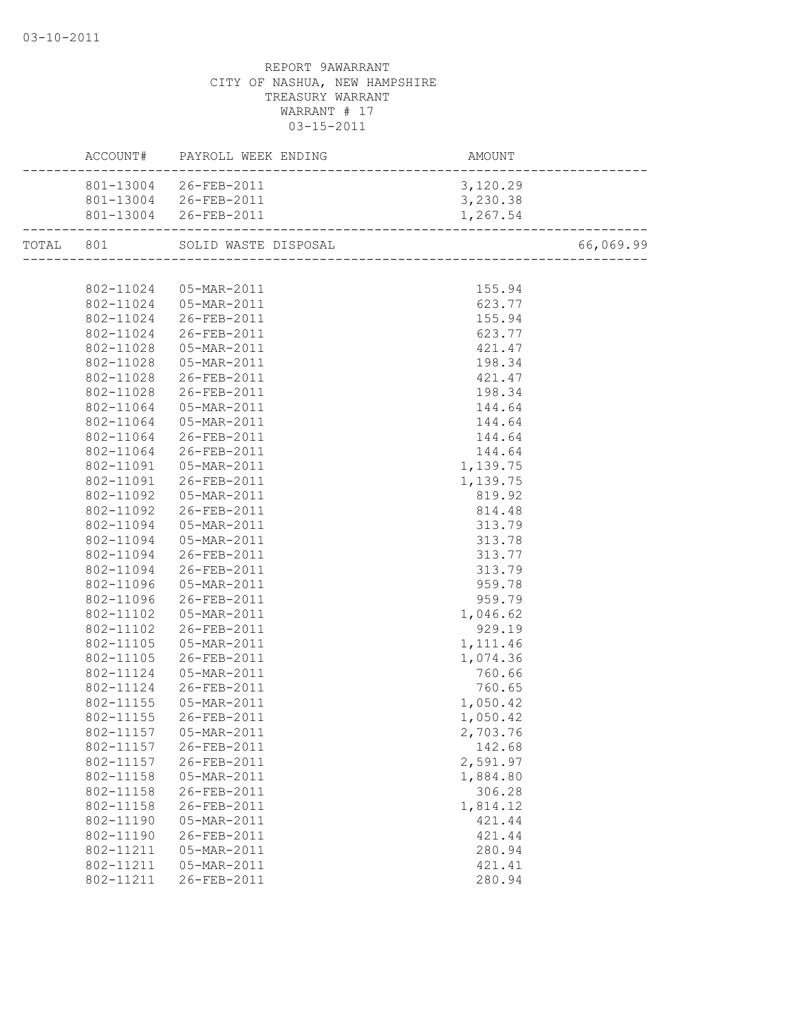REPORT 9AWARRANT
CITY OF NASHUA, NEW HAMPSHIRE
TREASURY WARRANT
WARRANT # 17
03-15-2011

| ACCOUNT# | PAYROLL WEEK ENDING | AMOUNT | |
|---|---|---|---|
| 801-13004 | 26-FEB-2011 | 3,120.29 | |
| 801-13004 | 26-FEB-2011 | 3,230.38 | |
| 801-13004 | 26-FEB-2011 | 1,267.54 | |
| TOTAL 801 | SOLID WASTE DISPOSAL | | 66,069.99 |
| 802-11024 | 05-MAR-2011 | 155.94 | |
| 802-11024 | 05-MAR-2011 | 623.77 | |
| 802-11024 | 26-FEB-2011 | 155.94 | |
| 802-11024 | 26-FEB-2011 | 623.77 | |
| 802-11028 | 05-MAR-2011 | 421.47 | |
| 802-11028 | 05-MAR-2011 | 198.34 | |
| 802-11028 | 26-FEB-2011 | 421.47 | |
| 802-11028 | 26-FEB-2011 | 198.34 | |
| 802-11064 | 05-MAR-2011 | 144.64 | |
| 802-11064 | 05-MAR-2011 | 144.64 | |
| 802-11064 | 26-FEB-2011 | 144.64 | |
| 802-11064 | 26-FEB-2011 | 144.64 | |
| 802-11091 | 05-MAR-2011 | 1,139.75 | |
| 802-11091 | 26-FEB-2011 | 1,139.75 | |
| 802-11092 | 05-MAR-2011 | 819.92 | |
| 802-11092 | 26-FEB-2011 | 814.48 | |
| 802-11094 | 05-MAR-2011 | 313.79 | |
| 802-11094 | 05-MAR-2011 | 313.78 | |
| 802-11094 | 26-FEB-2011 | 313.77 | |
| 802-11094 | 26-FEB-2011 | 313.79 | |
| 802-11096 | 05-MAR-2011 | 959.78 | |
| 802-11096 | 26-FEB-2011 | 959.79 | |
| 802-11102 | 05-MAR-2011 | 1,046.62 | |
| 802-11102 | 26-FEB-2011 | 929.19 | |
| 802-11105 | 05-MAR-2011 | 1,111.46 | |
| 802-11105 | 26-FEB-2011 | 1,074.36 | |
| 802-11124 | 05-MAR-2011 | 760.66 | |
| 802-11124 | 26-FEB-2011 | 760.65 | |
| 802-11155 | 05-MAR-2011 | 1,050.42 | |
| 802-11155 | 26-FEB-2011 | 1,050.42 | |
| 802-11157 | 05-MAR-2011 | 2,703.76 | |
| 802-11157 | 26-FEB-2011 | 142.68 | |
| 802-11157 | 26-FEB-2011 | 2,591.97 | |
| 802-11158 | 05-MAR-2011 | 1,884.80 | |
| 802-11158 | 26-FEB-2011 | 306.28 | |
| 802-11158 | 26-FEB-2011 | 1,814.12 | |
| 802-11190 | 05-MAR-2011 | 421.44 | |
| 802-11190 | 26-FEB-2011 | 421.44 | |
| 802-11211 | 05-MAR-2011 | 280.94 | |
| 802-11211 | 05-MAR-2011 | 421.41 | |
| 802-11211 | 26-FEB-2011 | 280.94 | |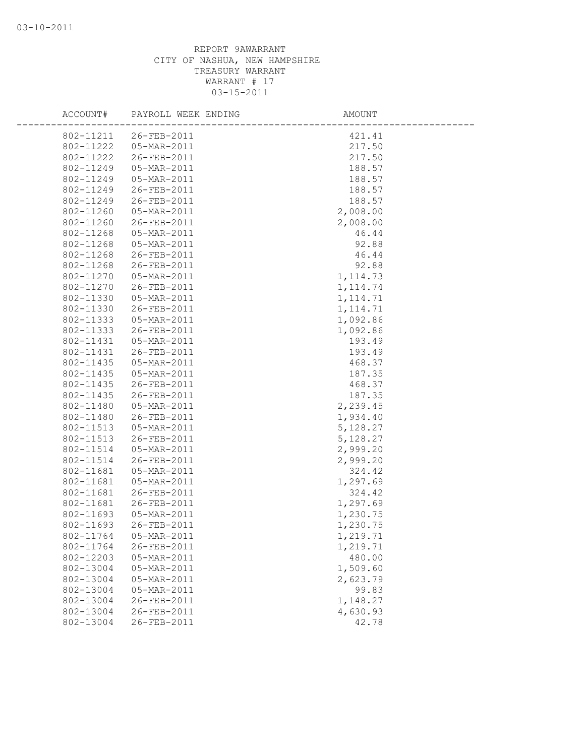REPORT 9AWARRANT
CITY OF NASHUA, NEW HAMPSHIRE
TREASURY WARRANT
WARRANT # 17
03-15-2011

| ACCOUNT# | PAYROLL WEEK ENDING | AMOUNT |
|---|---|---|
| 802-11211 | 26-FEB-2011 | 421.41 |
| 802-11222 | 05-MAR-2011 | 217.50 |
| 802-11222 | 26-FEB-2011 | 217.50 |
| 802-11249 | 05-MAR-2011 | 188.57 |
| 802-11249 | 05-MAR-2011 | 188.57 |
| 802-11249 | 26-FEB-2011 | 188.57 |
| 802-11249 | 26-FEB-2011 | 188.57 |
| 802-11260 | 05-MAR-2011 | 2,008.00 |
| 802-11260 | 26-FEB-2011 | 2,008.00 |
| 802-11268 | 05-MAR-2011 | 46.44 |
| 802-11268 | 05-MAR-2011 | 92.88 |
| 802-11268 | 26-FEB-2011 | 46.44 |
| 802-11268 | 26-FEB-2011 | 92.88 |
| 802-11270 | 05-MAR-2011 | 1,114.73 |
| 802-11270 | 26-FEB-2011 | 1,114.74 |
| 802-11330 | 05-MAR-2011 | 1,114.71 |
| 802-11330 | 26-FEB-2011 | 1,114.71 |
| 802-11333 | 05-MAR-2011 | 1,092.86 |
| 802-11333 | 26-FEB-2011 | 1,092.86 |
| 802-11431 | 05-MAR-2011 | 193.49 |
| 802-11431 | 26-FEB-2011 | 193.49 |
| 802-11435 | 05-MAR-2011 | 468.37 |
| 802-11435 | 05-MAR-2011 | 187.35 |
| 802-11435 | 26-FEB-2011 | 468.37 |
| 802-11435 | 26-FEB-2011 | 187.35 |
| 802-11480 | 05-MAR-2011 | 2,239.45 |
| 802-11480 | 26-FEB-2011 | 1,934.40 |
| 802-11513 | 05-MAR-2011 | 5,128.27 |
| 802-11513 | 26-FEB-2011 | 5,128.27 |
| 802-11514 | 05-MAR-2011 | 2,999.20 |
| 802-11514 | 26-FEB-2011 | 2,999.20 |
| 802-11681 | 05-MAR-2011 | 324.42 |
| 802-11681 | 05-MAR-2011 | 1,297.69 |
| 802-11681 | 26-FEB-2011 | 324.42 |
| 802-11681 | 26-FEB-2011 | 1,297.69 |
| 802-11693 | 05-MAR-2011 | 1,230.75 |
| 802-11693 | 26-FEB-2011 | 1,230.75 |
| 802-11764 | 05-MAR-2011 | 1,219.71 |
| 802-11764 | 26-FEB-2011 | 1,219.71 |
| 802-12203 | 05-MAR-2011 | 480.00 |
| 802-13004 | 05-MAR-2011 | 1,509.60 |
| 802-13004 | 05-MAR-2011 | 2,623.79 |
| 802-13004 | 05-MAR-2011 | 99.83 |
| 802-13004 | 26-FEB-2011 | 1,148.27 |
| 802-13004 | 26-FEB-2011 | 4,630.93 |
| 802-13004 | 26-FEB-2011 | 42.78 |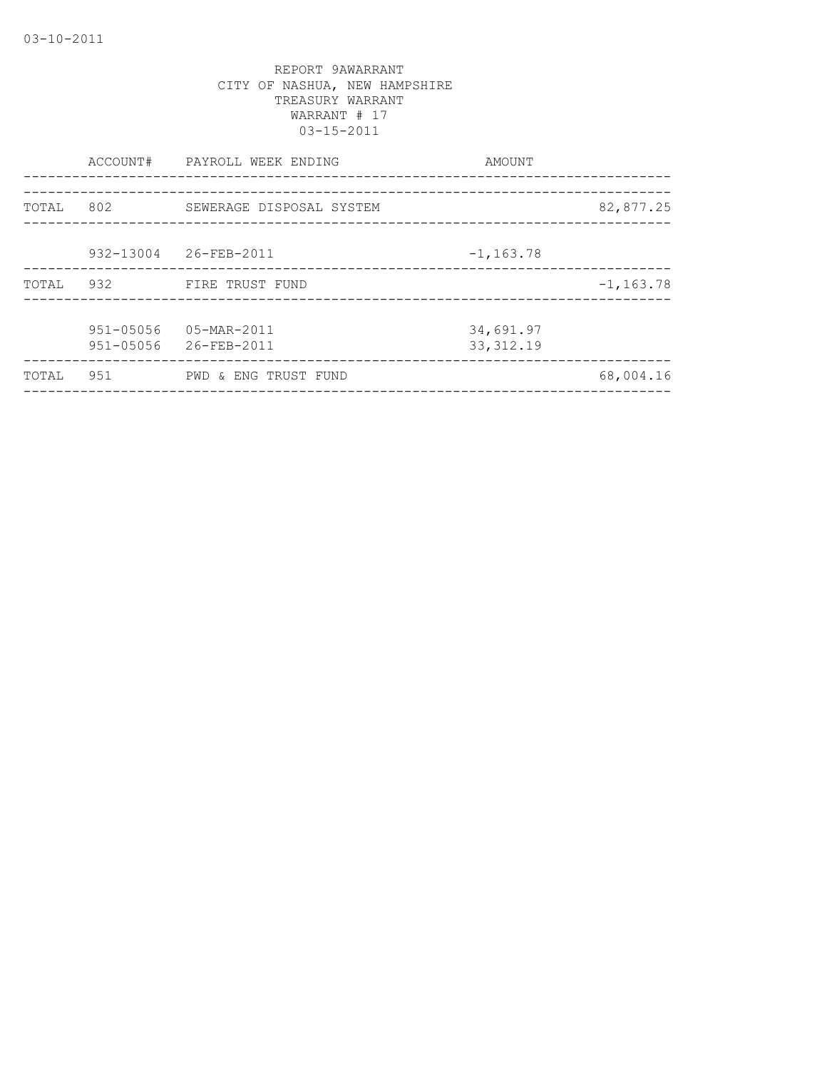03-10-2011

REPORT 9AWARRANT
CITY OF NASHUA, NEW HAMPSHIRE
TREASURY WARRANT
WARRANT # 17
03-15-2011

| | ACCOUNT# | PAYROLL WEEK ENDING | AMOUNT | |
|---|---|---|---|---|
| TOTAL | 802 | SEWERAGE DISPOSAL SYSTEM | | 82,877.25 |
| | 932-13004 | 26-FEB-2011 | -1,163.78 | |
| TOTAL | 932 | FIRE TRUST FUND | | -1,163.78 |
| | 951-05056 | 05-MAR-2011 | 34,691.97 | |
| | 951-05056 | 26-FEB-2011 | 33,312.19 | |
| TOTAL | 951 | PWD & ENG TRUST FUND | | 68,004.16 |